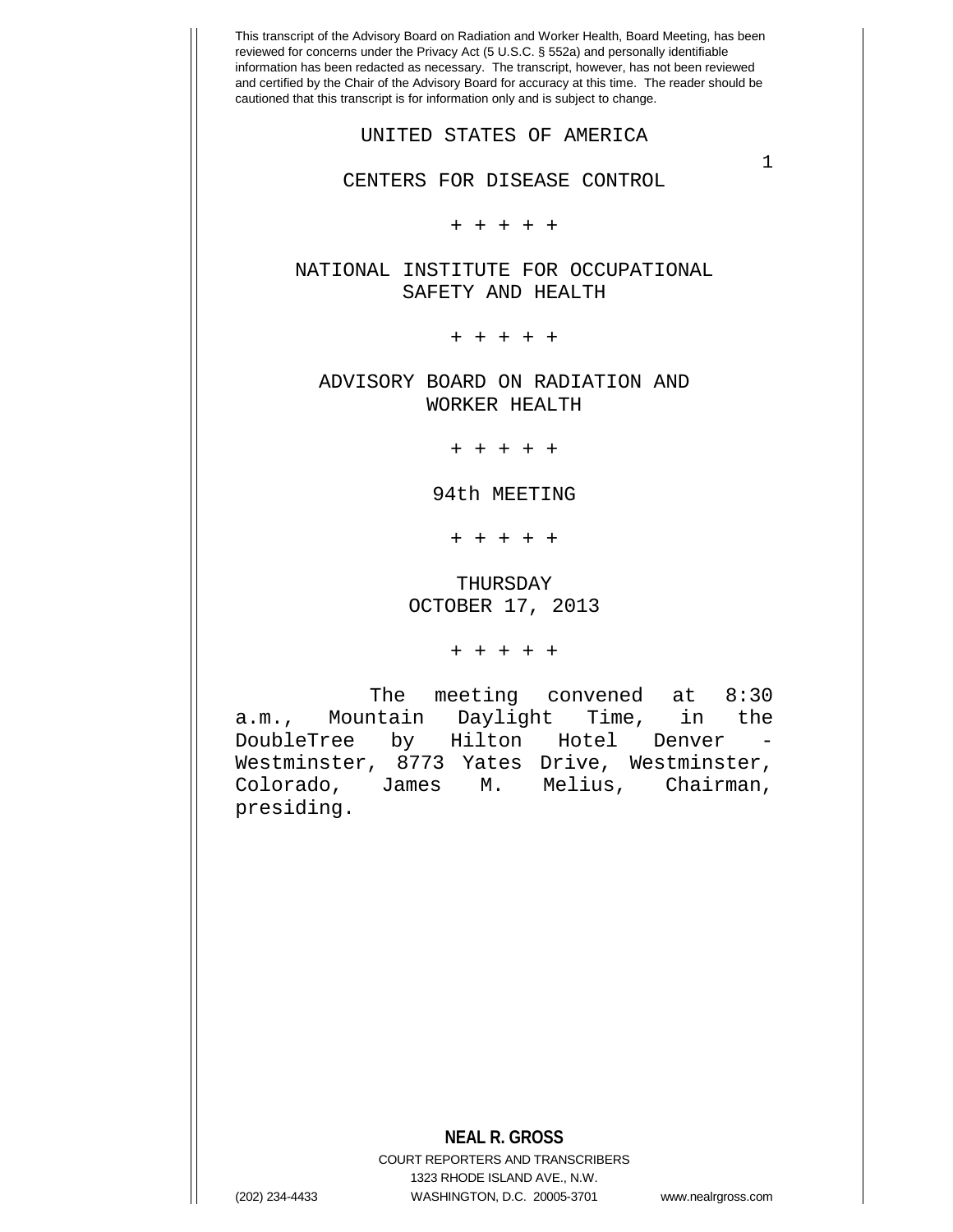This transcript of the Advisory Board on Radiation and Worker Health, Board Meeting, has been reviewed for concerns under the Privacy Act (5 U.S.C. § 552a) and personally identifiable information has been redacted as necessary. The transcript, however, has not been reviewed and certified by the Chair of the Advisory Board for accuracy at this time. The reader should be cautioned that this transcript is for information only and is subject to change.

UNITED STATES OF AMERICA

CENTERS FOR DISEASE CONTROL

+ + + + +

NATIONAL INSTITUTE FOR OCCUPATIONAL SAFETY AND HEALTH

+ + + + +

ADVISORY BOARD ON RADIATION AND WORKER HEALTH

+ + + + +

94th MEETING

+ + + + +

THURSDAY
OCTOBER 17, 2013

+ + + + +

The meeting convened at 8:30 a.m., Mountain Daylight Time, in the DoubleTree by Hilton Hotel Denver - Westminster, 8773 Yates Drive, Westminster, Colorado, James M. Melius, Chairman, presiding.

**NEAL R. GROSS**
COURT REPORTERS AND TRANSCRIBERS
1323 RHODE ISLAND AVE., N.W.
(202) 234-4433 WASHINGTON, D.C. 20005-3701 www.nealrgross.com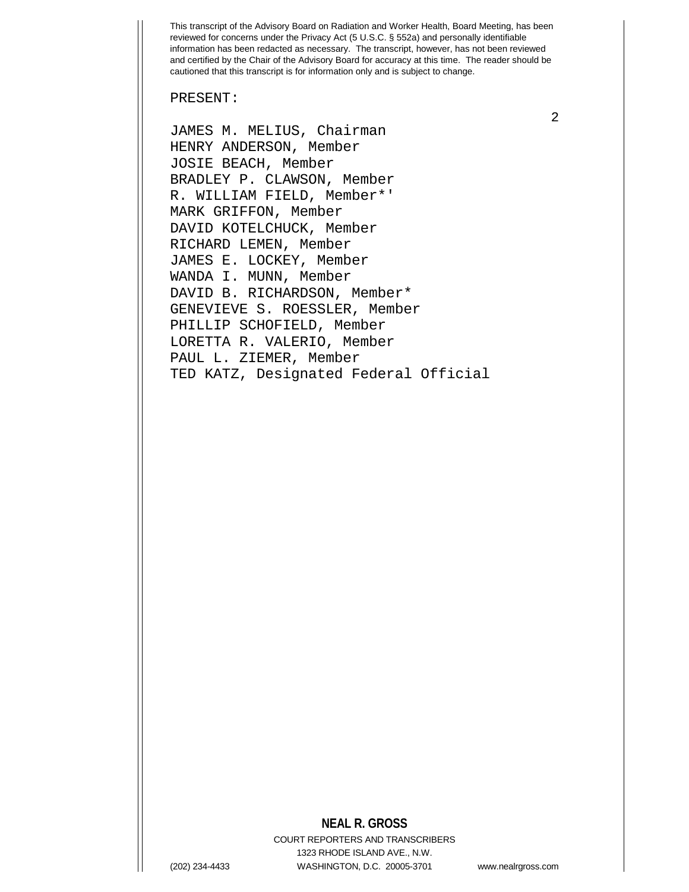This transcript of the Advisory Board on Radiation and Worker Health, Board Meeting, has been reviewed for concerns under the Privacy Act (5 U.S.C. § 552a) and personally identifiable information has been redacted as necessary. The transcript, however, has not been reviewed and certified by the Chair of the Advisory Board for accuracy at this time. The reader should be cautioned that this transcript is for information only and is subject to change.

PRESENT:

JAMES M. MELIUS, Chairman
HENRY ANDERSON, Member
JOSIE BEACH, Member
BRADLEY P. CLAWSON, Member
R. WILLIAM FIELD, Member*'
MARK GRIFFON, Member
DAVID KOTELCHUCK, Member
RICHARD LEMEN, Member
JAMES E. LOCKEY, Member
WANDA I. MUNN, Member
DAVID B. RICHARDSON, Member*
GENEVIEVE S. ROESSLER, Member
PHILLIP SCHOFIELD, Member
LORETTA R. VALERIO, Member
PAUL L. ZIEMER, Member
TED KATZ, Designated Federal Official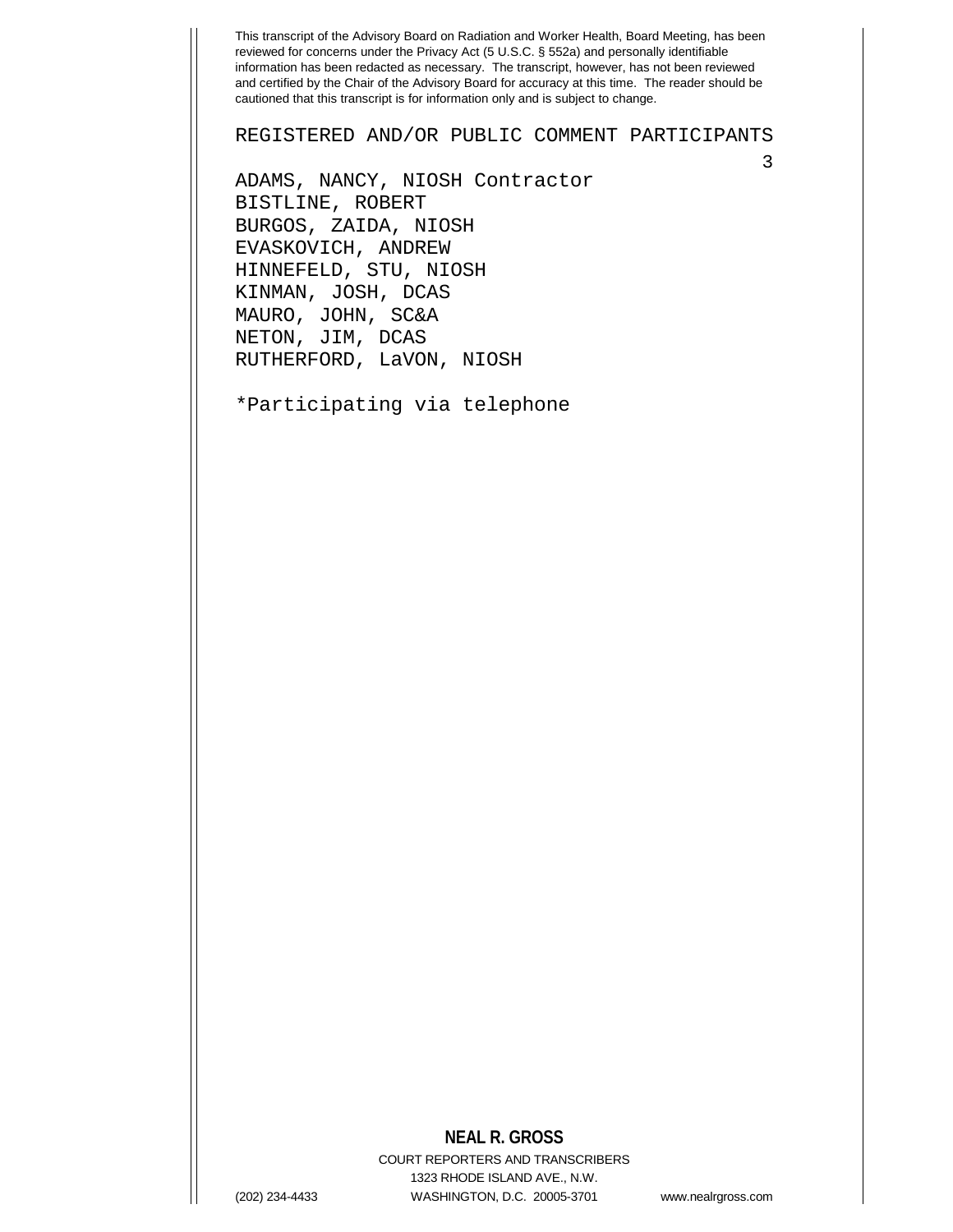This transcript of the Advisory Board on Radiation and Worker Health, Board Meeting, has been reviewed for concerns under the Privacy Act (5 U.S.C. § 552a) and personally identifiable information has been redacted as necessary. The transcript, however, has not been reviewed and certified by the Chair of the Advisory Board for accuracy at this time. The reader should be cautioned that this transcript is for information only and is subject to change.

REGISTERED AND/OR PUBLIC COMMENT PARTICIPANTS

ADAMS, NANCY, NIOSH Contractor
BISTLINE, ROBERT
BURGOS, ZAIDA, NIOSH
EVASKOVICH, ANDREW
HINNEFELD, STU, NIOSH
KINMAN, JOSH, DCAS
MAURO, JOHN, SC&A
NETON, JIM, DCAS
RUTHERFORD, LaVON, NIOSH

*Participating via telephone

**NEAL R. GROSS**
COURT REPORTERS AND TRANSCRIBERS
1323 RHODE ISLAND AVE., N.W.
(202) 234-4433 WASHINGTON, D.C. 20005-3701 www.nealrgross.com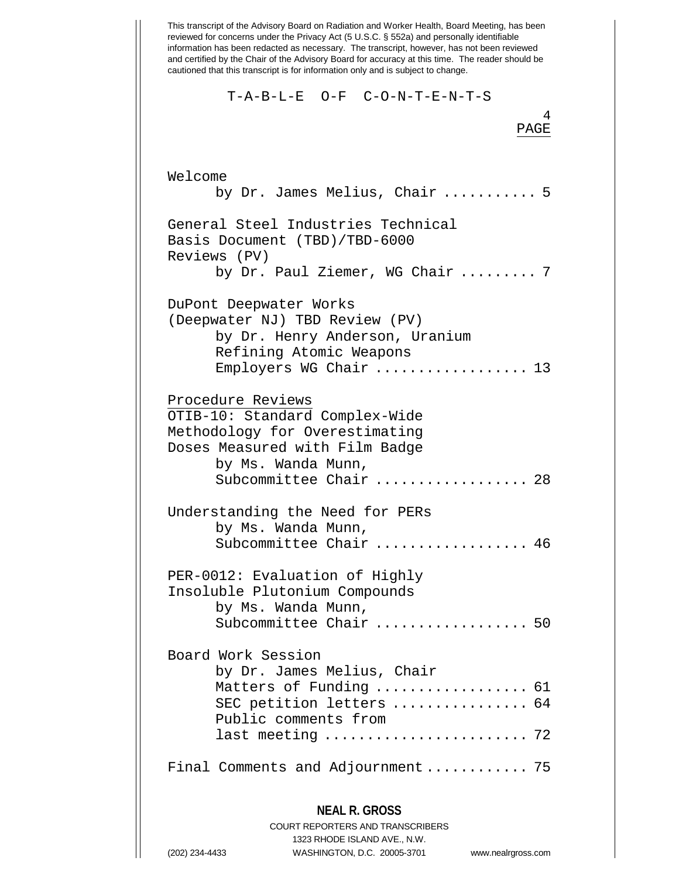This transcript of the Advisory Board on Radiation and Worker Health, Board Meeting, has been reviewed for concerns under the Privacy Act (5 U.S.C. § 552a) and personally identifiable information has been redacted as necessary. The transcript, however, has not been reviewed and certified by the Chair of the Advisory Board for accuracy at this time. The reader should be cautioned that this transcript is for information only and is subject to change.

# T-A-B-L-E O-F C-O-N-T-E-N-T-S

PAGE

Welcome
by Dr. James Melius, Chair ........... 5

General Steel Industries Technical Basis Document (TBD)/TBD-6000 Reviews (PV)
by Dr. Paul Ziemer, WG Chair ......... 7

DuPont Deepwater Works (Deepwater NJ) TBD Review (PV)
by Dr. Henry Anderson, Uranium Refining Atomic Weapons Employers WG Chair ................. 13

Procedure Reviews

OTIB-10: Standard Complex-Wide Methodology for Overestimating Doses Measured with Film Badge
by Ms. Wanda Munn, Subcommittee Chair ................. 28

Understanding the Need for PERs
by Ms. Wanda Munn, Subcommittee Chair ................. 46

PER-0012: Evaluation of Highly Insoluble Plutonium Compounds
by Ms. Wanda Munn, Subcommittee Chair ................. 50

Board Work Session
by Dr. James Melius, Chair
Matters of Funding ................. 61
SEC petition letters ............... 64
Public comments from last meeting ....................... 72

Final Comments and Adjournment ........... 75

**NEAL R. GROSS**
COURT REPORTERS AND TRANSCRIBERS
1323 RHODE ISLAND AVE., N.W.
(202) 234-4433 WASHINGTON, D.C. 20005-3701 www.nealrgross.com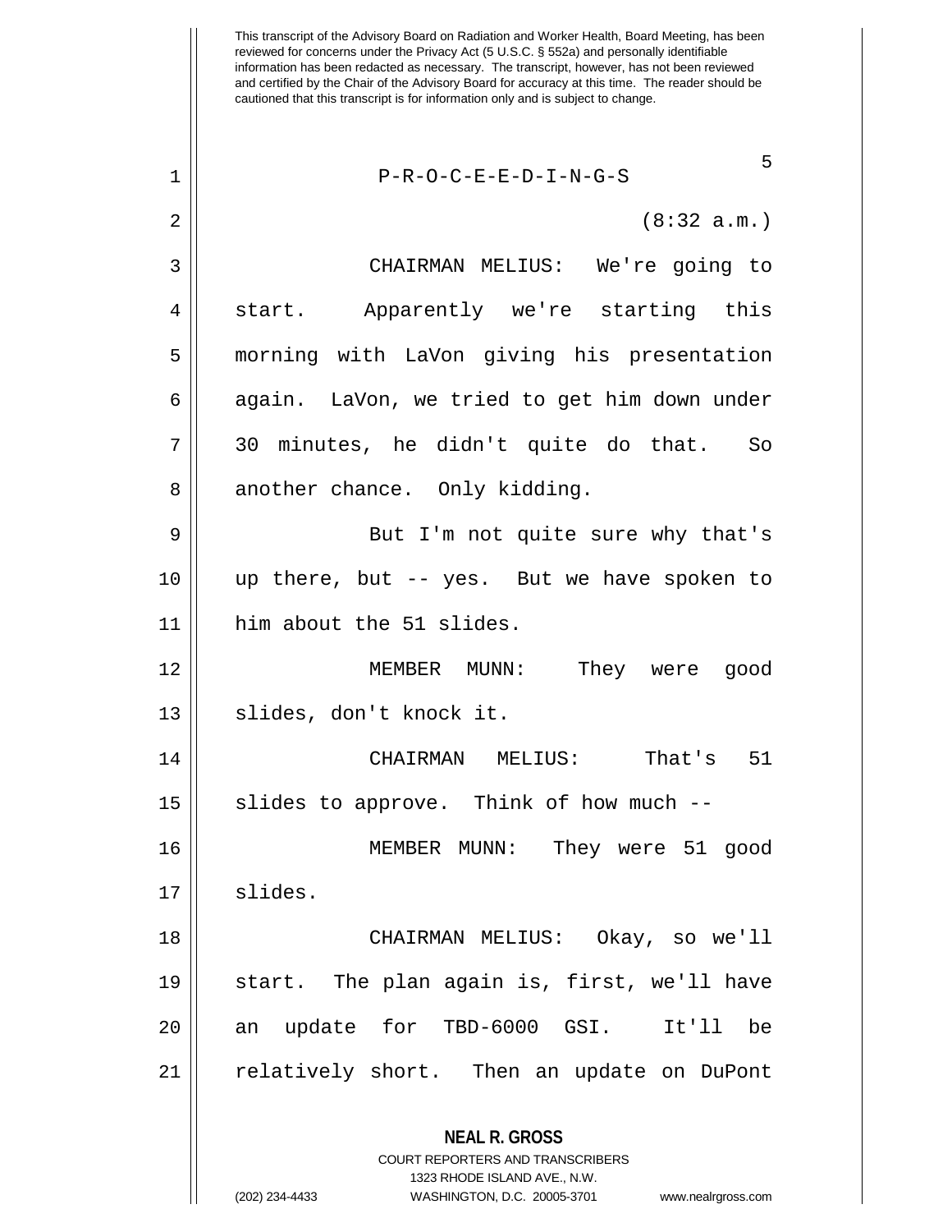This transcript of the Advisory Board on Radiation and Worker Health, Board Meeting, has been reviewed for concerns under the Privacy Act (5 U.S.C. § 552a) and personally identifiable information has been redacted as necessary. The transcript, however, has not been reviewed and certified by the Chair of the Advisory Board for accuracy at this time. The reader should be cautioned that this transcript is for information only and is subject to change.

P-R-O-C-E-E-D-I-N-G-S

(8:32 a.m.)

CHAIRMAN MELIUS: We're going to start. Apparently we're starting this morning with LaVon giving his presentation again. LaVon, we tried to get him down under 30 minutes, he didn't quite do that. So another chance. Only kidding.

But I'm not quite sure why that's up there, but -- yes. But we have spoken to him about the 51 slides.

MEMBER MUNN: They were good slides, don't knock it.

CHAIRMAN MELIUS: That's 51 slides to approve. Think of how much --

MEMBER MUNN: They were 51 good slides.

CHAIRMAN MELIUS: Okay, so we'll start. The plan again is, first, we'll have an update for TBD-6000 GSI. It'll be relatively short. Then an update on DuPont

**NEAL R. GROSS**
COURT REPORTERS AND TRANSCRIBERS
1323 RHODE ISLAND AVE., N.W.
(202) 234-4433 WASHINGTON, D.C. 20005-3701 www.nealrgross.com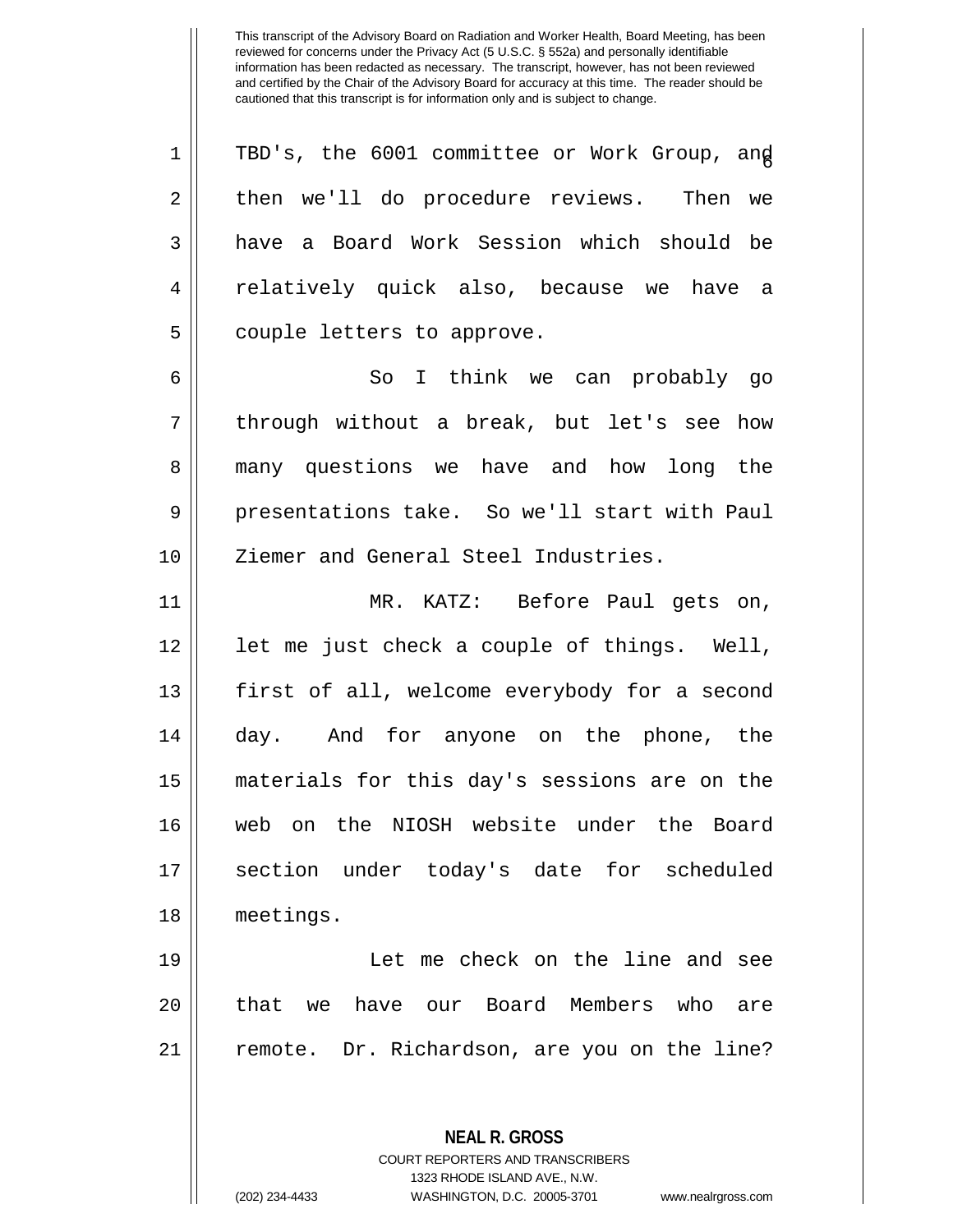TBD's, the 6001 committee or Work Group, and then we'll do procedure reviews. Then we have a Board Work Session which should be relatively quick also, because we have a couple letters to approve.

So I think we can probably go through without a break, but let's see how many questions we have and how long the presentations take. So we'll start with Paul Ziemer and General Steel Industries.

MR. KATZ: Before Paul gets on, let me just check a couple of things. Well, first of all, welcome everybody for a second day. And for anyone on the phone, the materials for this day's sessions are on the web on the NIOSH website under the Board section under today's date for scheduled meetings.

Let me check on the line and see that we have our Board Members who are remote. Dr. Richardson, are you on the line?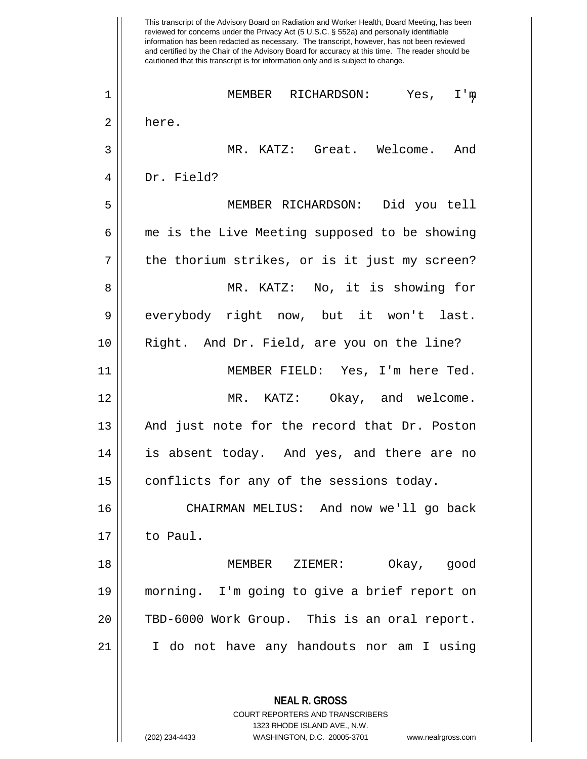This transcript of the Advisory Board on Radiation and Worker Health, Board Meeting, has been reviewed for concerns under the Privacy Act (5 U.S.C. § 552a) and personally identifiable information has been redacted as necessary. The transcript, however, has not been reviewed and certified by the Chair of the Advisory Board for accuracy at this time. The reader should be cautioned that this transcript is for information only and is subject to change.

MEMBER RICHARDSON: Yes, I'm here.

MR. KATZ: Great. Welcome. And Dr. Field?

MEMBER RICHARDSON: Did you tell me is the Live Meeting supposed to be showing the thorium strikes, or is it just my screen?

MR. KATZ: No, it is showing for everybody right now, but it won't last. Right. And Dr. Field, are you on the line?

MEMBER FIELD: Yes, I'm here Ted.

MR. KATZ: Okay, and welcome. And just note for the record that Dr. Poston is absent today. And yes, and there are no conflicts for any of the sessions today.

CHAIRMAN MELIUS: And now we'll go back to Paul.

MEMBER ZIEMER: Okay, good morning. I'm going to give a brief report on TBD-6000 Work Group. This is an oral report. I do not have any handouts nor am I using

**NEAL R. GROSS**
COURT REPORTERS AND TRANSCRIBERS
1323 RHODE ISLAND AVE., N.W.
(202) 234-4433 WASHINGTON, D.C. 20005-3701 www.nealrgross.com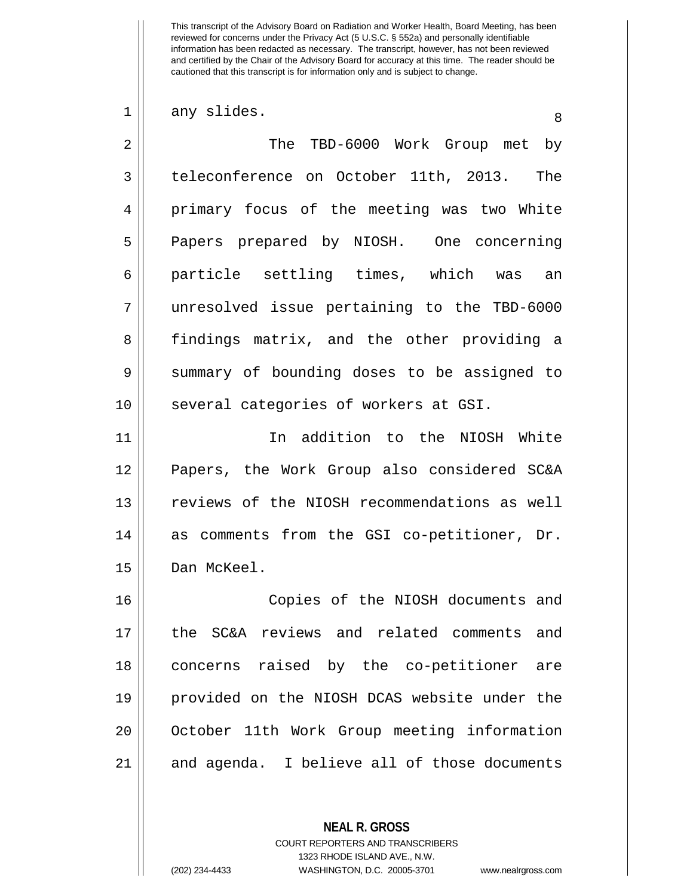any slides.

The TBD-6000 Work Group met by teleconference on October 11th, 2013. The primary focus of the meeting was two White Papers prepared by NIOSH. One concerning particle settling times, which was an unresolved issue pertaining to the TBD-6000 findings matrix, and the other providing a summary of bounding doses to be assigned to several categories of workers at GSI.

In addition to the NIOSH White Papers, the Work Group also considered SC&A reviews of the NIOSH recommendations as well as comments from the GSI co-petitioner, Dr. Dan McKeel.

Copies of the NIOSH documents and the SC&A reviews and related comments and concerns raised by the co-petitioner are provided on the NIOSH DCAS website under the October 11th Work Group meeting information and agenda. I believe all of those documents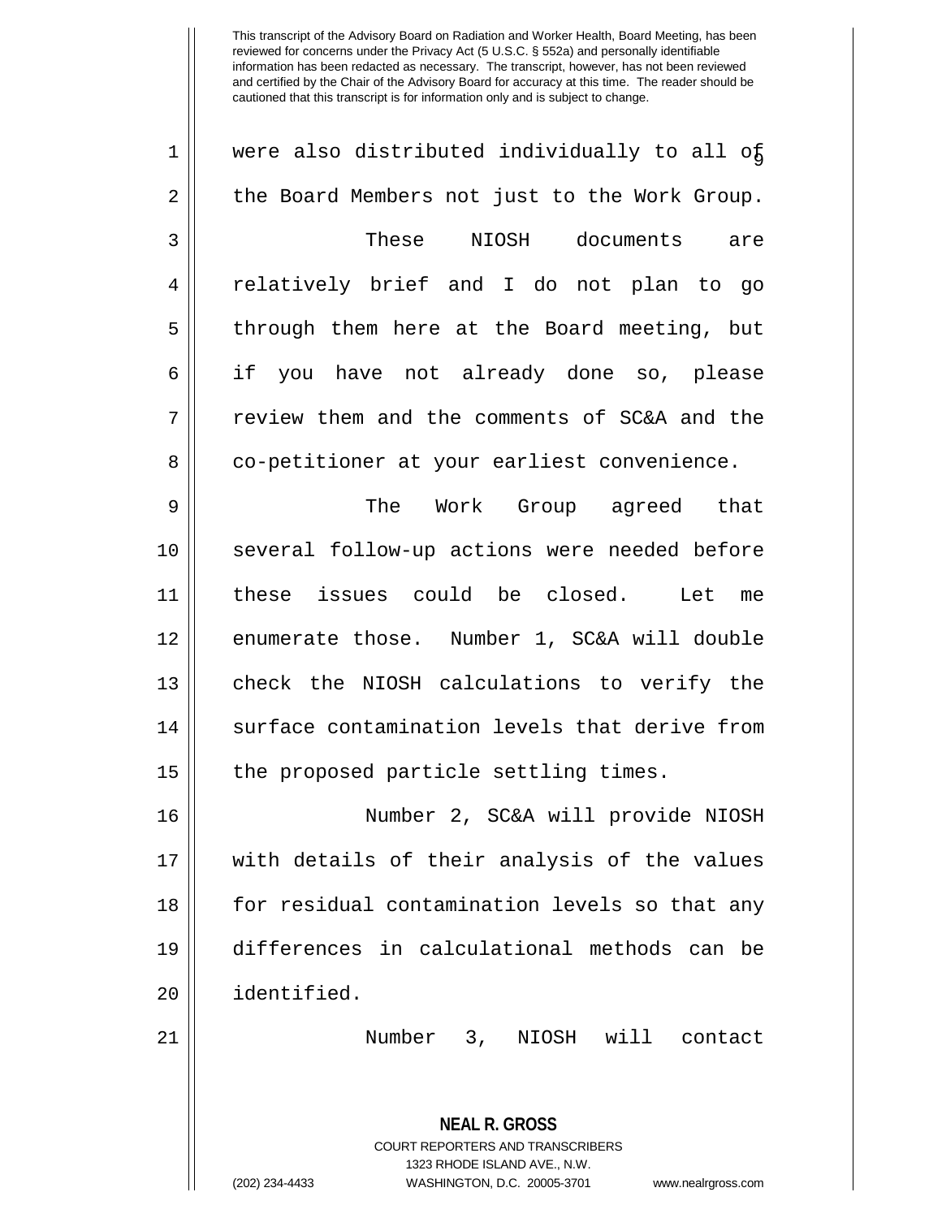were also distributed individually to all of the Board Members not just to the Work Group.

These NIOSH documents are relatively brief and I do not plan to go through them here at the Board meeting, but if you have not already done so, please review them and the comments of SC&A and the co-petitioner at your earliest convenience.

The Work Group agreed that several follow-up actions were needed before these issues could be closed. Let me enumerate those. Number 1, SC&A will double check the NIOSH calculations to verify the surface contamination levels that derive from the proposed particle settling times.

Number 2, SC&A will provide NIOSH with details of their analysis of the values for residual contamination levels so that any differences in calculational methods can be identified.

Number 3, NIOSH will contact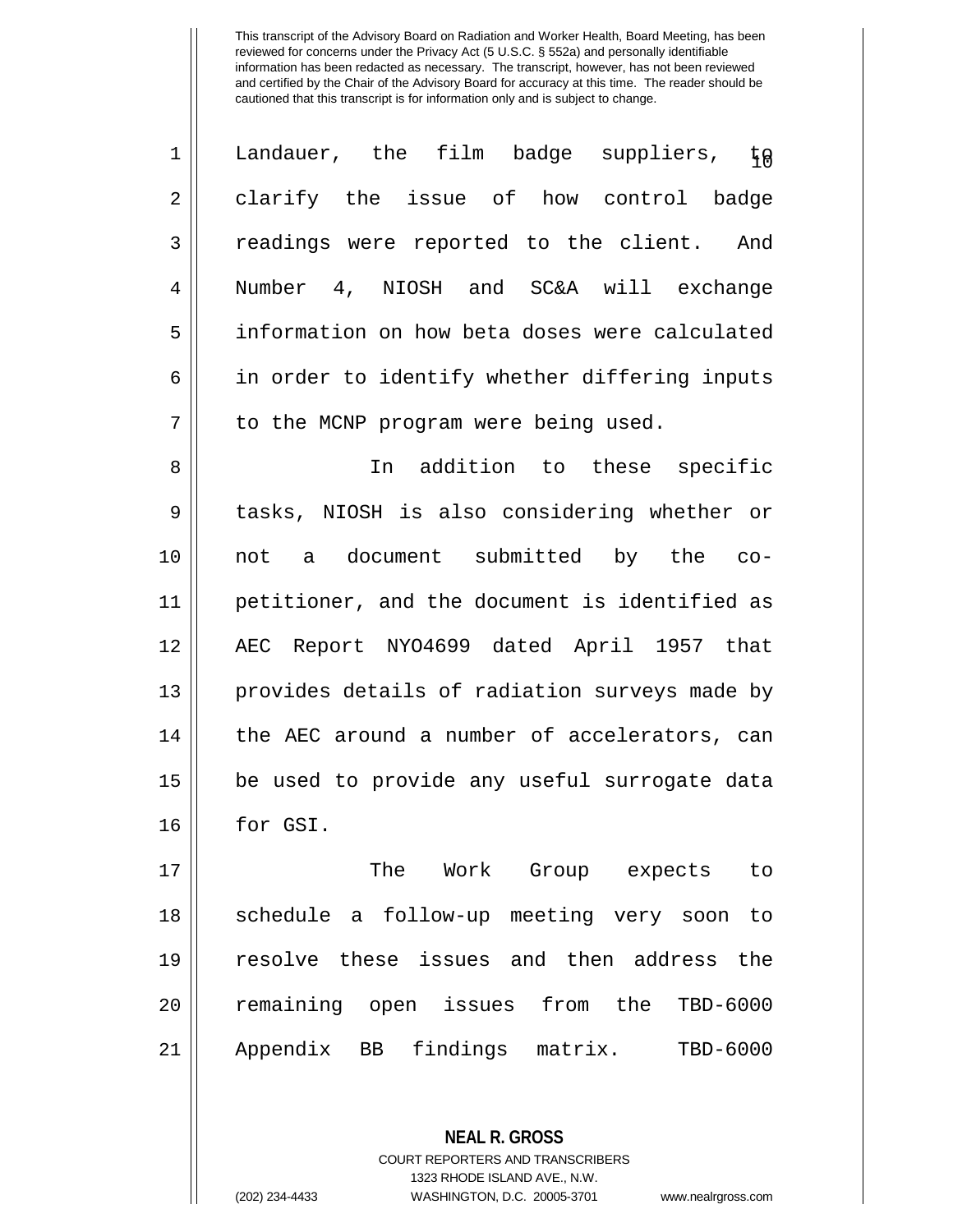Landauer, the film badge suppliers, to clarify the issue of how control badge readings were reported to the client. And Number 4, NIOSH and SC&A will exchange information on how beta doses were calculated in order to identify whether differing inputs to the MCNP program were being used.

In addition to these specific tasks, NIOSH is also considering whether or not a document submitted by the co-petitioner, and the document is identified as AEC Report NYO4699 dated April 1957 that provides details of radiation surveys made by the AEC around a number of accelerators, can be used to provide any useful surrogate data for GSI.

The Work Group expects to schedule a follow-up meeting very soon to resolve these issues and then address the remaining open issues from the TBD-6000 Appendix BB findings matrix. TBD-6000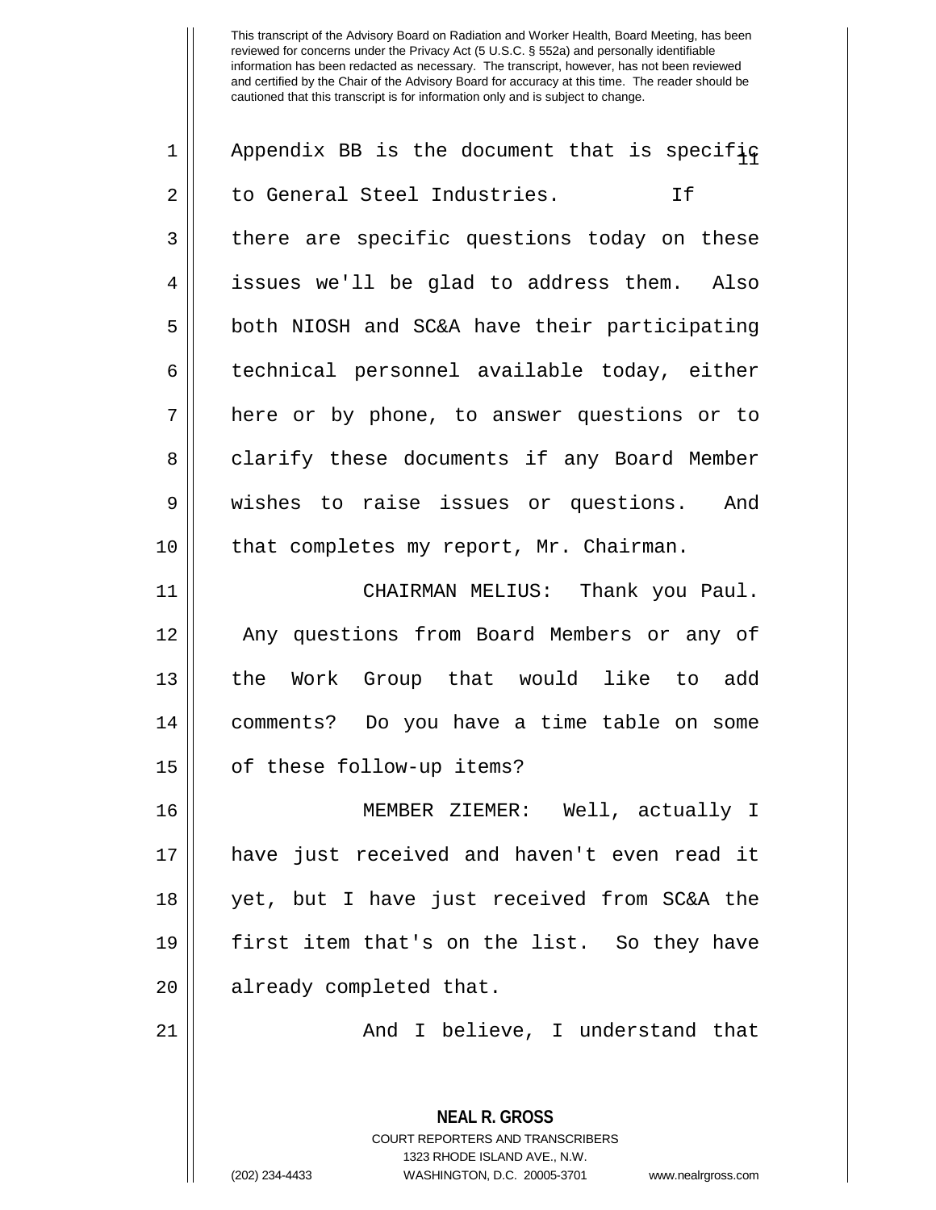Appendix BB is the document that is specific to General Steel Industries. If there are specific questions today on these issues we'll be glad to address them. Also both NIOSH and SC&A have their participating technical personnel available today, either here or by phone, to answer questions or to clarify these documents if any Board Member wishes to raise issues or questions. And that completes my report, Mr. Chairman.

CHAIRMAN MELIUS: Thank you Paul. Any questions from Board Members or any of the Work Group that would like to add comments? Do you have a time table on some of these follow-up items?

MEMBER ZIEMER: Well, actually I have just received and haven't even read it yet, but I have just received from SC&A the first item that's on the list. So they have already completed that.

And I believe, I understand that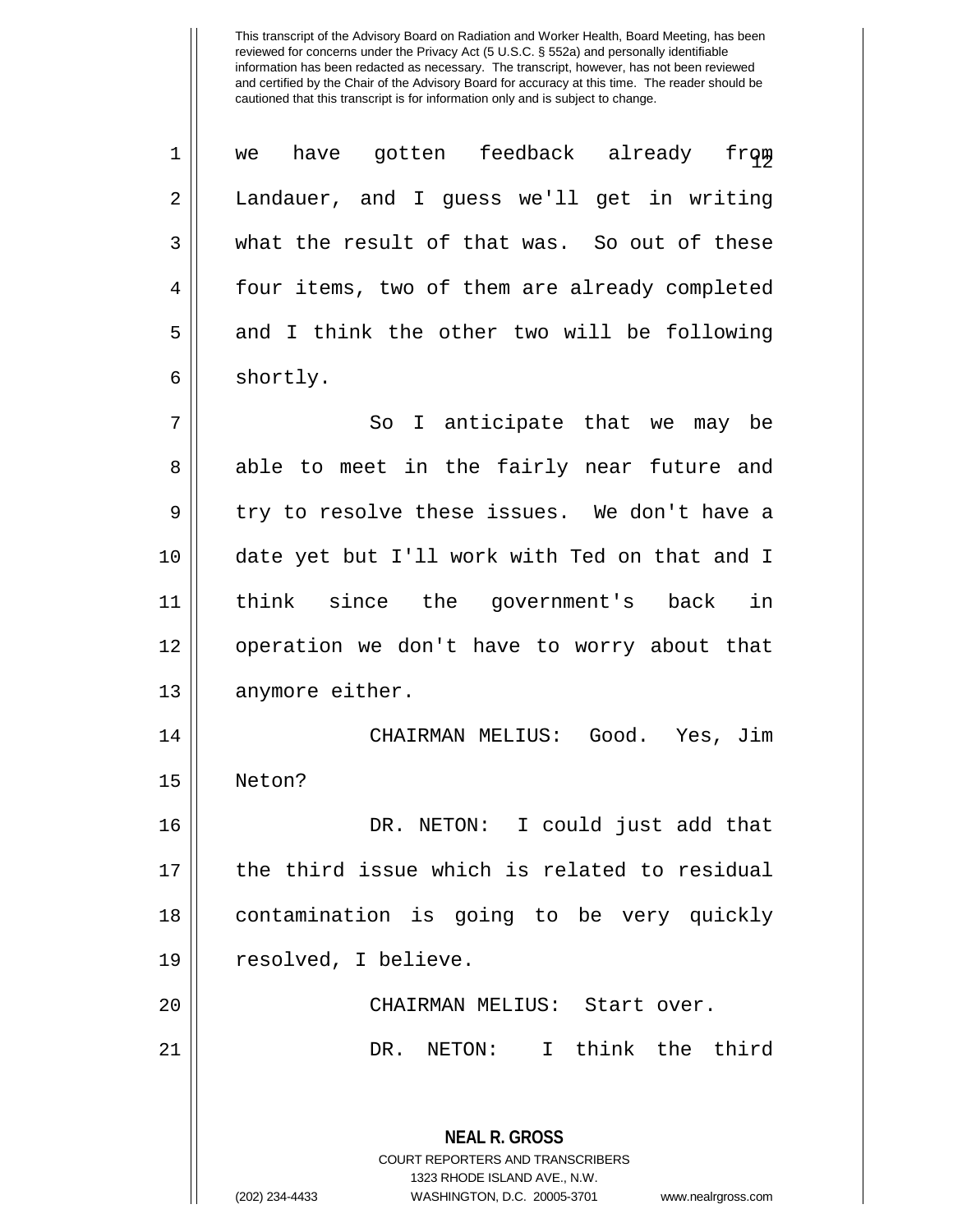we have gotten feedback already from Landauer, and I guess we'll get in writing what the result of that was. So out of these four items, two of them are already completed and I think the other two will be following shortly.

So I anticipate that we may be able to meet in the fairly near future and try to resolve these issues. We don't have a date yet but I'll work with Ted on that and I think since the government's back in operation we don't have to worry about that anymore either.

CHAIRMAN MELIUS: Good. Yes, Jim Neton?

DR. NETON: I could just add that the third issue which is related to residual contamination is going to be very quickly resolved, I believe.

CHAIRMAN MELIUS: Start over.

DR. NETON: I think the third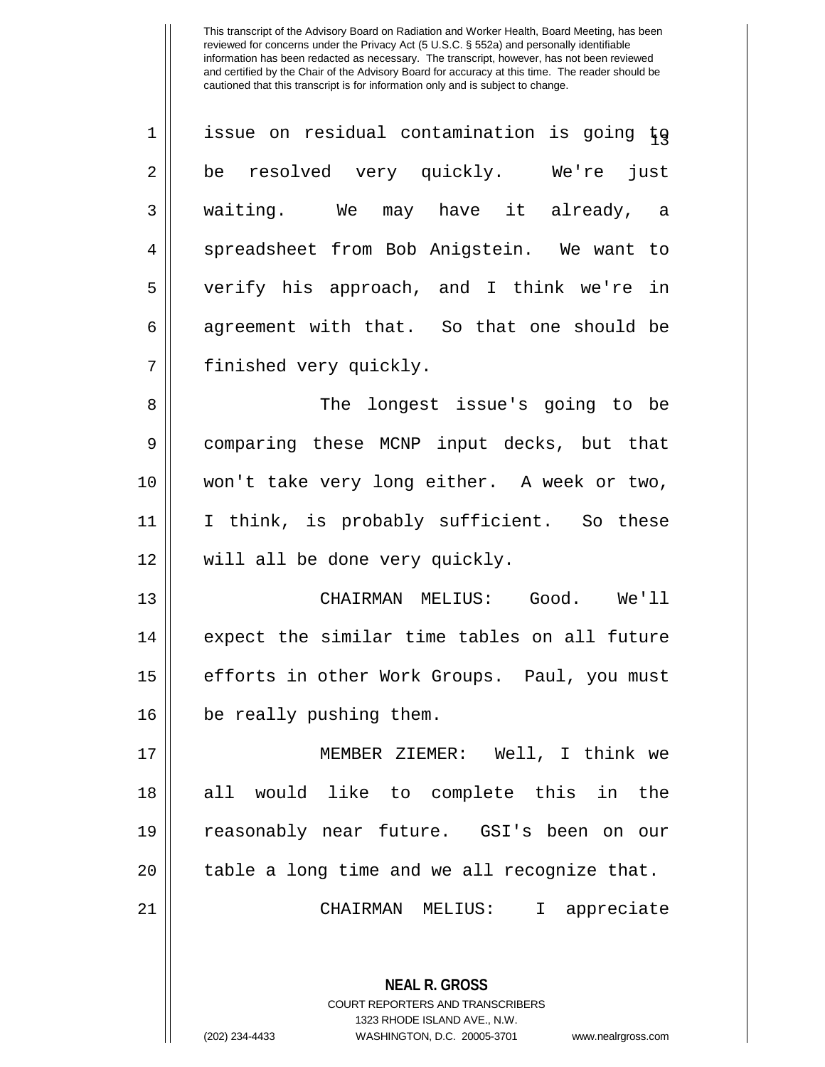issue on residual contamination is going to be resolved very quickly. We're just waiting. We may have it already, a spreadsheet from Bob Anigstein. We want to verify his approach, and I think we're in agreement with that. So that one should be finished very quickly.

The longest issue's going to be comparing these MCNP input decks, but that won't take very long either. A week or two, I think, is probably sufficient. So these will all be done very quickly.

CHAIRMAN MELIUS: Good. We'll expect the similar time tables on all future efforts in other Work Groups. Paul, you must be really pushing them.

MEMBER ZIEMER: Well, I think we all would like to complete this in the reasonably near future. GSI's been on our table a long time and we all recognize that.

CHAIRMAN MELIUS: I appreciate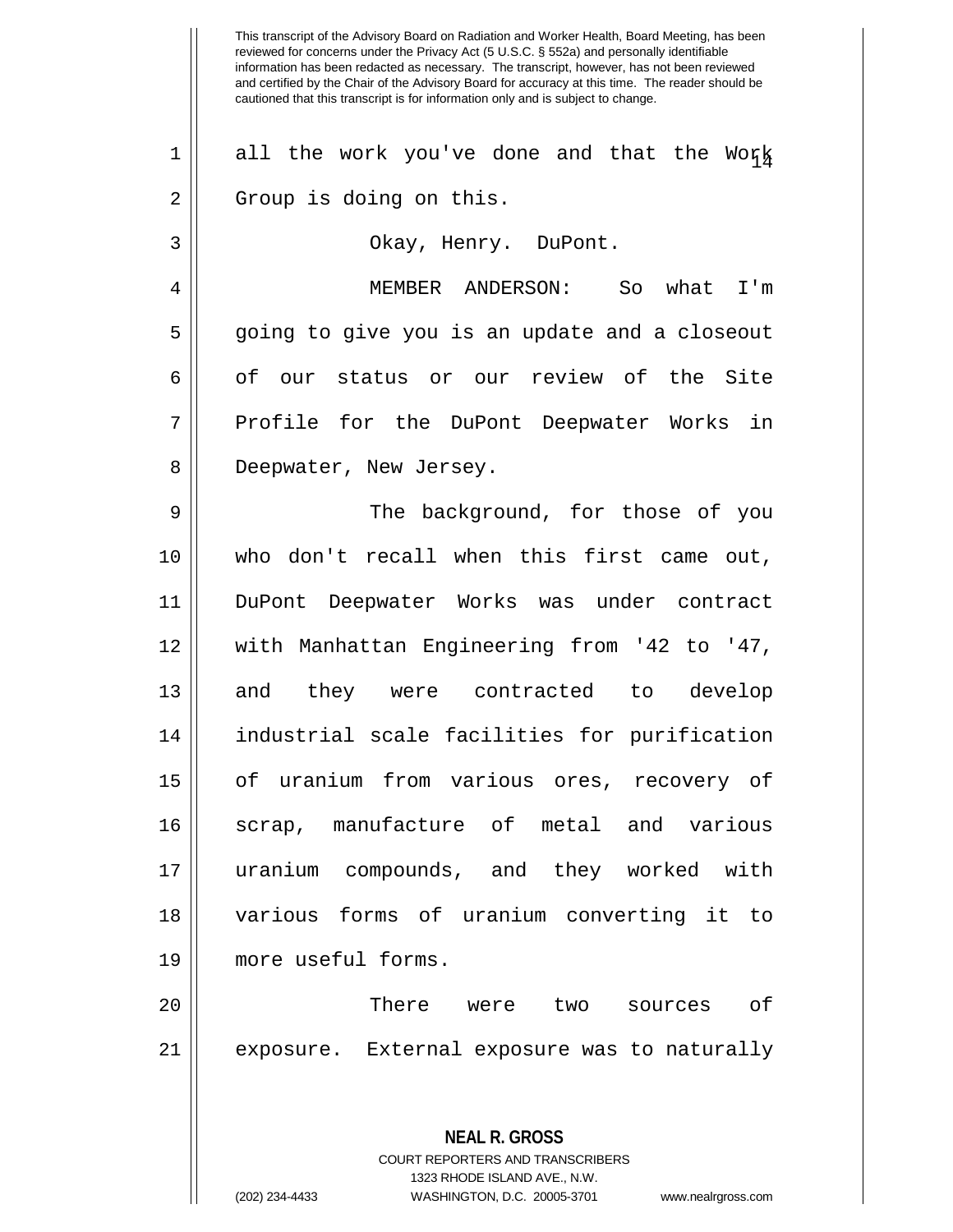all the work you've done and that the Work Group is doing on this.

Okay, Henry. DuPont.

MEMBER ANDERSON: So what I'm going to give you is an update and a closeout of our status or our review of the Site Profile for the DuPont Deepwater Works in Deepwater, New Jersey.

The background, for those of you who don't recall when this first came out, DuPont Deepwater Works was under contract with Manhattan Engineering from '42 to '47, and they were contracted to develop industrial scale facilities for purification of uranium from various ores, recovery of scrap, manufacture of metal and various uranium compounds, and they worked with various forms of uranium converting it to more useful forms.

There were two sources of exposure. External exposure was to naturally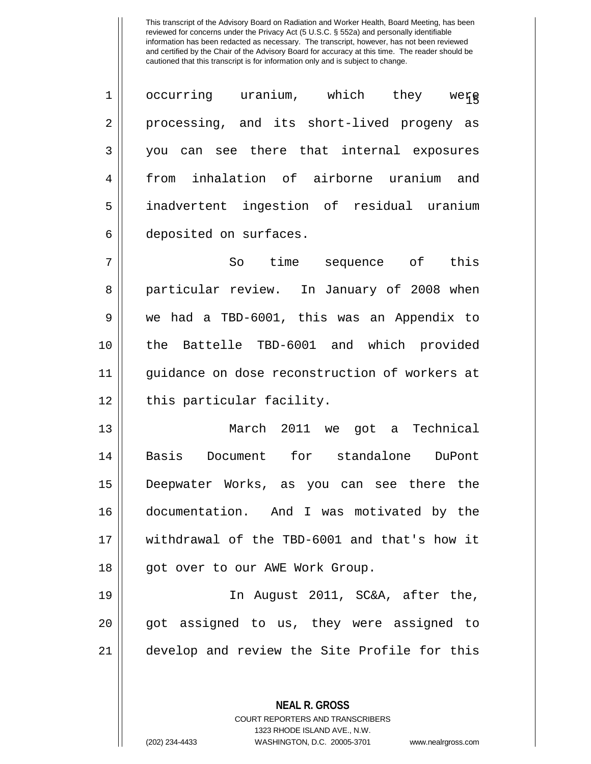occurring uranium, which they were processing, and its short-lived progeny as you can see there that internal exposures from inhalation of airborne uranium and inadvertent ingestion of residual uranium deposited on surfaces.

So time sequence of this particular review. In January of 2008 when we had a TBD-6001, this was an Appendix to the Battelle TBD-6001 and which provided guidance on dose reconstruction of workers at this particular facility.

March 2011 we got a Technical Basis Document for standalone DuPont Deepwater Works, as you can see there the documentation. And I was motivated by the withdrawal of the TBD-6001 and that's how it got over to our AWE Work Group.

In August 2011, SC&A, after the, got assigned to us, they were assigned to develop and review the Site Profile for this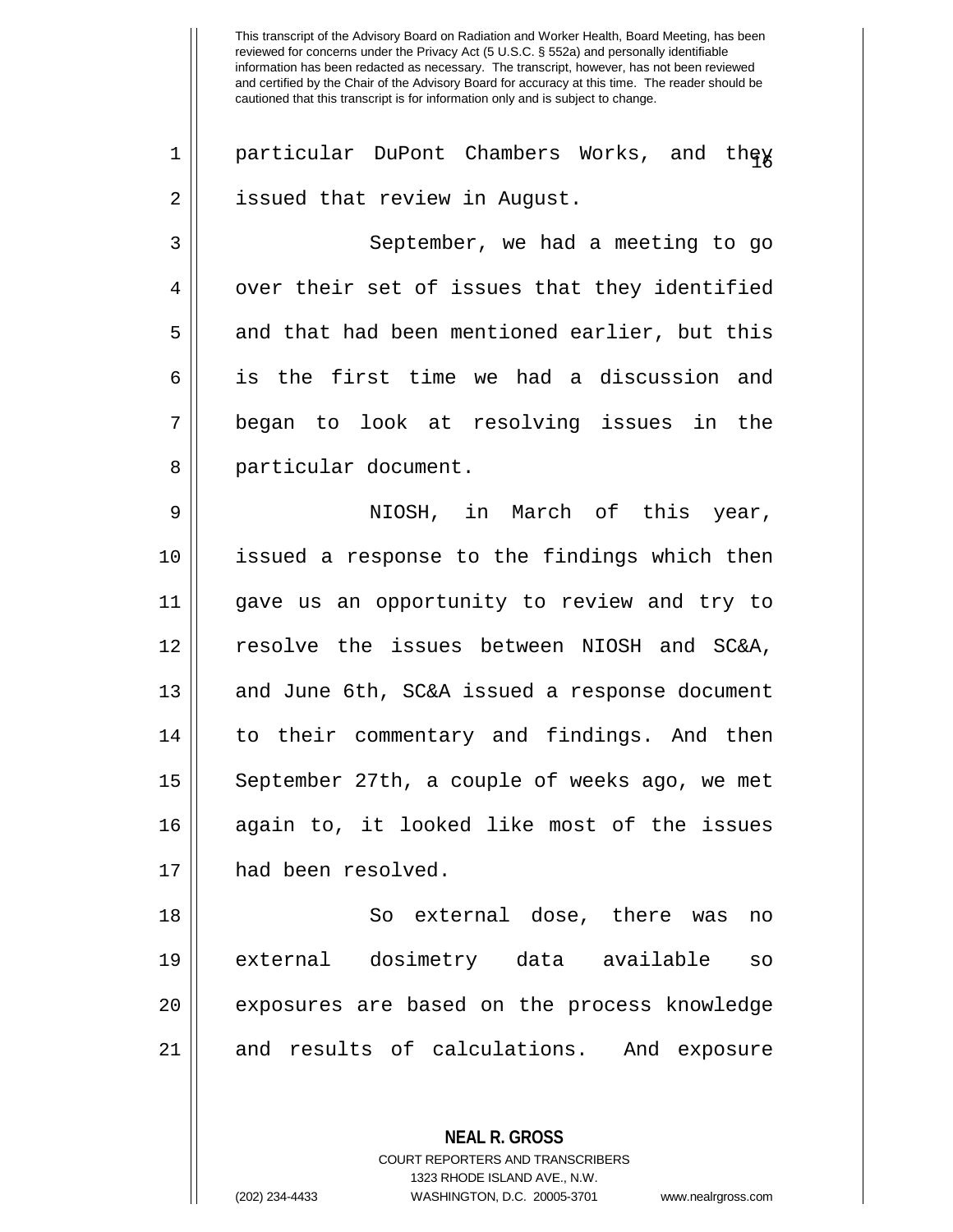This transcript of the Advisory Board on Radiation and Worker Health, Board Meeting, has been reviewed for concerns under the Privacy Act (5 U.S.C. § 552a) and personally identifiable information has been redacted as necessary. The transcript, however, has not been reviewed and certified by the Chair of the Advisory Board for accuracy at this time. The reader should be cautioned that this transcript is for information only and is subject to change.

particular DuPont Chambers Works, and they issued that review in August.

September, we had a meeting to go over their set of issues that they identified and that had been mentioned earlier, but this is the first time we had a discussion and began to look at resolving issues in the particular document.

NIOSH, in March of this year, issued a response to the findings which then gave us an opportunity to review and try to resolve the issues between NIOSH and SC&A, and June 6th, SC&A issued a response document to their commentary and findings. And then September 27th, a couple of weeks ago, we met again to, it looked like most of the issues had been resolved.

So external dose, there was no external dosimetry data available so exposures are based on the process knowledge and results of calculations. And exposure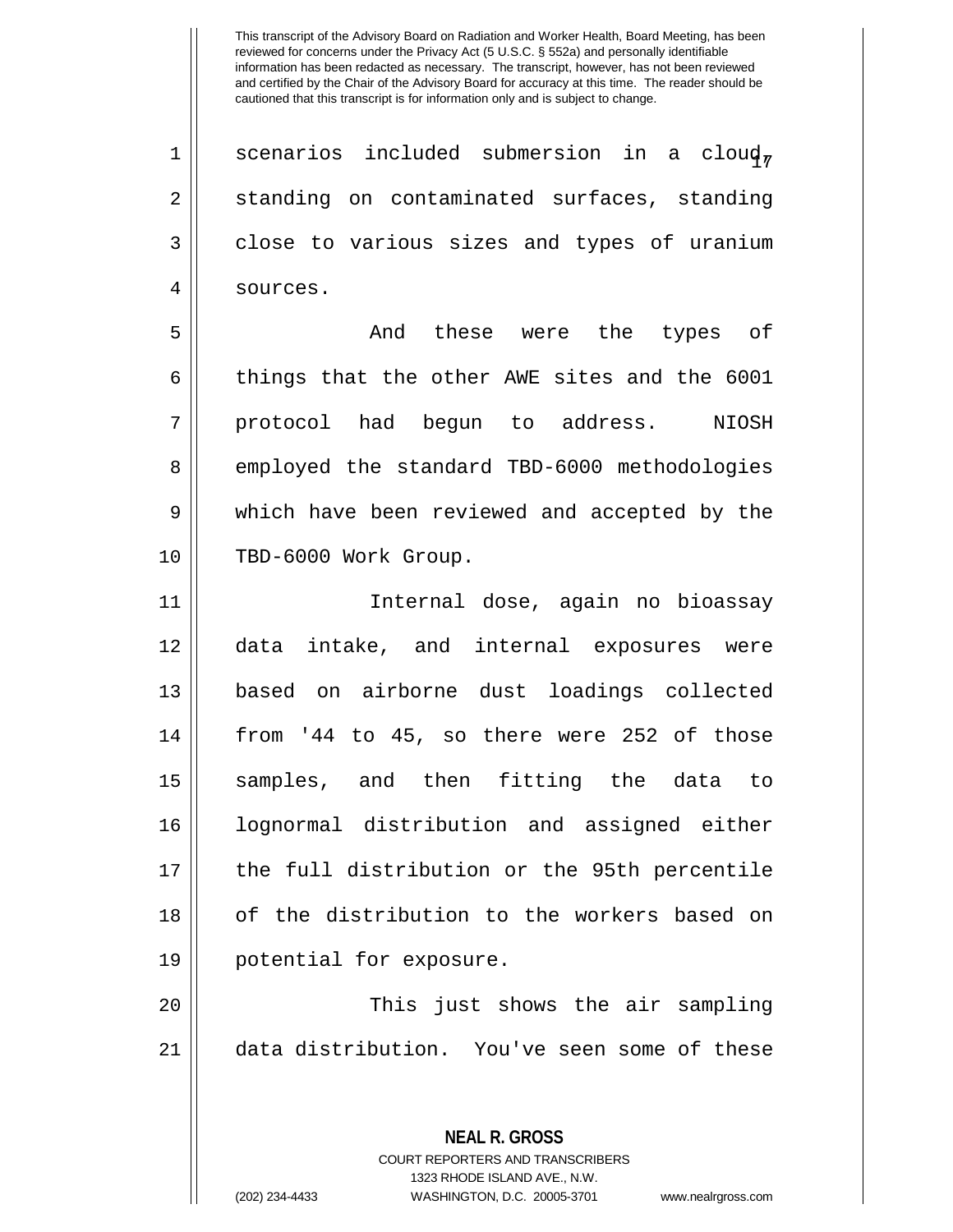scenarios included submersion in a cloud, standing on contaminated surfaces, standing close to various sizes and types of uranium sources.

And these were the types of things that the other AWE sites and the 6001 protocol had begun to address. NIOSH employed the standard TBD-6000 methodologies which have been reviewed and accepted by the TBD-6000 Work Group.

Internal dose, again no bioassay data intake, and internal exposures were based on airborne dust loadings collected from '44 to 45, so there were 252 of those samples, and then fitting the data to lognormal distribution and assigned either the full distribution or the 95th percentile of the distribution to the workers based on potential for exposure.

This just shows the air sampling data distribution. You've seen some of these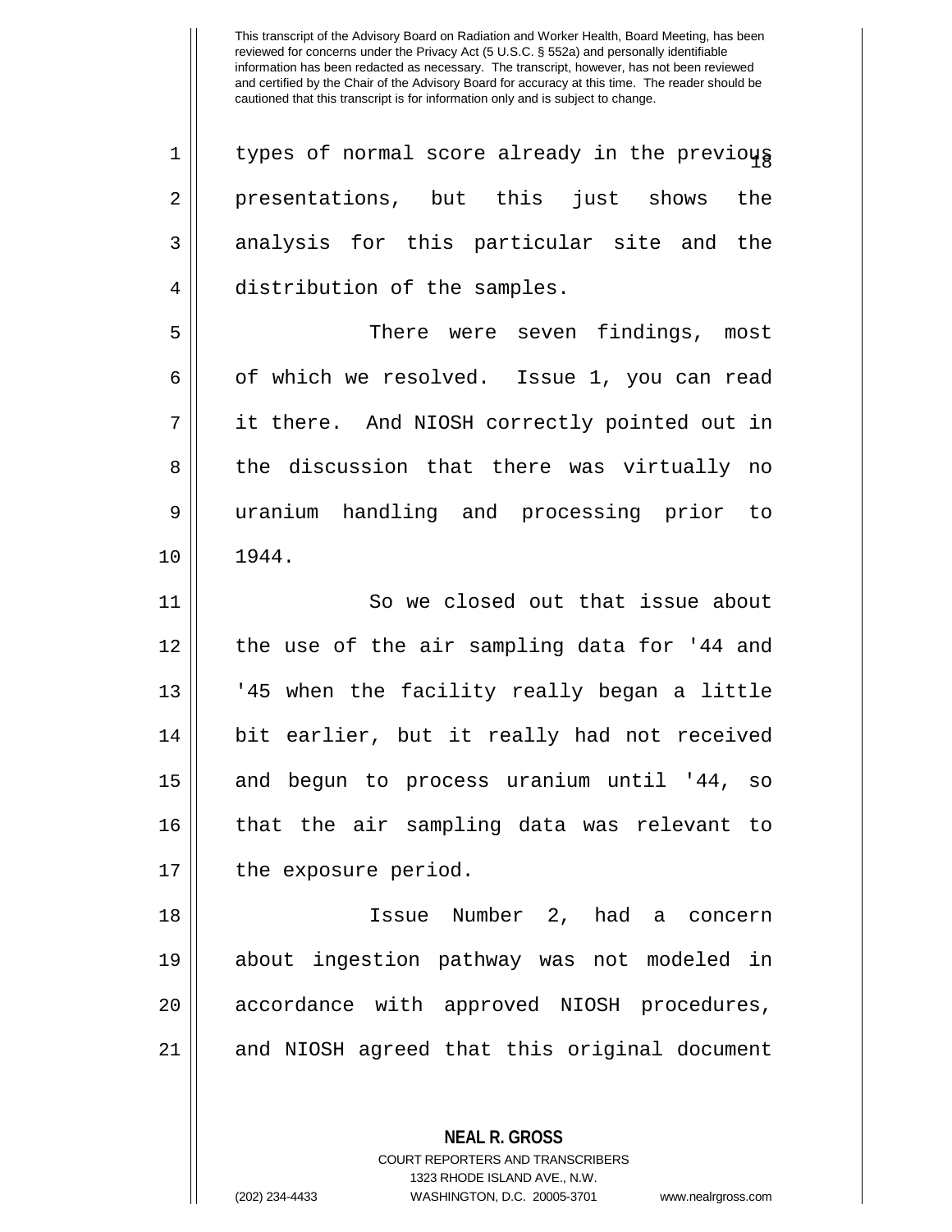types of normal score already in the previous presentations, but this just shows the analysis for this particular site and the distribution of the samples.

There were seven findings, most of which we resolved. Issue 1, you can read it there. And NIOSH correctly pointed out in the discussion that there was virtually no uranium handling and processing prior to 1944.

So we closed out that issue about the use of the air sampling data for '44 and '45 when the facility really began a little bit earlier, but it really had not received and begun to process uranium until '44, so that the air sampling data was relevant to the exposure period.

Issue Number 2, had a concern about ingestion pathway was not modeled in accordance with approved NIOSH procedures, and NIOSH agreed that this original document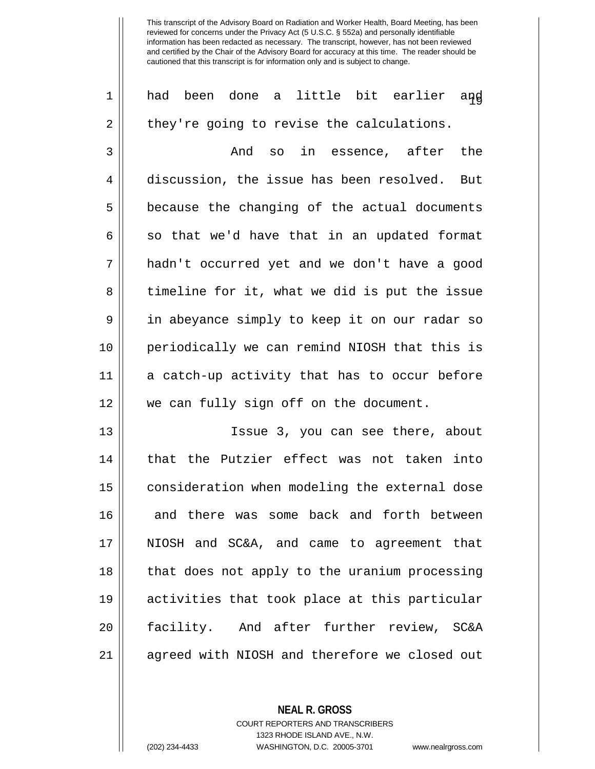had been done a little bit earlier and they're going to revise the calculations.

And so in essence, after the discussion, the issue has been resolved. But because the changing of the actual documents so that we'd have that in an updated format hadn't occurred yet and we don't have a good timeline for it, what we did is put the issue in abeyance simply to keep it on our radar so periodically we can remind NIOSH that this is a catch-up activity that has to occur before we can fully sign off on the document.

Issue 3, you can see there, about that the Putzier effect was not taken into consideration when modeling the external dose and there was some back and forth between NIOSH and SC&A, and came to agreement that that does not apply to the uranium processing activities that took place at this particular facility. And after further review, SC&A agreed with NIOSH and therefore we closed out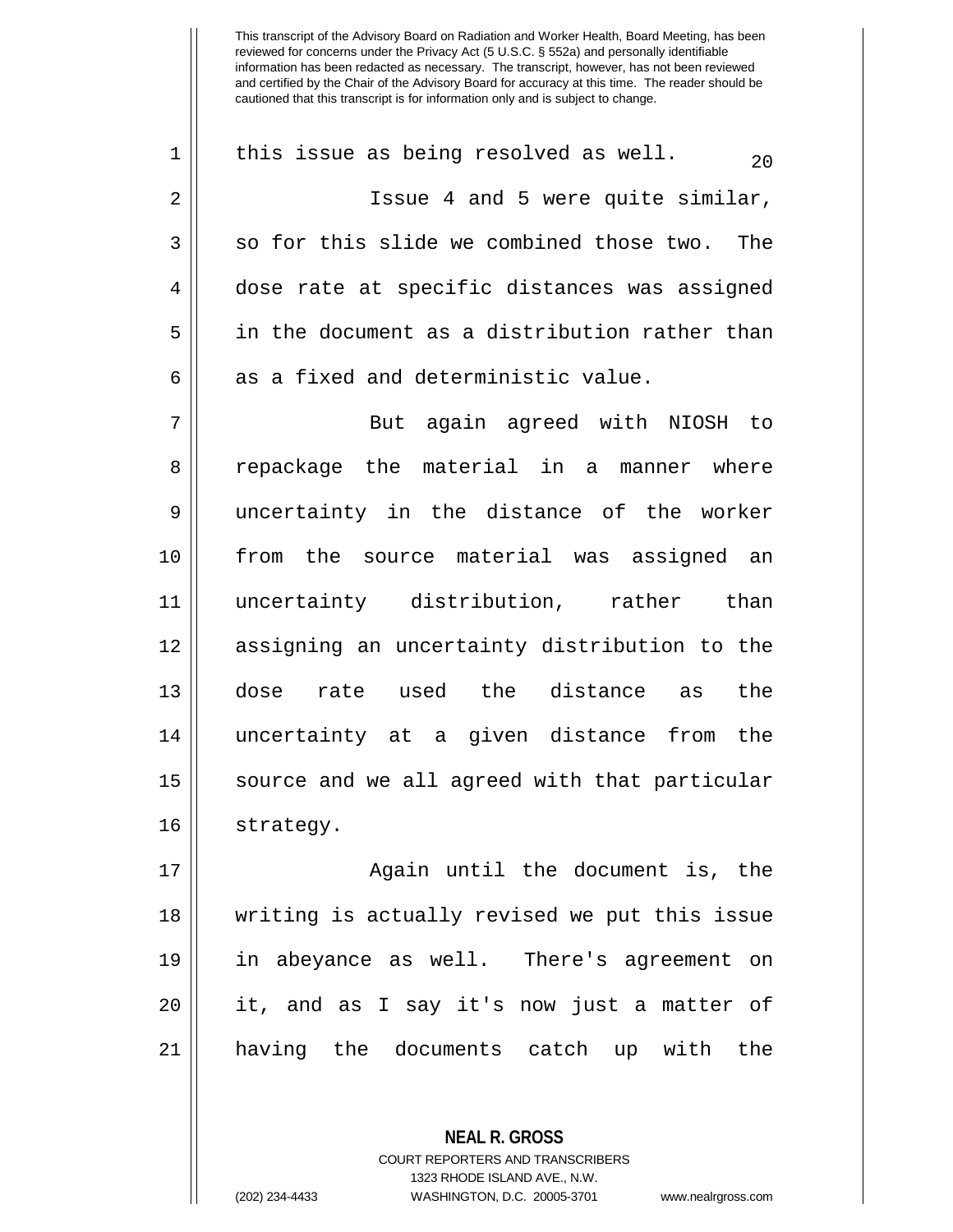this issue as being resolved as well.

Issue 4 and 5 were quite similar, so for this slide we combined those two. The dose rate at specific distances was assigned in the document as a distribution rather than as a fixed and deterministic value.

But again agreed with NIOSH to repackage the material in a manner where uncertainty in the distance of the worker from the source material was assigned an uncertainty distribution, rather than assigning an uncertainty distribution to the dose rate used the distance as the uncertainty at a given distance from the source and we all agreed with that particular strategy.

Again until the document is, the writing is actually revised we put this issue in abeyance as well. There's agreement on it, and as I say it's now just a matter of having the documents catch up with the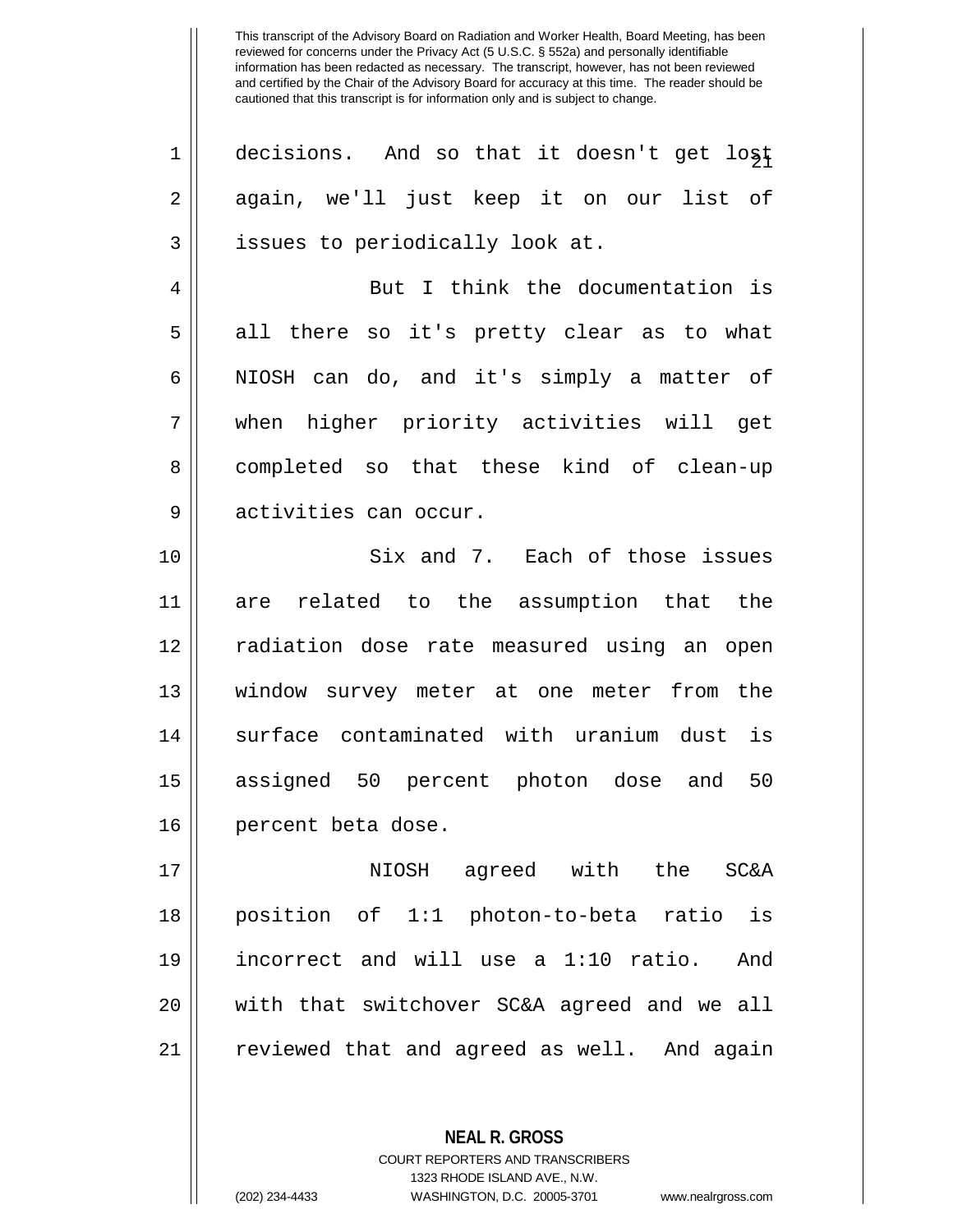decisions. And so that it doesn't get lost again, we'll just keep it on our list of issues to periodically look at.

But I think the documentation is all there so it's pretty clear as to what NIOSH can do, and it's simply a matter of when higher priority activities will get completed so that these kind of clean-up activities can occur.

Six and 7. Each of those issues are related to the assumption that the radiation dose rate measured using an open window survey meter at one meter from the surface contaminated with uranium dust is assigned 50 percent photon dose and 50 percent beta dose.

NIOSH agreed with the SC&A position of 1:1 photon-to-beta ratio is incorrect and will use a 1:10 ratio. And with that switchover SC&A agreed and we all reviewed that and agreed as well. And again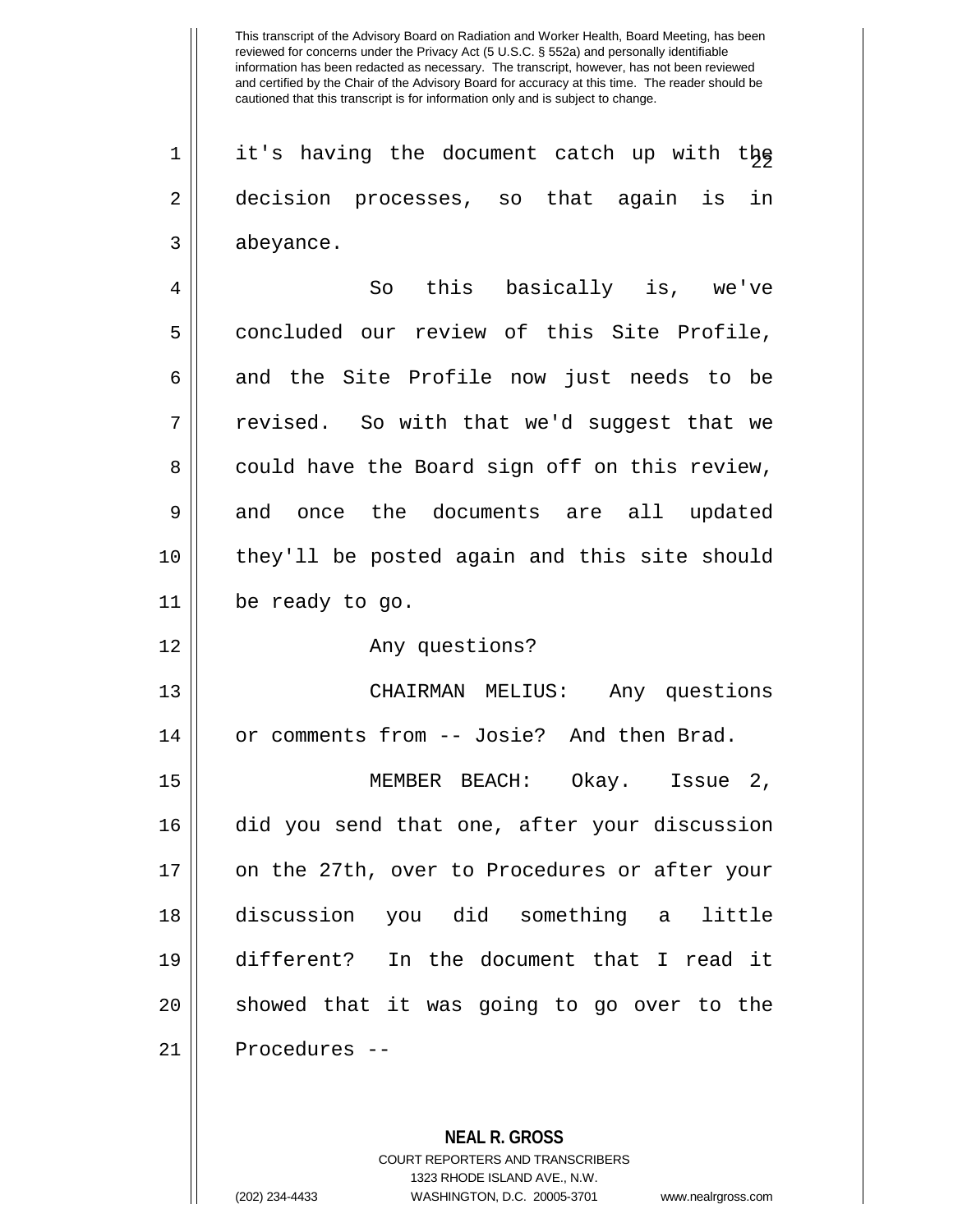it's having the document catch up with the decision processes, so that again is in abeyance.

So this basically is, we've concluded our review of this Site Profile, and the Site Profile now just needs to be revised. So with that we'd suggest that we could have the Board sign off on this review, and once the documents are all updated they'll be posted again and this site should be ready to go.

Any questions?

CHAIRMAN MELIUS: Any questions or comments from -- Josie? And then Brad.

MEMBER BEACH: Okay. Issue 2, did you send that one, after your discussion on the 27th, over to Procedures or after your discussion you did something a little different? In the document that I read it showed that it was going to go over to the Procedures --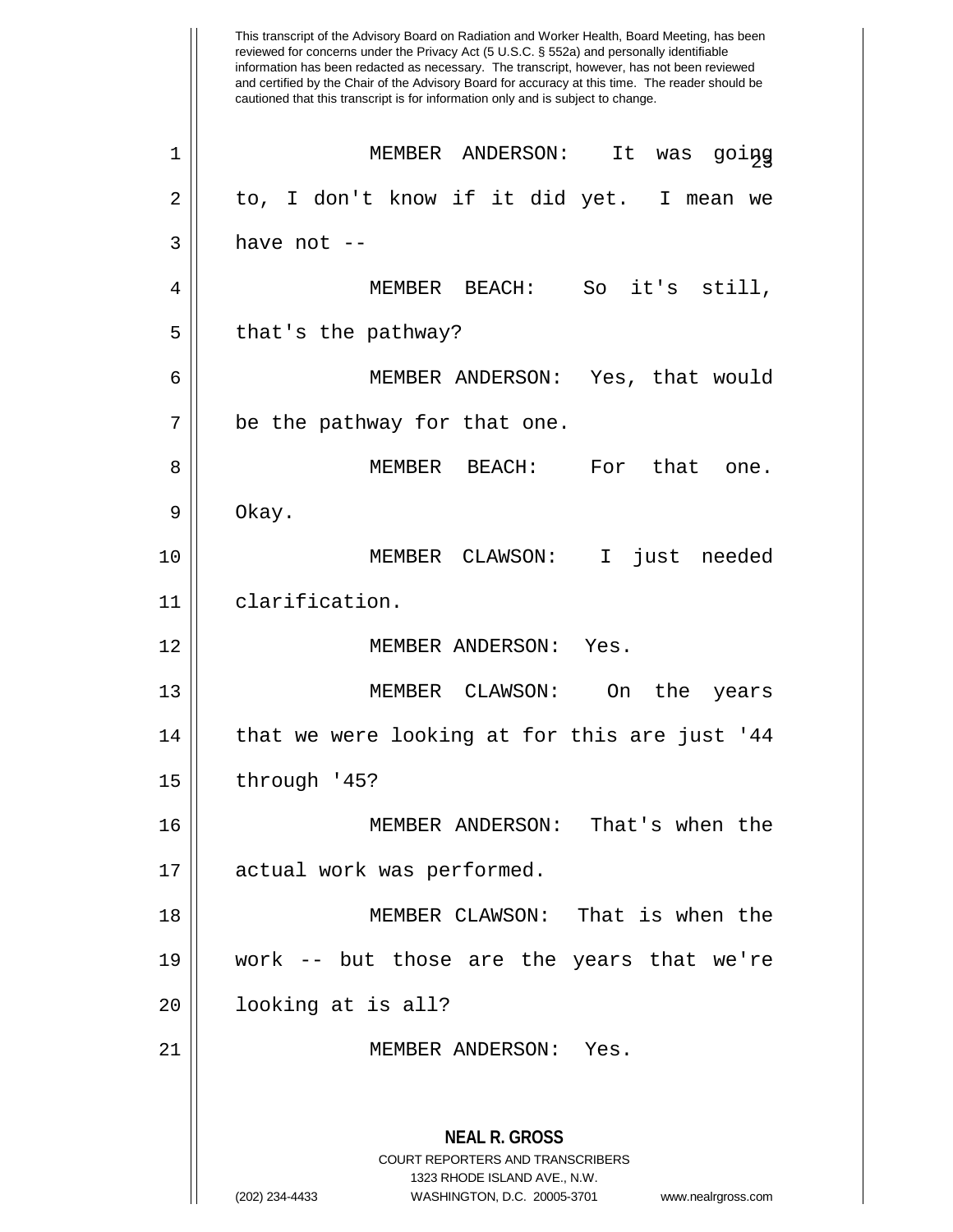MEMBER ANDERSON: It was going to, I don't know if it did yet. I mean we have not --

MEMBER BEACH: So it's still, that's the pathway?

MEMBER ANDERSON: Yes, that would be the pathway for that one.

MEMBER BEACH: For that one. Okay.

MEMBER CLAWSON: I just needed clarification.

MEMBER ANDERSON: Yes.

MEMBER CLAWSON: On the years that we were looking at for this are just '44 through '45?

MEMBER ANDERSON: That's when the actual work was performed.

MEMBER CLAWSON: That is when the work -- but those are the years that we're looking at is all?

MEMBER ANDERSON: Yes.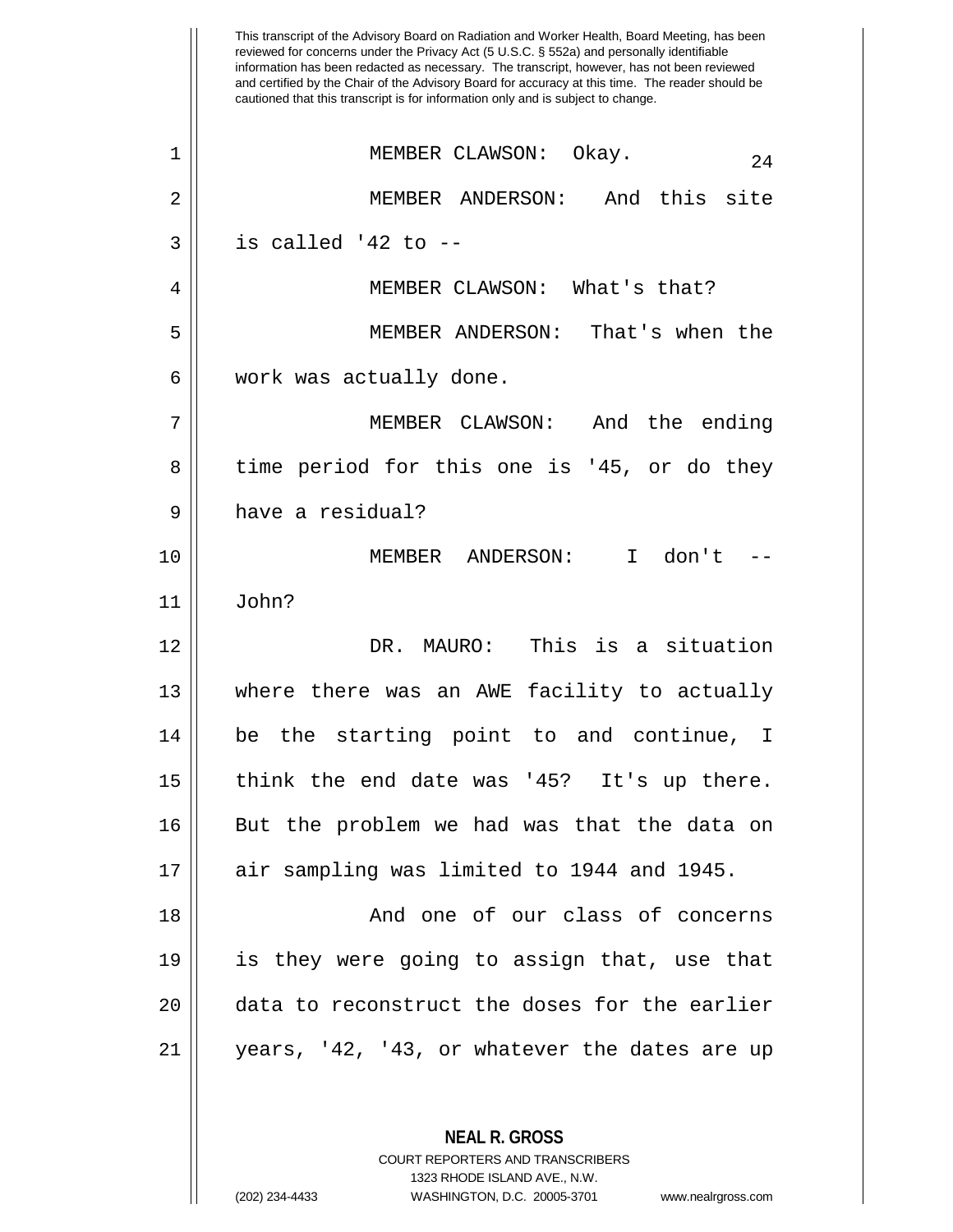This transcript of the Advisory Board on Radiation and Worker Health, Board Meeting, has been reviewed for concerns under the Privacy Act (5 U.S.C. § 552a) and personally identifiable information has been redacted as necessary. The transcript, however, has not been reviewed and certified by the Chair of the Advisory Board for accuracy at this time. The reader should be cautioned that this transcript is for information only and is subject to change.

MEMBER CLAWSON: Okay.

MEMBER ANDERSON: And this site is called '42 to --

MEMBER CLAWSON: What's that?

MEMBER ANDERSON: That's when the work was actually done.

MEMBER CLAWSON: And the ending time period for this one is '45, or do they have a residual?

MEMBER ANDERSON: I don't -- John?

DR. MAURO: This is a situation where there was an AWE facility to actually be the starting point to and continue, I think the end date was '45? It's up there. But the problem we had was that the data on air sampling was limited to 1944 and 1945.

And one of our class of concerns is they were going to assign that, use that data to reconstruct the doses for the earlier years, '42, '43, or whatever the dates are up

**NEAL R. GROSS**
COURT REPORTERS AND TRANSCRIBERS
1323 RHODE ISLAND AVE., N.W.
(202) 234-4433 WASHINGTON, D.C. 20005-3701 www.nealrgross.com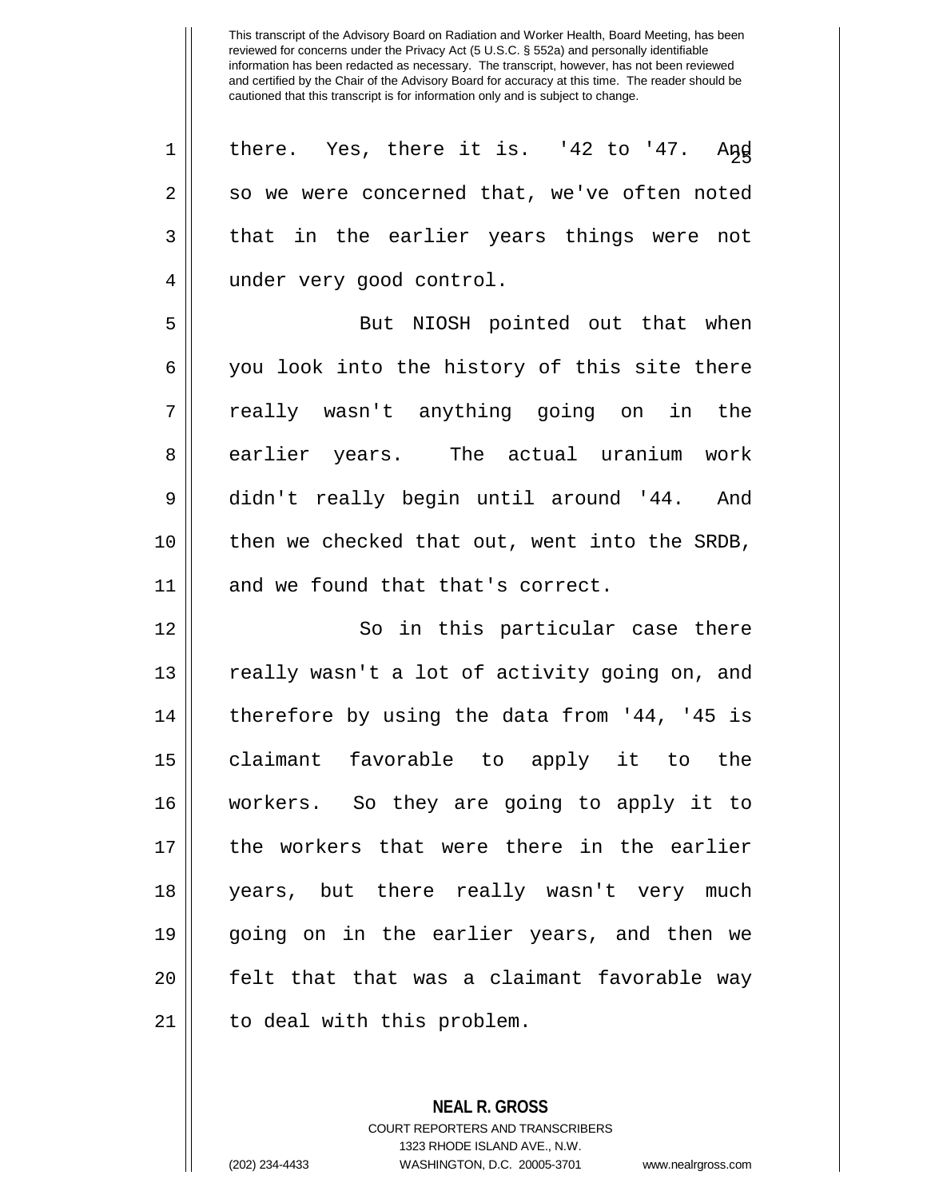there. Yes, there it is. '42 to '47. And so we were concerned that, we've often noted that in the earlier years things were not under very good control.

But NIOSH pointed out that when you look into the history of this site there really wasn't anything going on in the earlier years. The actual uranium work didn't really begin until around '44. And then we checked that out, went into the SRDB, and we found that that's correct.

So in this particular case there really wasn't a lot of activity going on, and therefore by using the data from '44, '45 is claimant favorable to apply it to the workers. So they are going to apply it to the workers that were there in the earlier years, but there really wasn't very much going on in the earlier years, and then we felt that that was a claimant favorable way to deal with this problem.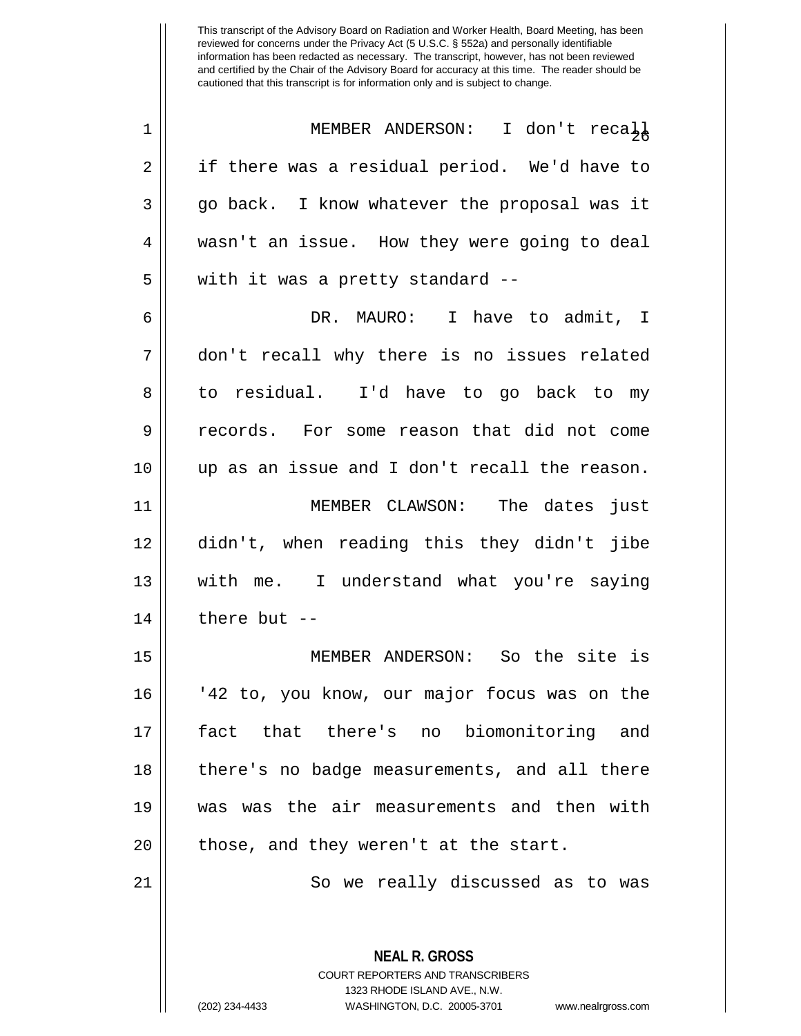This transcript of the Advisory Board on Radiation and Worker Health, Board Meeting, has been reviewed for concerns under the Privacy Act (5 U.S.C. § 552a) and personally identifiable information has been redacted as necessary. The transcript, however, has not been reviewed and certified by the Chair of the Advisory Board for accuracy at this time. The reader should be cautioned that this transcript is for information only and is subject to change.

MEMBER ANDERSON: I don't recall if there was a residual period. We'd have to go back. I know whatever the proposal was it wasn't an issue. How they were going to deal with it was a pretty standard --

DR. MAURO: I have to admit, I don't recall why there is no issues related to residual. I'd have to go back to my records. For some reason that did not come up as an issue and I don't recall the reason.

MEMBER CLAWSON: The dates just didn't, when reading this they didn't jibe with me. I understand what you're saying there but --

MEMBER ANDERSON: So the site is '42 to, you know, our major focus was on the fact that there's no biomonitoring and there's no badge measurements, and all there was was the air measurements and then with those, and they weren't at the start.

So we really discussed as to was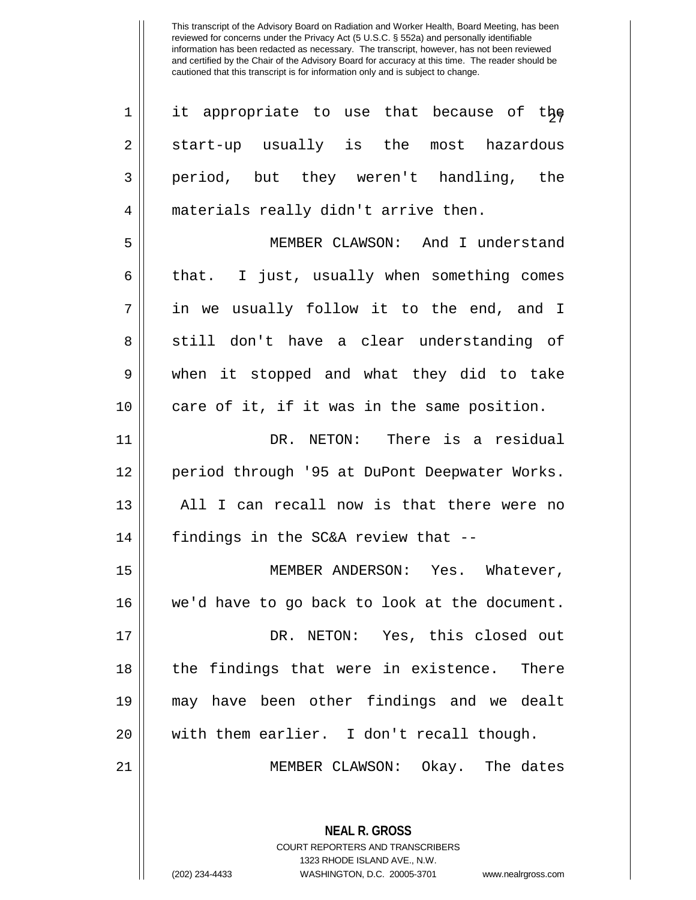it appropriate to use that because of the start-up usually is the most hazardous period, but they weren't handling, the materials really didn't arrive then.

MEMBER CLAWSON: And I understand that. I just, usually when something comes in we usually follow it to the end, and I still don't have a clear understanding of when it stopped and what they did to take care of it, if it was in the same position.

DR. NETON: There is a residual period through '95 at DuPont Deepwater Works. All I can recall now is that there were no findings in the SC&A review that --

MEMBER ANDERSON: Yes. Whatever, we'd have to go back to look at the document.

DR. NETON: Yes, this closed out the findings that were in existence. There may have been other findings and we dealt with them earlier. I don't recall though.

MEMBER CLAWSON: Okay. The dates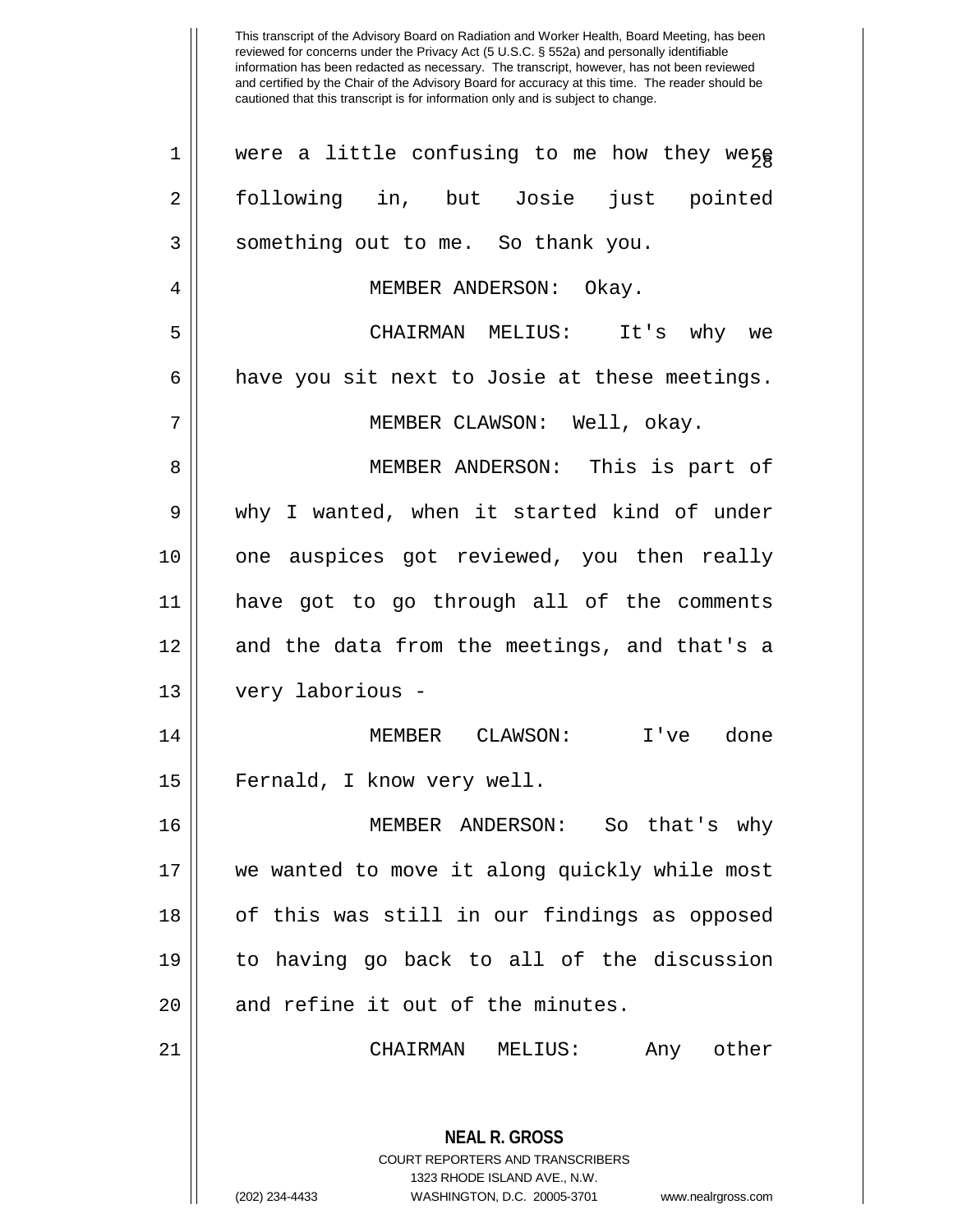were a little confusing to me how they were following in, but Josie just pointed something out to me. So thank you.

MEMBER ANDERSON: Okay.

CHAIRMAN MELIUS: It's why we have you sit next to Josie at these meetings.

MEMBER CLAWSON: Well, okay.

MEMBER ANDERSON: This is part of why I wanted, when it started kind of under one auspices got reviewed, you then really have got to go through all of the comments and the data from the meetings, and that's a very laborious -

MEMBER CLAWSON: I've done Fernald, I know very well.

MEMBER ANDERSON: So that's why we wanted to move it along quickly while most of this was still in our findings as opposed to having go back to all of the discussion and refine it out of the minutes.

CHAIRMAN MELIUS: Any other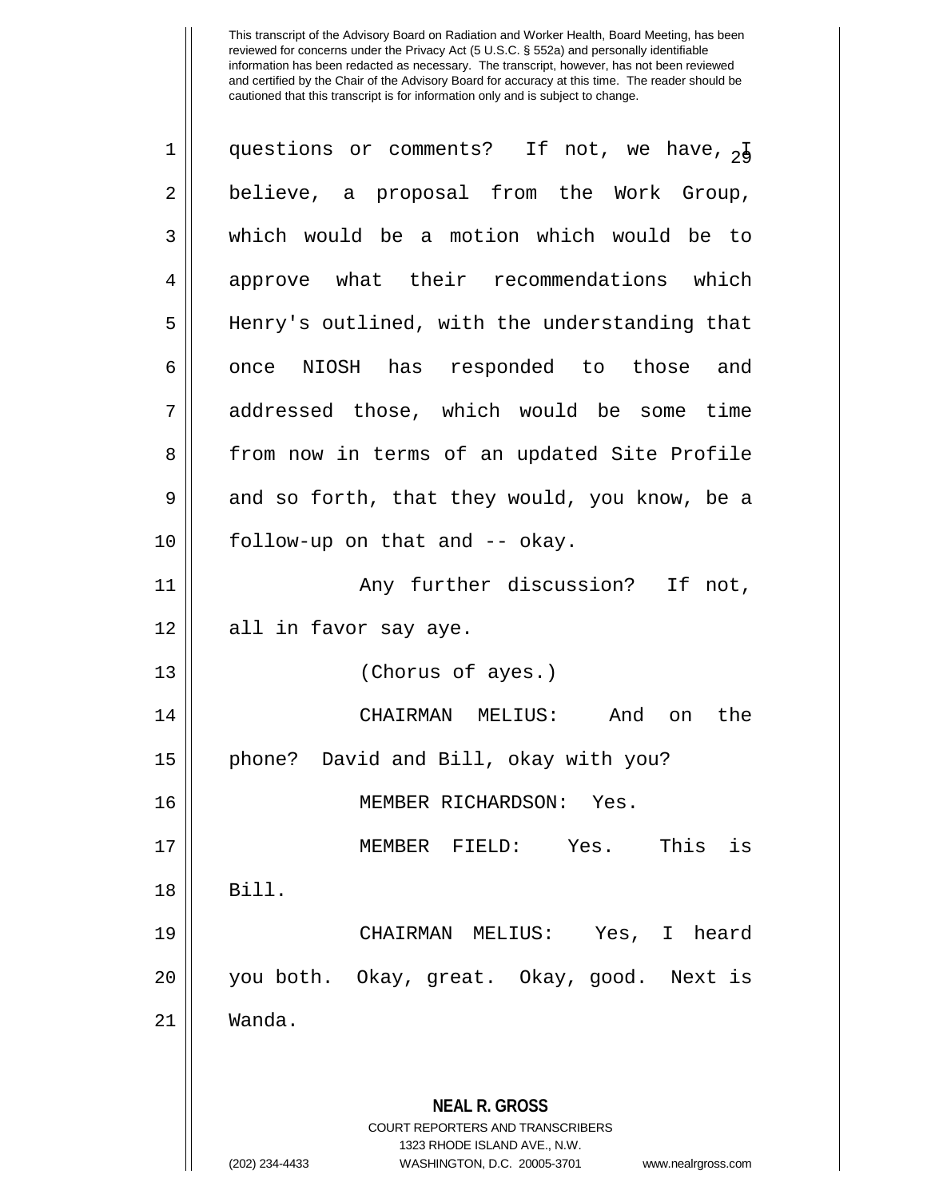This transcript of the Advisory Board on Radiation and Worker Health, Board Meeting, has been reviewed for concerns under the Privacy Act (5 U.S.C. § 552a) and personally identifiable information has been redacted as necessary. The transcript, however, has not been reviewed and certified by the Chair of the Advisory Board for accuracy at this time. The reader should be cautioned that this transcript is for information only and is subject to change.

questions or comments? If not, we have, I believe, a proposal from the Work Group, which would be a motion which would be to approve what their recommendations which Henry's outlined, with the understanding that once NIOSH has responded to those and addressed those, which would be some time from now in terms of an updated Site Profile and so forth, that they would, you know, be a follow-up on that and -- okay.

Any further discussion? If not, all in favor say aye.

(Chorus of ayes.)

CHAIRMAN MELIUS: And on the phone? David and Bill, okay with you?

MEMBER RICHARDSON: Yes.

MEMBER FIELD: Yes. This is Bill.

CHAIRMAN MELIUS: Yes, I heard you both. Okay, great. Okay, good. Next is Wanda.

**NEAL R. GROSS**
COURT REPORTERS AND TRANSCRIBERS
1323 RHODE ISLAND AVE., N.W.
(202) 234-4433 WASHINGTON, D.C. 20005-3701 www.nealrgross.com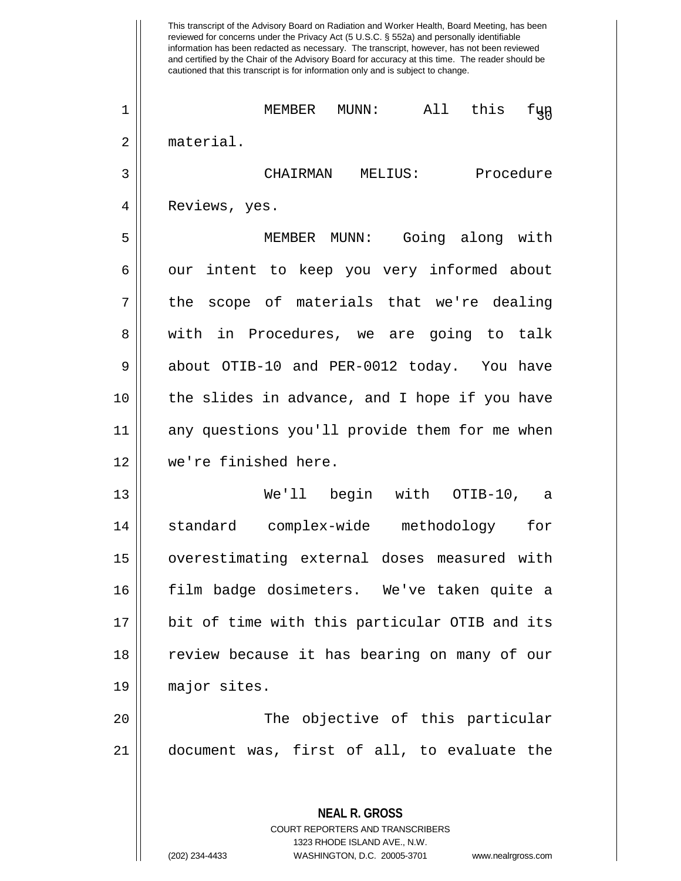This transcript of the Advisory Board on Radiation and Worker Health, Board Meeting, has been reviewed for concerns under the Privacy Act (5 U.S.C. § 552a) and personally identifiable information has been redacted as necessary. The transcript, however, has not been reviewed and certified by the Chair of the Advisory Board for accuracy at this time. The reader should be cautioned that this transcript is for information only and is subject to change.

MEMBER MUNN: All this fun material.

CHAIRMAN MELIUS: Procedure Reviews, yes.

MEMBER MUNN: Going along with our intent to keep you very informed about the scope of materials that we're dealing with in Procedures, we are going to talk about OTIB-10 and PER-0012 today. You have the slides in advance, and I hope if you have any questions you'll provide them for me when we're finished here.

We'll begin with OTIB-10, a standard complex-wide methodology for overestimating external doses measured with film badge dosimeters. We've taken quite a bit of time with this particular OTIB and its review because it has bearing on many of our major sites.

The objective of this particular document was, first of all, to evaluate the

**NEAL R. GROSS**
COURT REPORTERS AND TRANSCRIBERS
1323 RHODE ISLAND AVE., N.W.
(202) 234-4433 WASHINGTON, D.C. 20005-3701 www.nealrgross.com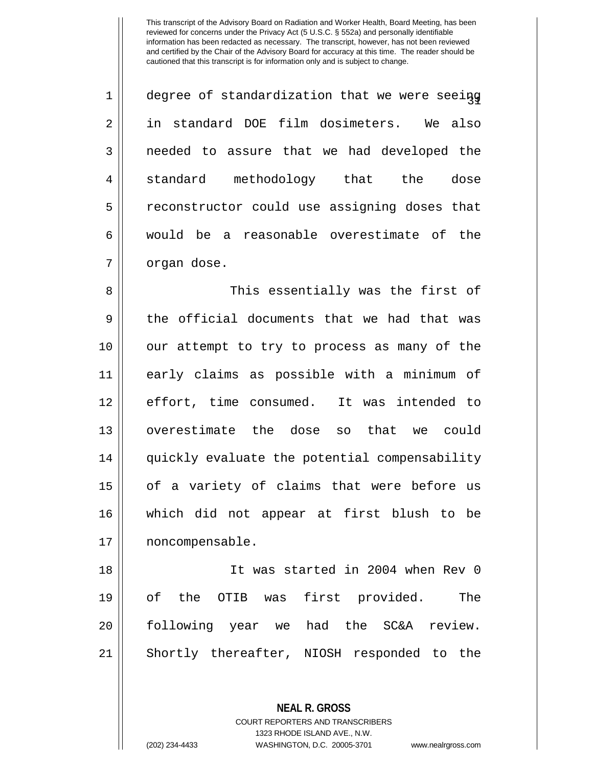degree of standardization that we were seeing in standard DOE film dosimeters. We also needed to assure that we had developed the standard methodology that the dose reconstructor could use assigning doses that would be a reasonable overestimate of the organ dose.

This essentially was the first of the official documents that we had that was our attempt to try to process as many of the early claims as possible with a minimum of effort, time consumed. It was intended to overestimate the dose so that we could quickly evaluate the potential compensability of a variety of claims that were before us which did not appear at first blush to be noncompensable.

It was started in 2004 when Rev 0 of the OTIB was first provided. The following year we had the SC&A review. Shortly thereafter, NIOSH responded to the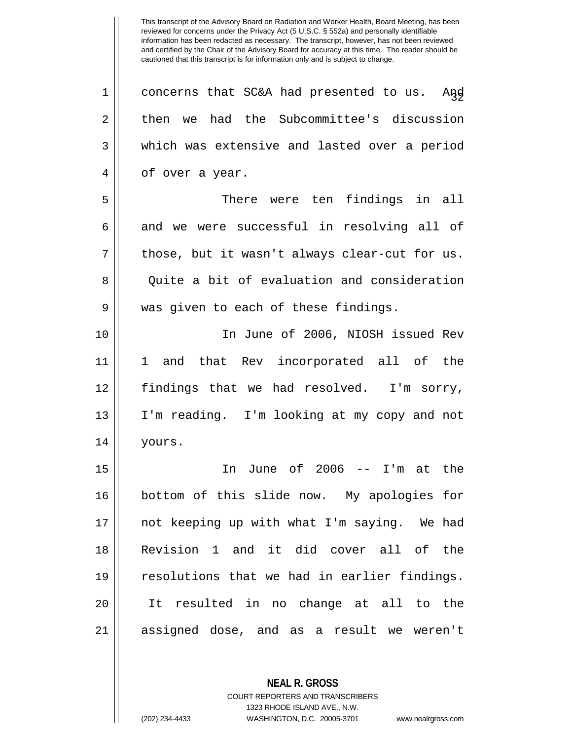This transcript of the Advisory Board on Radiation and Worker Health, Board Meeting, has been reviewed for concerns under the Privacy Act (5 U.S.C. § 552a) and personally identifiable information has been redacted as necessary. The transcript, however, has not been reviewed and certified by the Chair of the Advisory Board for accuracy at this time. The reader should be cautioned that this transcript is for information only and is subject to change.

concerns that SC&A had presented to us. And then we had the Subcommittee's discussion which was extensive and lasted over a period of over a year.

There were ten findings in all and we were successful in resolving all of those, but it wasn't always clear-cut for us. Quite a bit of evaluation and consideration was given to each of these findings.

In June of 2006, NIOSH issued Rev 1 and that Rev incorporated all of the findings that we had resolved. I'm sorry, I'm reading. I'm looking at my copy and not yours.

In June of 2006 -- I'm at the bottom of this slide now. My apologies for not keeping up with what I'm saying. We had Revision 1 and it did cover all of the resolutions that we had in earlier findings. It resulted in no change at all to the assigned dose, and as a result we weren't

**NEAL R. GROSS**
COURT REPORTERS AND TRANSCRIBERS
1323 RHODE ISLAND AVE., N.W.
(202) 234-4433 WASHINGTON, D.C. 20005-3701 www.nealrgross.com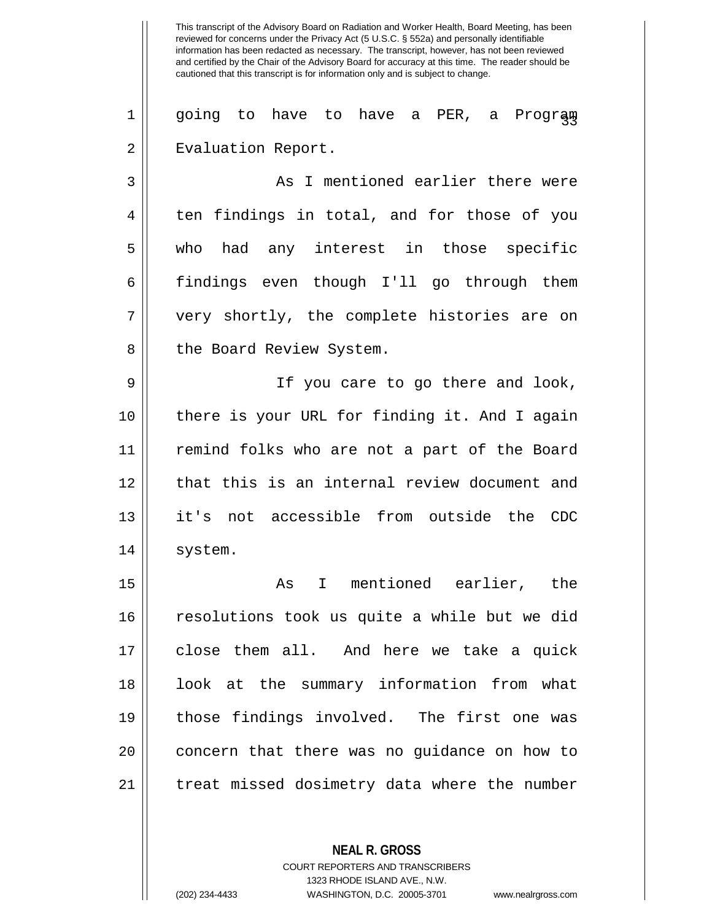going to have to have a PER, a Program Evaluation Report.

As I mentioned earlier there were ten findings in total, and for those of you who had any interest in those specific findings even though I'll go through them very shortly, the complete histories are on the Board Review System.

If you care to go there and look, there is your URL for finding it. And I again remind folks who are not a part of the Board that this is an internal review document and it's not accessible from outside the CDC system.

As I mentioned earlier, the resolutions took us quite a while but we did close them all. And here we take a quick look at the summary information from what those findings involved. The first one was concern that there was no guidance on how to treat missed dosimetry data where the number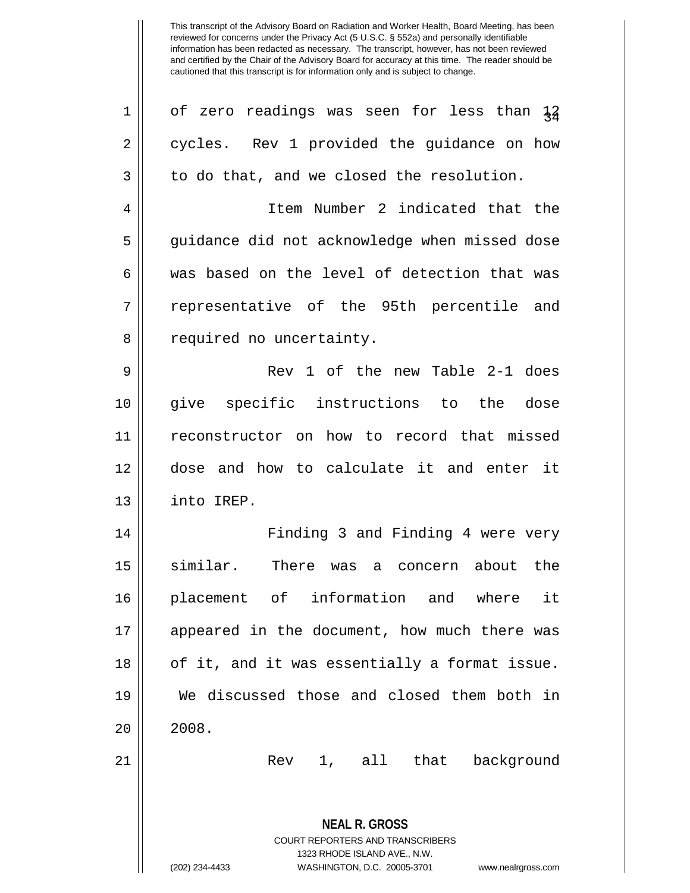of zero readings was seen for less than 12 cycles. Rev 1 provided the guidance on how to do that, and we closed the resolution.

Item Number 2 indicated that the guidance did not acknowledge when missed dose was based on the level of detection that was representative of the 95th percentile and required no uncertainty.

Rev 1 of the new Table 2-1 does give specific instructions to the dose reconstructor on how to record that missed dose and how to calculate it and enter it into IREP.

Finding 3 and Finding 4 were very similar. There was a concern about the placement of information and where it appeared in the document, how much there was of it, and it was essentially a format issue. We discussed those and closed them both in 2008.

Rev 1, all that background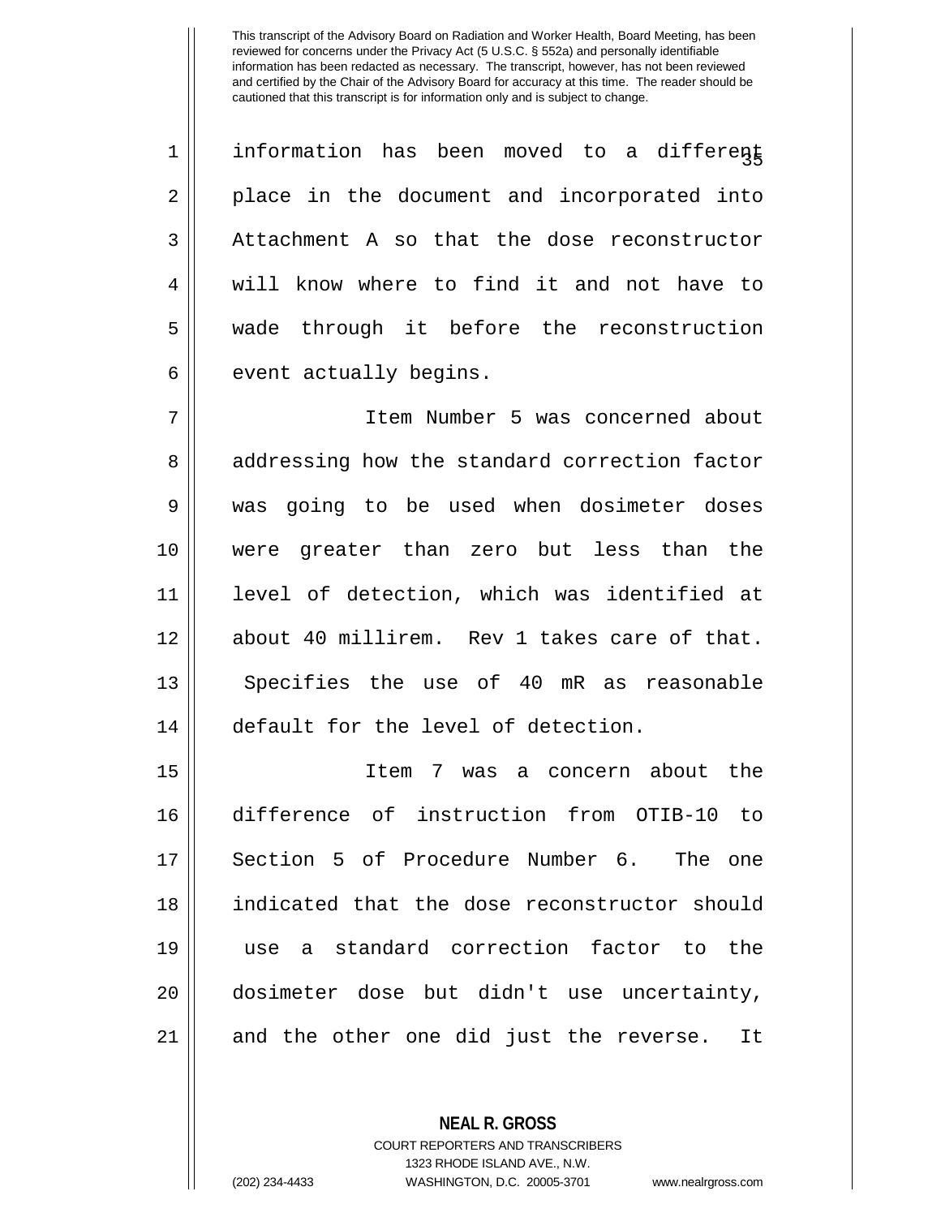information has been moved to a different place in the document and incorporated into Attachment A so that the dose reconstructor will know where to find it and not have to wade through it before the reconstruction event actually begins.

Item Number 5 was concerned about addressing how the standard correction factor was going to be used when dosimeter doses were greater than zero but less than the level of detection, which was identified at about 40 millirem. Rev 1 takes care of that. Specifies the use of 40 mR as reasonable default for the level of detection.

Item 7 was a concern about the difference of instruction from OTIB-10 to Section 5 of Procedure Number 6. The one indicated that the dose reconstructor should use a standard correction factor to the dosimeter dose but didn't use uncertainty, and the other one did just the reverse. It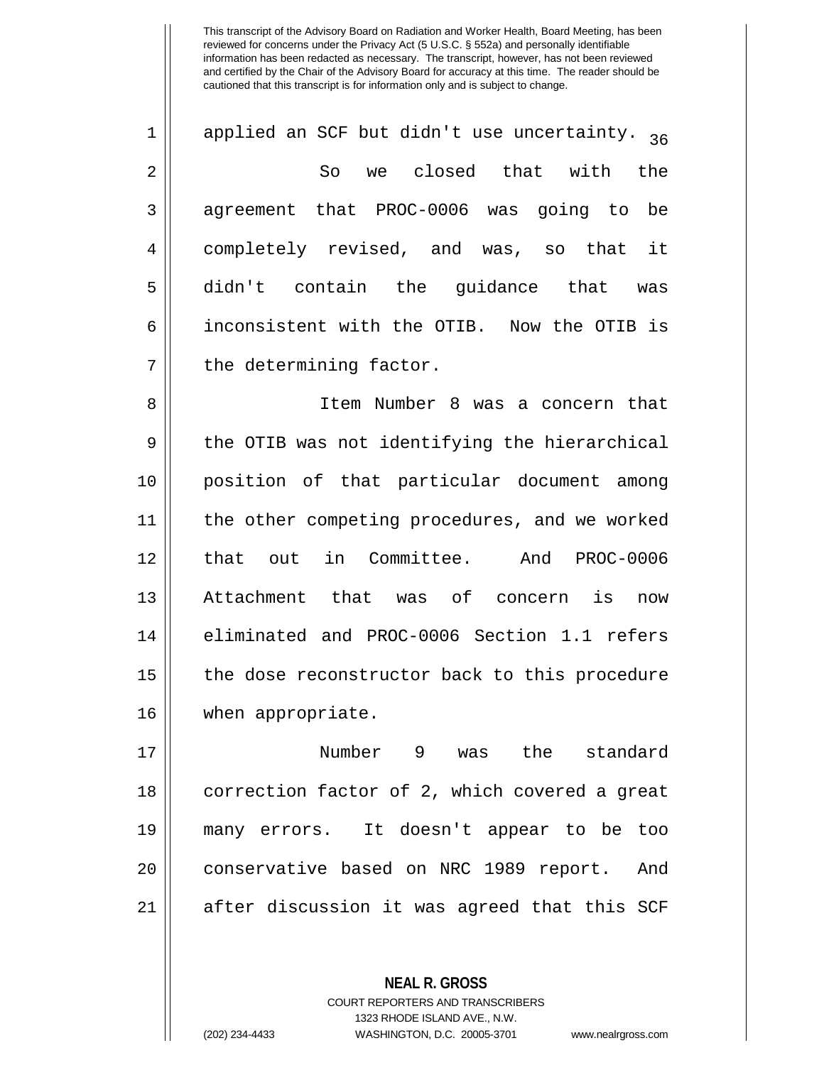applied an SCF but didn't use uncertainty.

So we closed that with the agreement that PROC-0006 was going to be completely revised, and was, so that it didn't contain the guidance that was inconsistent with the OTIB. Now the OTIB is the determining factor.

Item Number 8 was a concern that the OTIB was not identifying the hierarchical position of that particular document among the other competing procedures, and we worked that out in Committee. And PROC-0006 Attachment that was of concern is now eliminated and PROC-0006 Section 1.1 refers the dose reconstructor back to this procedure when appropriate.

Number 9 was the standard correction factor of 2, which covered a great many errors. It doesn't appear to be too conservative based on NRC 1989 report. And after discussion it was agreed that this SCF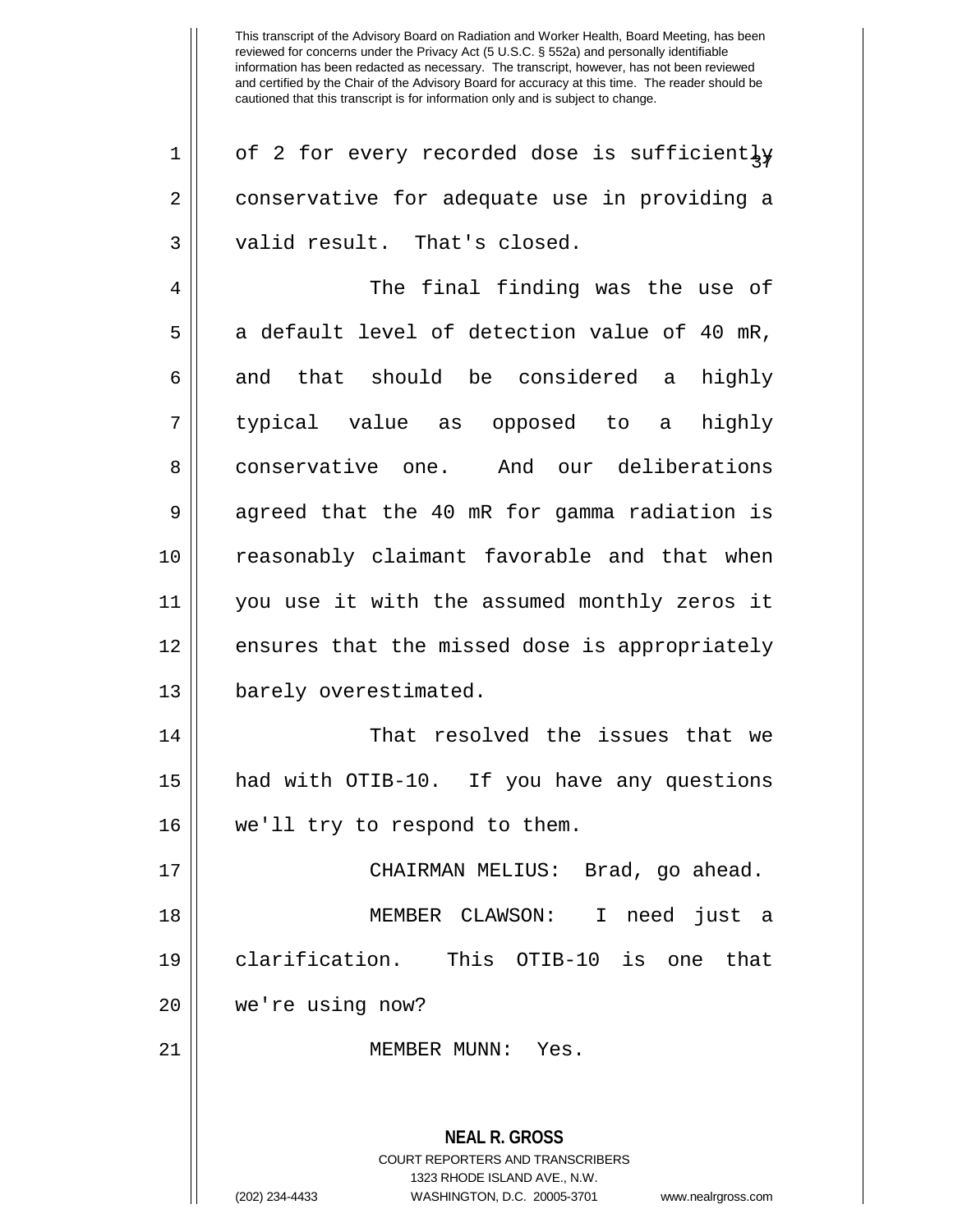of 2 for every recorded dose is sufficiently conservative for adequate use in providing a valid result. That's closed.

The final finding was the use of a default level of detection value of 40 mR, and that should be considered a highly typical value as opposed to a highly conservative one. And our deliberations agreed that the 40 mR for gamma radiation is reasonably claimant favorable and that when you use it with the assumed monthly zeros it ensures that the missed dose is appropriately barely overestimated.

That resolved the issues that we had with OTIB-10. If you have any questions we'll try to respond to them.

CHAIRMAN MELIUS: Brad, go ahead.

MEMBER CLAWSON: I need just a clarification. This OTIB-10 is one that we're using now?

MEMBER MUNN: Yes.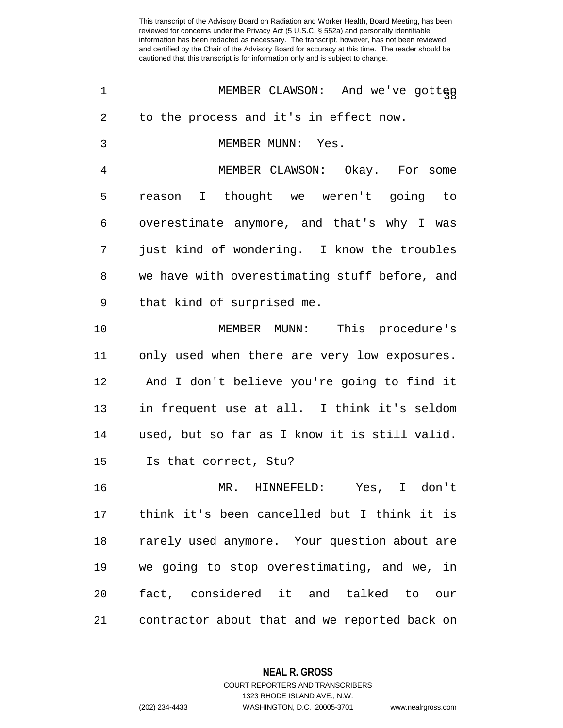MEMBER CLAWSON: And we've gotten to the process and it's in effect now.

MEMBER MUNN: Yes.

MEMBER CLAWSON: Okay. For some reason I thought we weren't going to overestimate anymore, and that's why I was just kind of wondering. I know the troubles we have with overestimating stuff before, and that kind of surprised me.

MEMBER MUNN: This procedure's only used when there are very low exposures. And I don't believe you're going to find it in frequent use at all. I think it's seldom used, but so far as I know it is still valid. Is that correct, Stu?

MR. HINNEFELD: Yes, I don't think it's been cancelled but I think it is rarely used anymore. Your question about are we going to stop overestimating, and we, in fact, considered it and talked to our contractor about that and we reported back on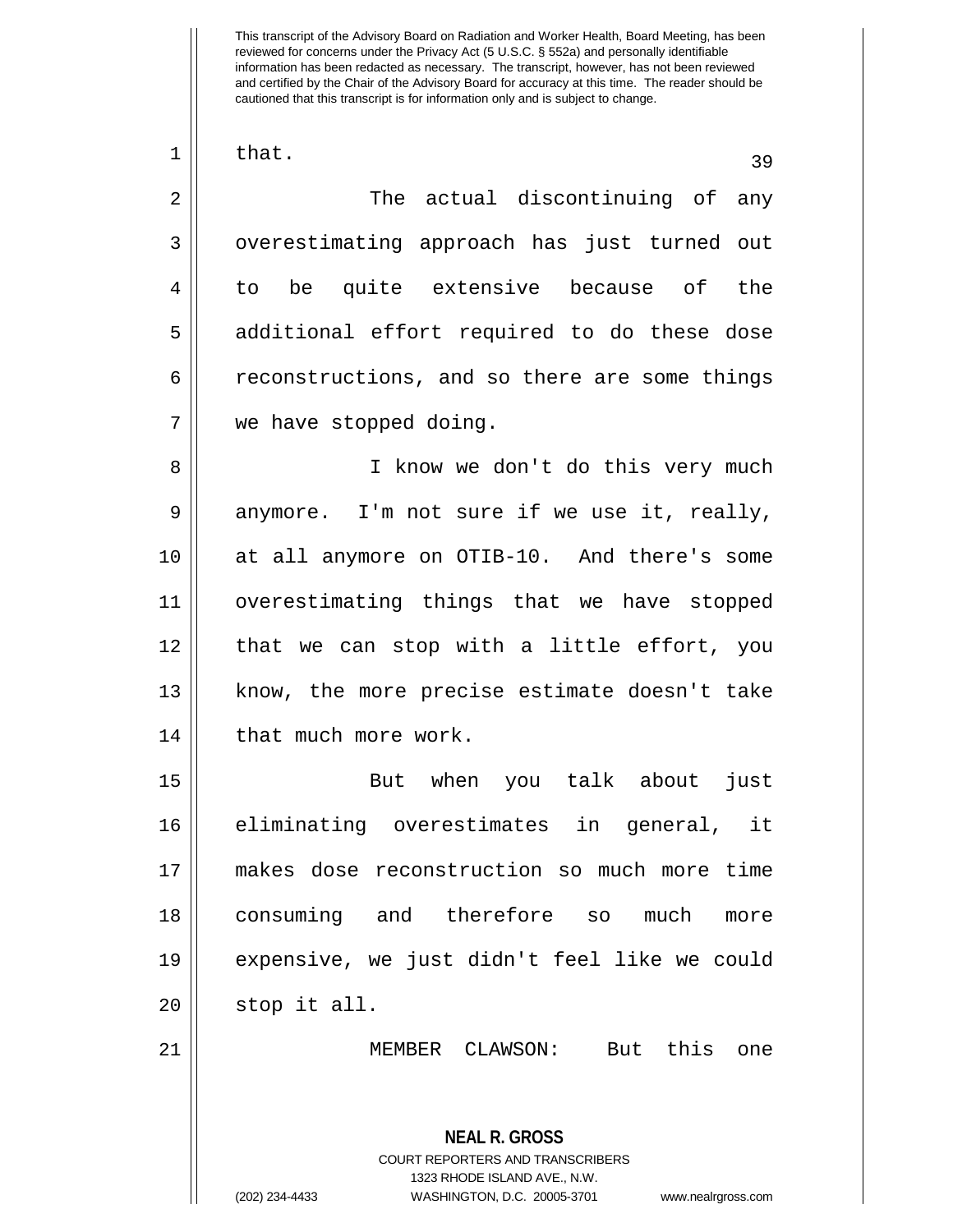that.

The actual discontinuing of any overestimating approach has just turned out to be quite extensive because of the additional effort required to do these dose reconstructions, and so there are some things we have stopped doing.

I know we don't do this very much anymore. I'm not sure if we use it, really, at all anymore on OTIB-10. And there's some overestimating things that we have stopped that we can stop with a little effort, you know, the more precise estimate doesn't take that much more work.

But when you talk about just eliminating overestimates in general, it makes dose reconstruction so much more time consuming and therefore so much more expensive, we just didn't feel like we could stop it all.

MEMBER CLAWSON: But this one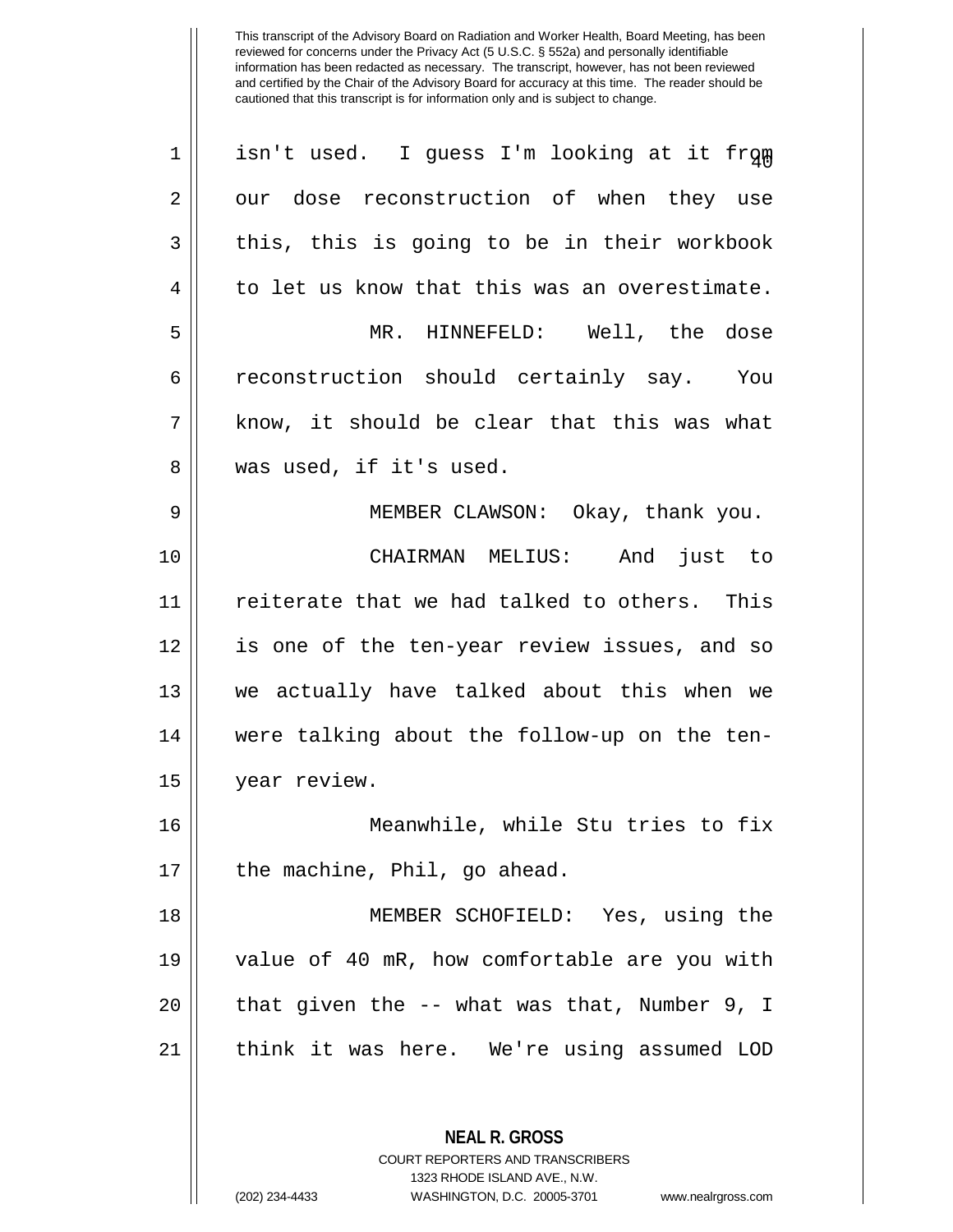isn't used. I guess I'm looking at it from our dose reconstruction of when they use this, this is going to be in their workbook to let us know that this was an overestimate.

MR. HINNEFELD: Well, the dose reconstruction should certainly say. You know, it should be clear that this was what was used, if it's used.

MEMBER CLAWSON: Okay, thank you.

CHAIRMAN MELIUS: And just to reiterate that we had talked to others. This is one of the ten-year review issues, and so we actually have talked about this when we were talking about the follow-up on the ten-year review.

Meanwhile, while Stu tries to fix the machine, Phil, go ahead.

MEMBER SCHOFIELD: Yes, using the value of 40 mR, how comfortable are you with that given the -- what was that, Number 9, I think it was here. We're using assumed LOD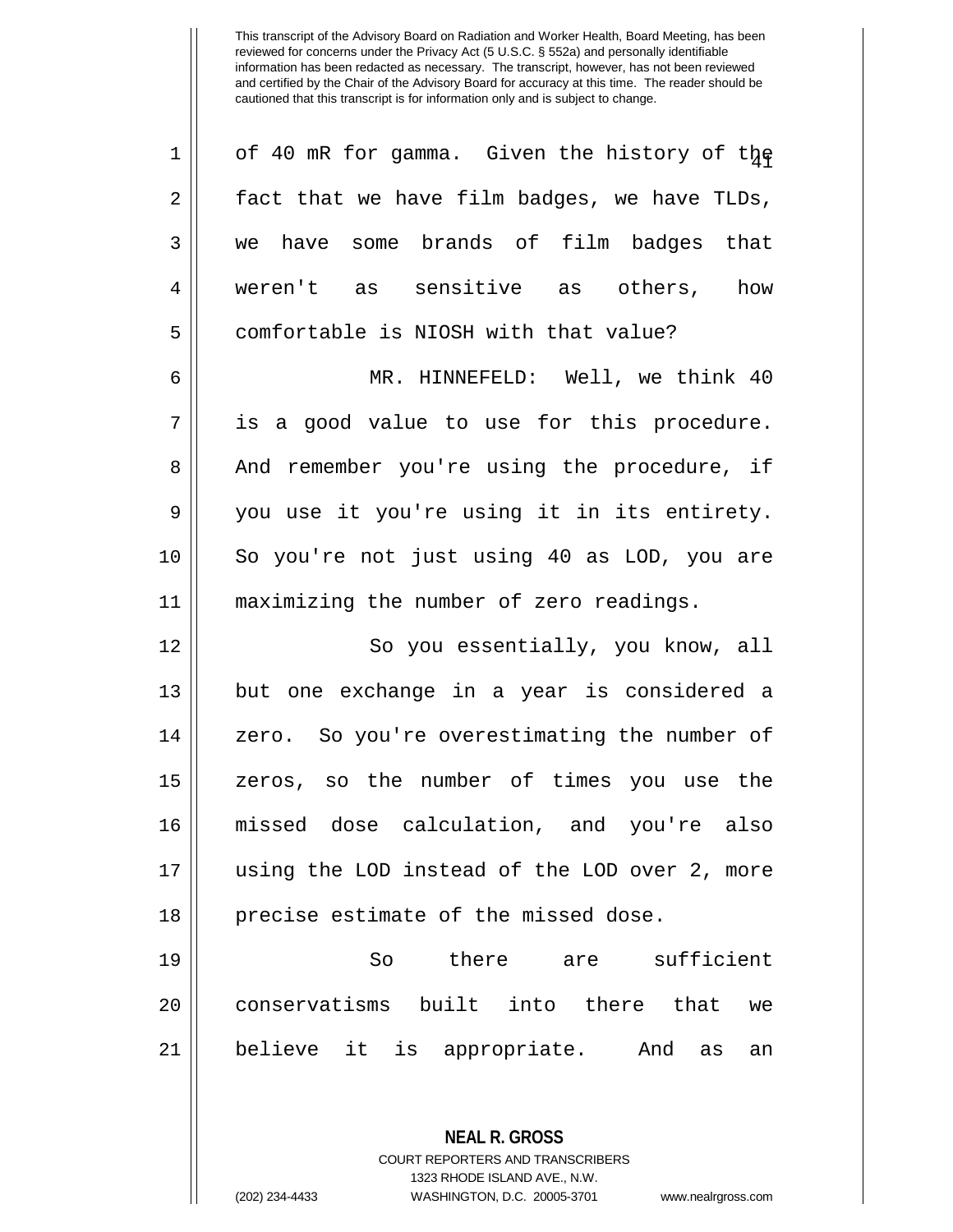of 40 mR for gamma. Given the history of the fact that we have film badges, we have TLDs, we have some brands of film badges that weren't as sensitive as others, how comfortable is NIOSH with that value?

MR. HINNEFELD: Well, we think 40 is a good value to use for this procedure. And remember you're using the procedure, if you use it you're using it in its entirety. So you're not just using 40 as LOD, you are maximizing the number of zero readings.

So you essentially, you know, all but one exchange in a year is considered a zero. So you're overestimating the number of zeros, so the number of times you use the missed dose calculation, and you're also using the LOD instead of the LOD over 2, more precise estimate of the missed dose.

So there are sufficient conservatisms built into there that we believe it is appropriate. And as an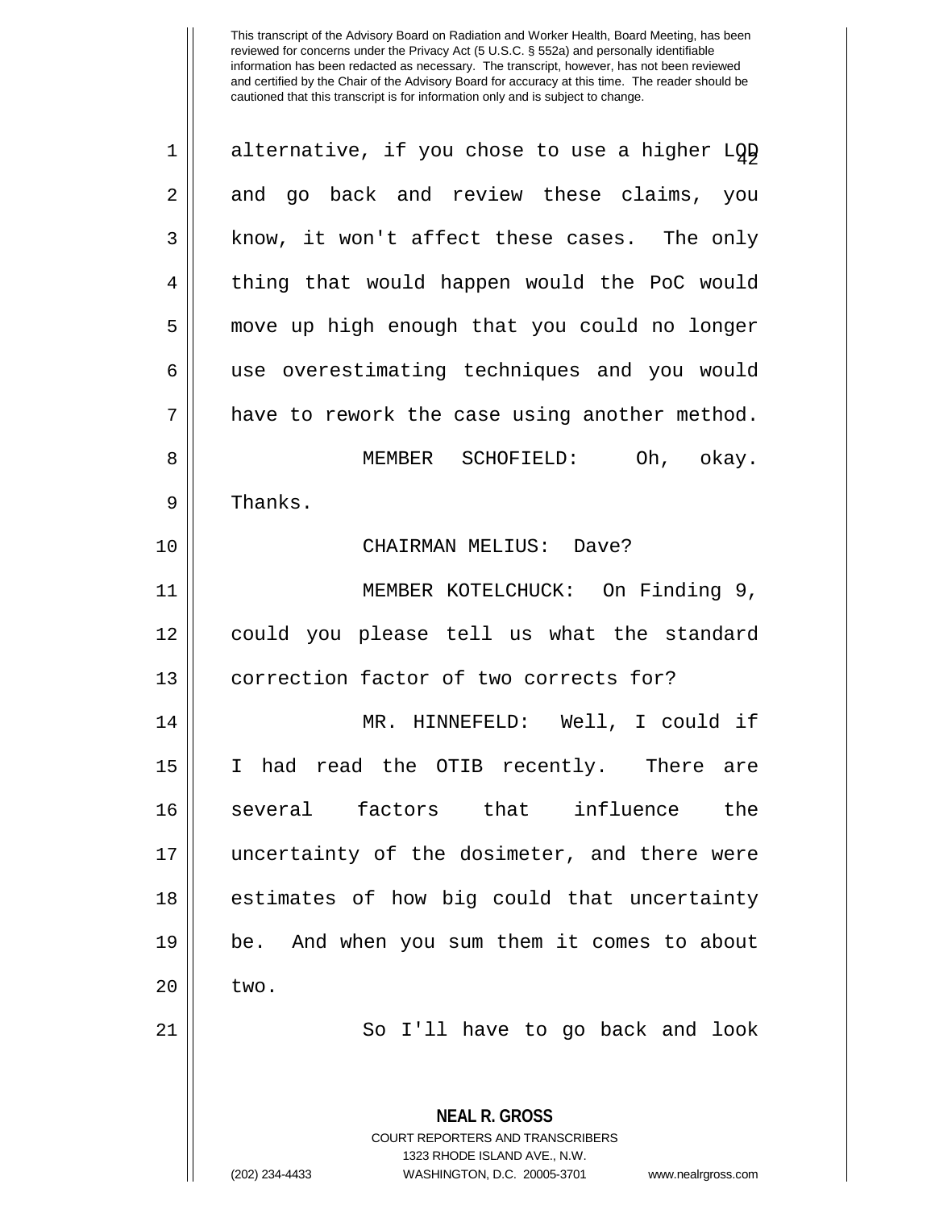alternative, if you chose to use a higher LOD and go back and review these claims, you know, it won't affect these cases. The only thing that would happen would the PoC would move up high enough that you could no longer use overestimating techniques and you would have to rework the case using another method.

MEMBER SCHOFIELD: Oh, okay. Thanks.

CHAIRMAN MELIUS: Dave?

MEMBER KOTELCHUCK: On Finding 9, could you please tell us what the standard correction factor of two corrects for?

MR. HINNEFELD: Well, I could if I had read the OTIB recently. There are several factors that influence the uncertainty of the dosimeter, and there were estimates of how big could that uncertainty be. And when you sum them it comes to about two.

So I'll have to go back and look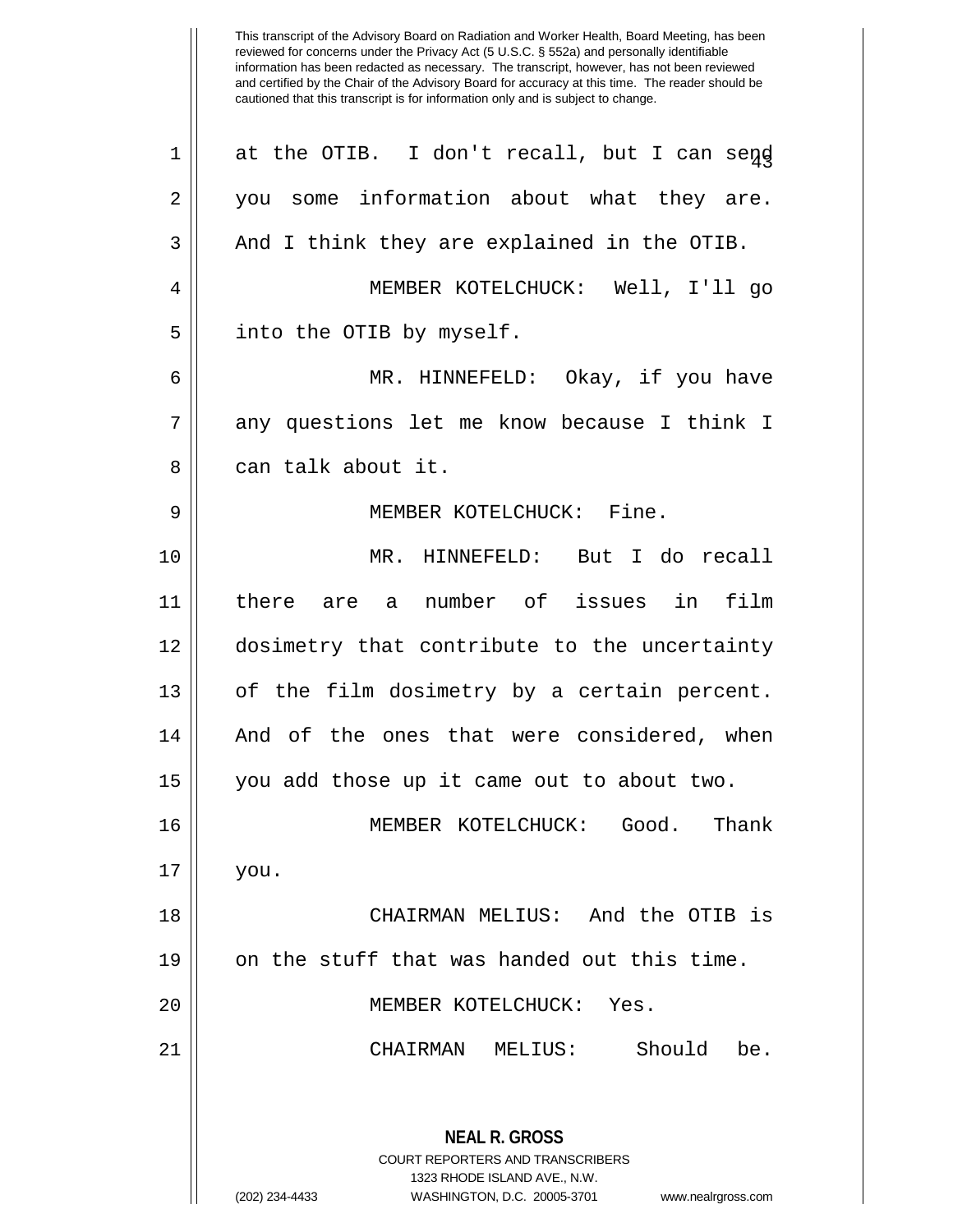at the OTIB. I don't recall, but I can send you some information about what they are. And I think they are explained in the OTIB.

MEMBER KOTELCHUCK: Well, I'll go into the OTIB by myself.

MR. HINNEFELD: Okay, if you have any questions let me know because I think I can talk about it.

MEMBER KOTELCHUCK: Fine.

MR. HINNEFELD: But I do recall there are a number of issues in film dosimetry that contribute to the uncertainty of the film dosimetry by a certain percent. And of the ones that were considered, when you add those up it came out to about two.

MEMBER KOTELCHUCK: Good. Thank you.

CHAIRMAN MELIUS: And the OTIB is on the stuff that was handed out this time.

MEMBER KOTELCHUCK: Yes.

CHAIRMAN MELIUS: Should be.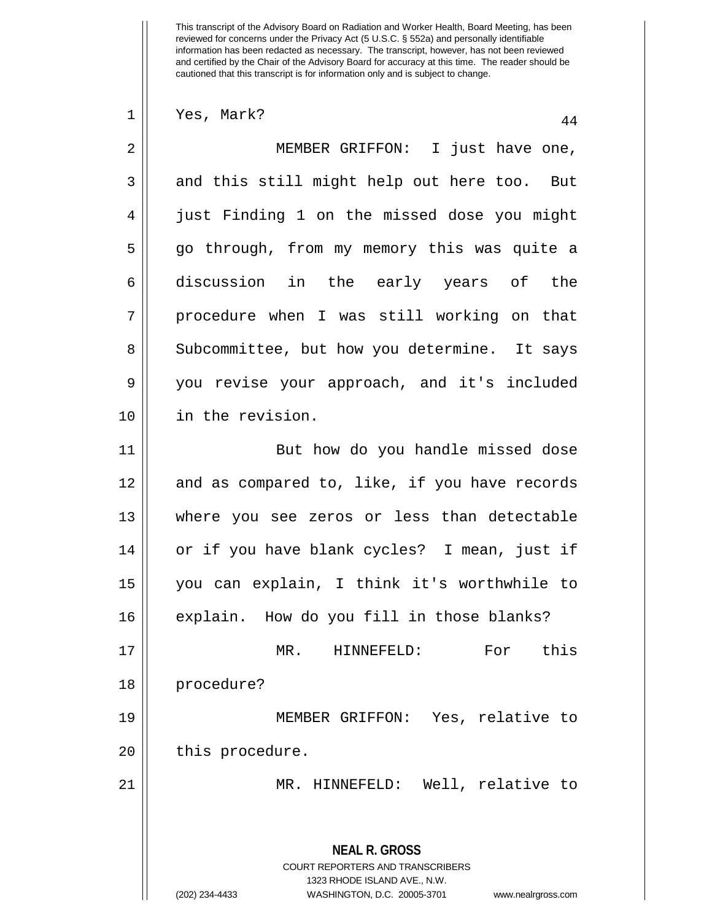This transcript of the Advisory Board on Radiation and Worker Health, Board Meeting, has been reviewed for concerns under the Privacy Act (5 U.S.C. § 552a) and personally identifiable information has been redacted as necessary. The transcript, however, has not been reviewed and certified by the Chair of the Advisory Board for accuracy at this time. The reader should be cautioned that this transcript is for information only and is subject to change.

Yes, Mark?

MEMBER GRIFFON: I just have one, and this still might help out here too. But just Finding 1 on the missed dose you might go through, from my memory this was quite a discussion in the early years of the procedure when I was still working on that Subcommittee, but how you determine. It says you revise your approach, and it's included in the revision.

But how do you handle missed dose and as compared to, like, if you have records where you see zeros or less than detectable or if you have blank cycles? I mean, just if you can explain, I think it's worthwhile to explain. How do you fill in those blanks?

MR. HINNEFELD: For this procedure?

MEMBER GRIFFON: Yes, relative to this procedure.

MR. HINNEFELD: Well, relative to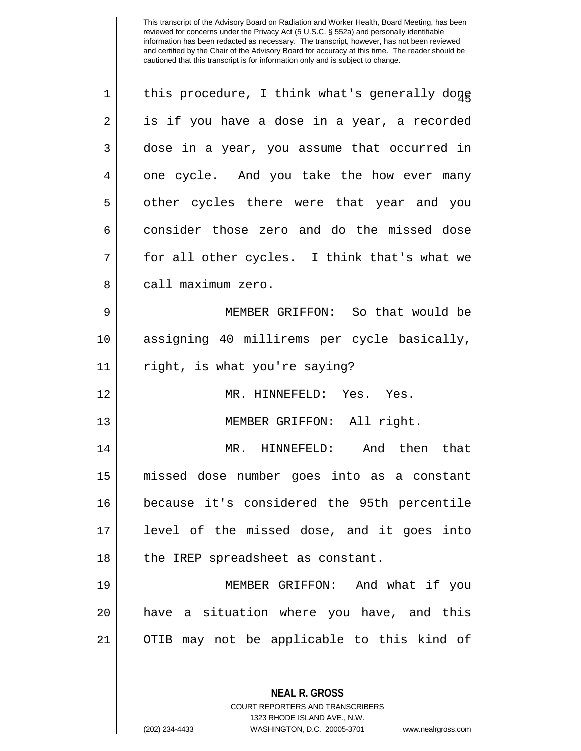this procedure, I think what's generally done is if you have a dose in a year, a recorded dose in a year, you assume that occurred in one cycle. And you take the how ever many other cycles there were that year and you consider those zero and do the missed dose for all other cycles. I think that's what we call maximum zero.

MEMBER GRIFFON: So that would be assigning 40 millirems per cycle basically, right, is what you're saying?

MR. HINNEFELD: Yes. Yes.

MEMBER GRIFFON: All right.

MR. HINNEFELD: And then that missed dose number goes into as a constant because it's considered the 95th percentile level of the missed dose, and it goes into the IREP spreadsheet as constant.

MEMBER GRIFFON: And what if you have a situation where you have, and this OTIB may not be applicable to this kind of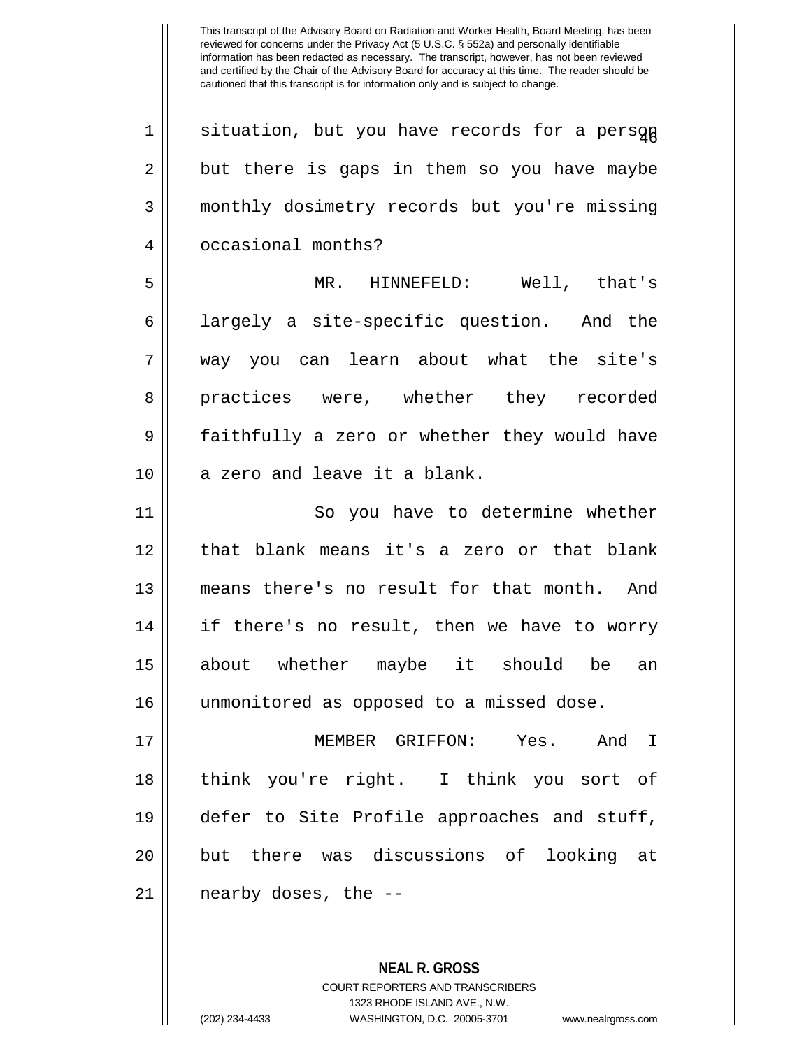situation, but you have records for a person but there is gaps in them so you have maybe monthly dosimetry records but you're missing occasional months?

MR. HINNEFELD: Well, that's largely a site-specific question. And the way you can learn about what the site's practices were, whether they recorded faithfully a zero or whether they would have a zero and leave it a blank.

So you have to determine whether that blank means it's a zero or that blank means there's no result for that month. And if there's no result, then we have to worry about whether maybe it should be an unmonitored as opposed to a missed dose.

MEMBER GRIFFON: Yes. And I think you're right. I think you sort of defer to Site Profile approaches and stuff, but there was discussions of looking at nearby doses, the --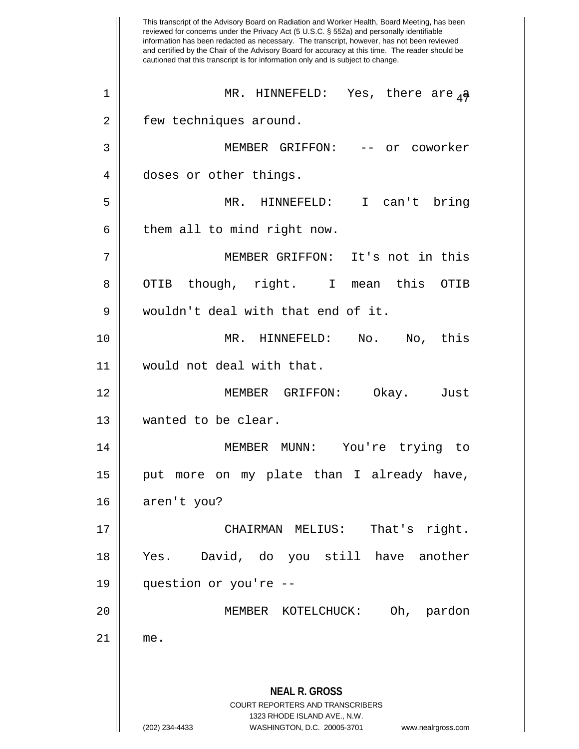MR. HINNEFELD: Yes, there are a few techniques around.

MEMBER GRIFFON: -- or coworker doses or other things.

MR. HINNEFELD: I can't bring them all to mind right now.

MEMBER GRIFFON: It's not in this OTIB though, right. I mean this OTIB wouldn't deal with that end of it.

MR. HINNEFELD: No. No, this would not deal with that.

MEMBER GRIFFON: Okay. Just wanted to be clear.

MEMBER MUNN: You're trying to put more on my plate than I already have, aren't you?

CHAIRMAN MELIUS: That's right. Yes. David, do you still have another question or you're --

MEMBER KOTELCHUCK: Oh, pardon me.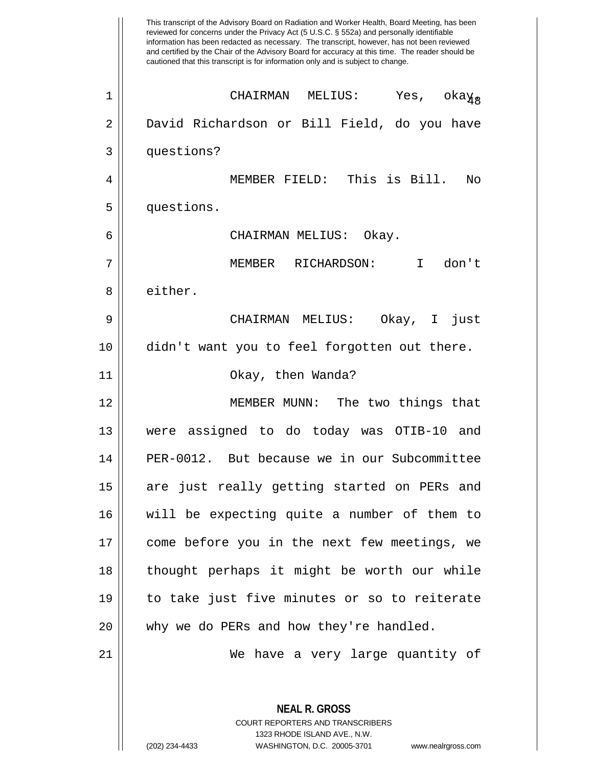This transcript of the Advisory Board on Radiation and Worker Health, Board Meeting, has been reviewed for concerns under the Privacy Act (5 U.S.C. § 552a) and personally identifiable information has been redacted as necessary. The transcript, however, has not been reviewed and certified by the Chair of the Advisory Board for accuracy at this time. The reader should be cautioned that this transcript is for information only and is subject to change.

CHAIRMAN MELIUS: Yes, okay. David Richardson or Bill Field, do you have questions?

MEMBER FIELD: This is Bill. No questions.

CHAIRMAN MELIUS: Okay.

MEMBER RICHARDSON: I don't either.

CHAIRMAN MELIUS: Okay, I just didn't want you to feel forgotten out there.

Okay, then Wanda?

MEMBER MUNN: The two things that were assigned to do today was OTIB-10 and PER-0012. But because we in our Subcommittee are just really getting started on PERs and will be expecting quite a number of them to come before you in the next few meetings, we thought perhaps it might be worth our while to take just five minutes or so to reiterate why we do PERs and how they're handled.

We have a very large quantity of

**NEAL R. GROSS**
COURT REPORTERS AND TRANSCRIBERS
1323 RHODE ISLAND AVE., N.W.
(202) 234-4433 WASHINGTON, D.C. 20005-3701 www.nealrgross.com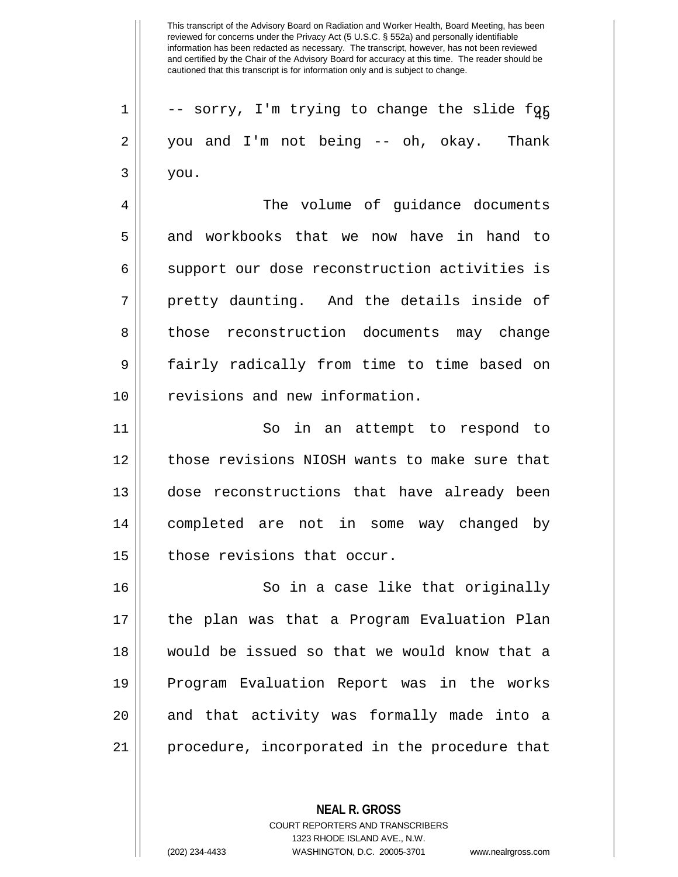-- sorry, I'm trying to change the slide for you and I'm not being -- oh, okay. Thank you.

The volume of guidance documents and workbooks that we now have in hand to support our dose reconstruction activities is pretty daunting. And the details inside of those reconstruction documents may change fairly radically from time to time based on revisions and new information.

So in an attempt to respond to those revisions NIOSH wants to make sure that dose reconstructions that have already been completed are not in some way changed by those revisions that occur.

So in a case like that originally the plan was that a Program Evaluation Plan would be issued so that we would know that a Program Evaluation Report was in the works and that activity was formally made into a procedure, incorporated in the procedure that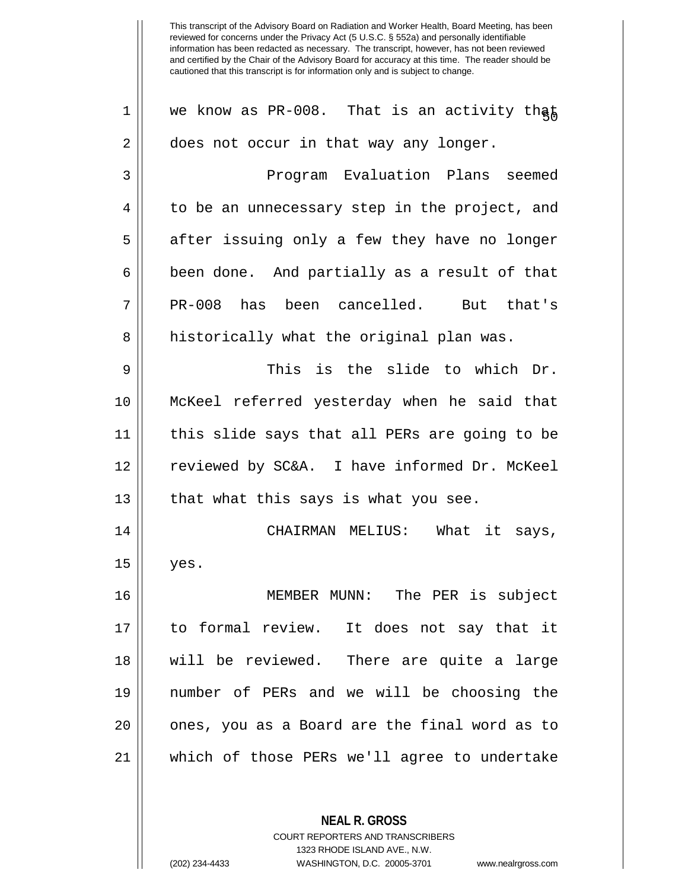we know as PR-008. That is an activity that does not occur in that way any longer.

Program Evaluation Plans seemed to be an unnecessary step in the project, and after issuing only a few they have no longer been done. And partially as a result of that PR-008 has been cancelled. But that's historically what the original plan was.

This is the slide to which Dr. McKeel referred yesterday when he said that this slide says that all PERs are going to be reviewed by SC&A. I have informed Dr. McKeel that what this says is what you see.

CHAIRMAN MELIUS: What it says, yes.

MEMBER MUNN: The PER is subject to formal review. It does not say that it will be reviewed. There are quite a large number of PERs and we will be choosing the ones, you as a Board are the final word as to which of those PERs we'll agree to undertake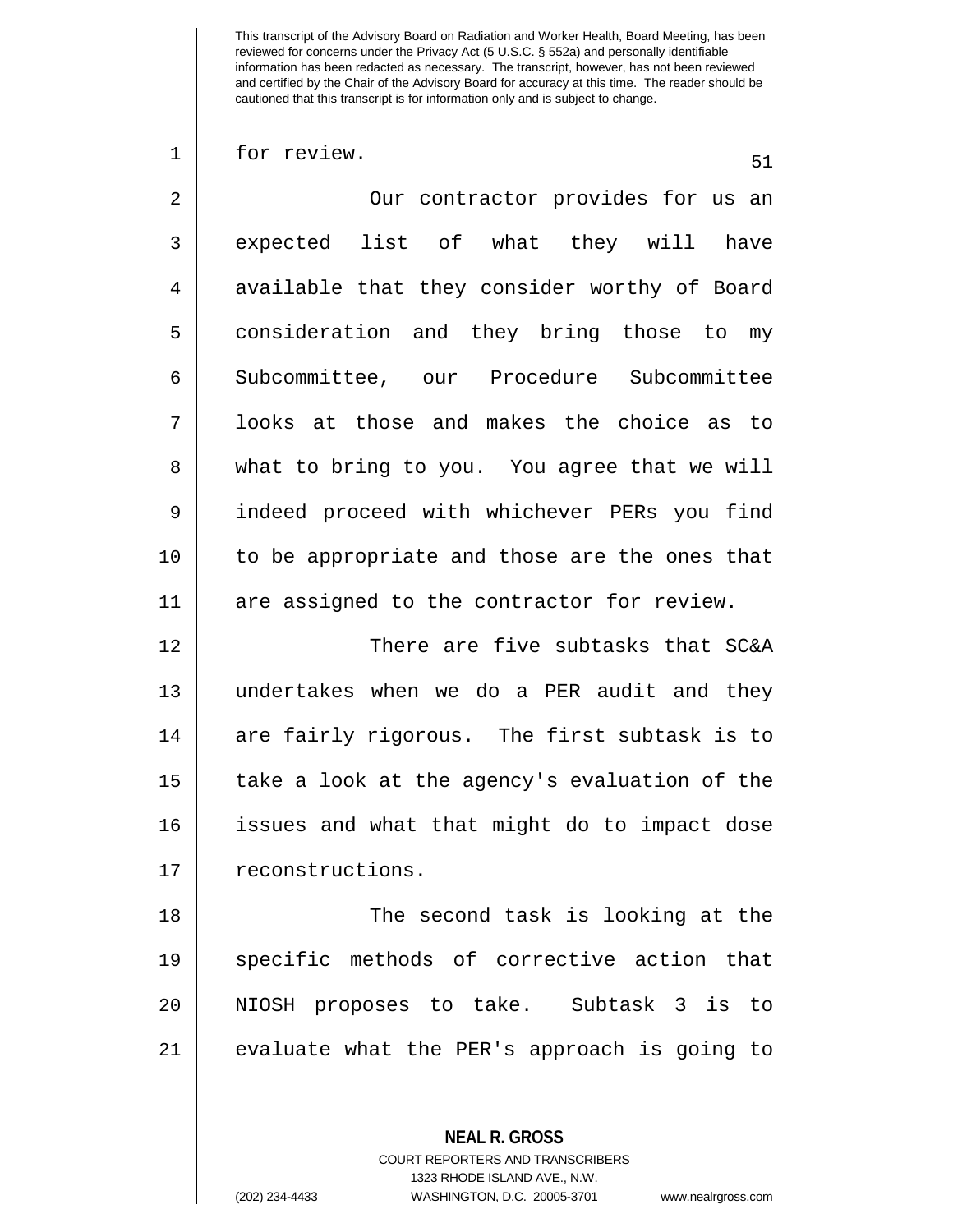for review.

Our contractor provides for us an expected list of what they will have available that they consider worthy of Board consideration and they bring those to my Subcommittee, our Procedure Subcommittee looks at those and makes the choice as to what to bring to you. You agree that we will indeed proceed with whichever PERs you find to be appropriate and those are the ones that are assigned to the contractor for review.

There are five subtasks that SC&A undertakes when we do a PER audit and they are fairly rigorous. The first subtask is to take a look at the agency's evaluation of the issues and what that might do to impact dose reconstructions.

The second task is looking at the specific methods of corrective action that NIOSH proposes to take. Subtask 3 is to evaluate what the PER's approach is going to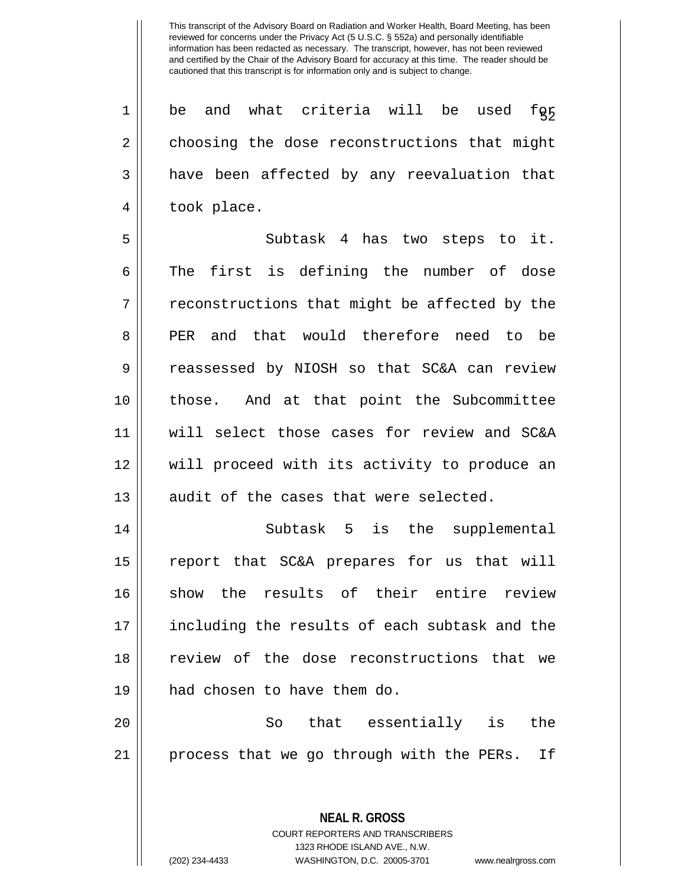be and what criteria will be used for choosing the dose reconstructions that might have been affected by any reevaluation that took place.

Subtask 4 has two steps to it. The first is defining the number of dose reconstructions that might be affected by the PER and that would therefore need to be reassessed by NIOSH so that SC&A can review those. And at that point the Subcommittee will select those cases for review and SC&A will proceed with its activity to produce an audit of the cases that were selected.

Subtask 5 is the supplemental report that SC&A prepares for us that will show the results of their entire review including the results of each subtask and the review of the dose reconstructions that we had chosen to have them do.

So that essentially is the process that we go through with the PERs. If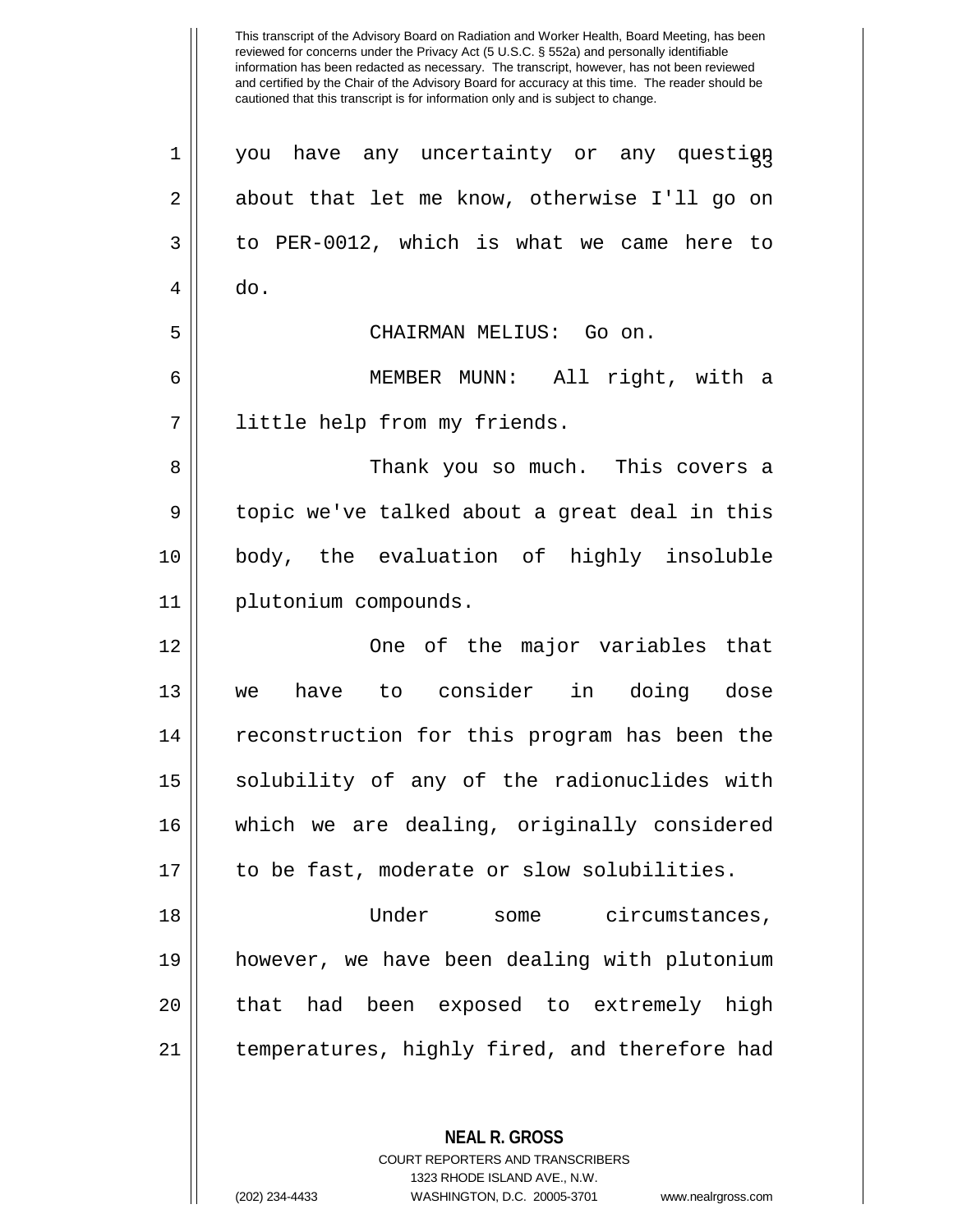This transcript of the Advisory Board on Radiation and Worker Health, Board Meeting, has been reviewed for concerns under the Privacy Act (5 U.S.C. § 552a) and personally identifiable information has been redacted as necessary. The transcript, however, has not been reviewed and certified by the Chair of the Advisory Board for accuracy at this time. The reader should be cautioned that this transcript is for information only and is subject to change.

you have any uncertainty or any question about that let me know, otherwise I'll go on to PER-0012, which is what we came here to do.

CHAIRMAN MELIUS: Go on.

MEMBER MUNN: All right, with a little help from my friends.

Thank you so much. This covers a topic we've talked about a great deal in this body, the evaluation of highly insoluble plutonium compounds.

One of the major variables that we have to consider in doing dose reconstruction for this program has been the solubility of any of the radionuclides with which we are dealing, originally considered to be fast, moderate or slow solubilities.

Under some circumstances, however, we have been dealing with plutonium that had been exposed to extremely high temperatures, highly fired, and therefore had

**NEAL R. GROSS**
COURT REPORTERS AND TRANSCRIBERS
1323 RHODE ISLAND AVE., N.W.
(202) 234-4433 WASHINGTON, D.C. 20005-3701 www.nealrgross.com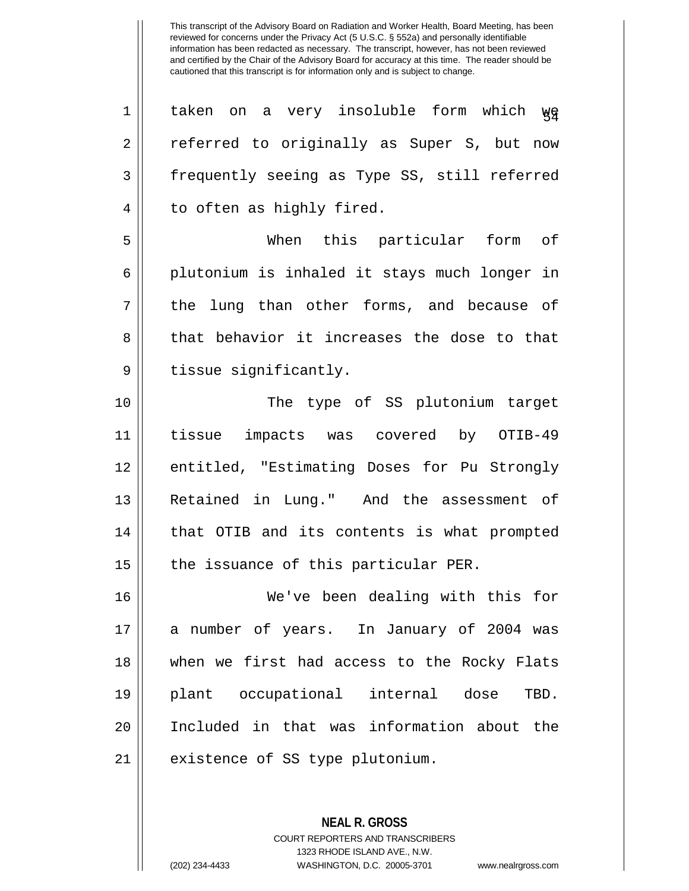taken on a very insoluble form which we referred to originally as Super S, but now frequently seeing as Type SS, still referred to often as highly fired.

When this particular form of plutonium is inhaled it stays much longer in the lung than other forms, and because of that behavior it increases the dose to that tissue significantly.

The type of SS plutonium target tissue impacts was covered by OTIB-49 entitled, "Estimating Doses for Pu Strongly Retained in Lung." And the assessment of that OTIB and its contents is what prompted the issuance of this particular PER.

We've been dealing with this for a number of years. In January of 2004 was when we first had access to the Rocky Flats plant occupational internal dose TBD. Included in that was information about the existence of SS type plutonium.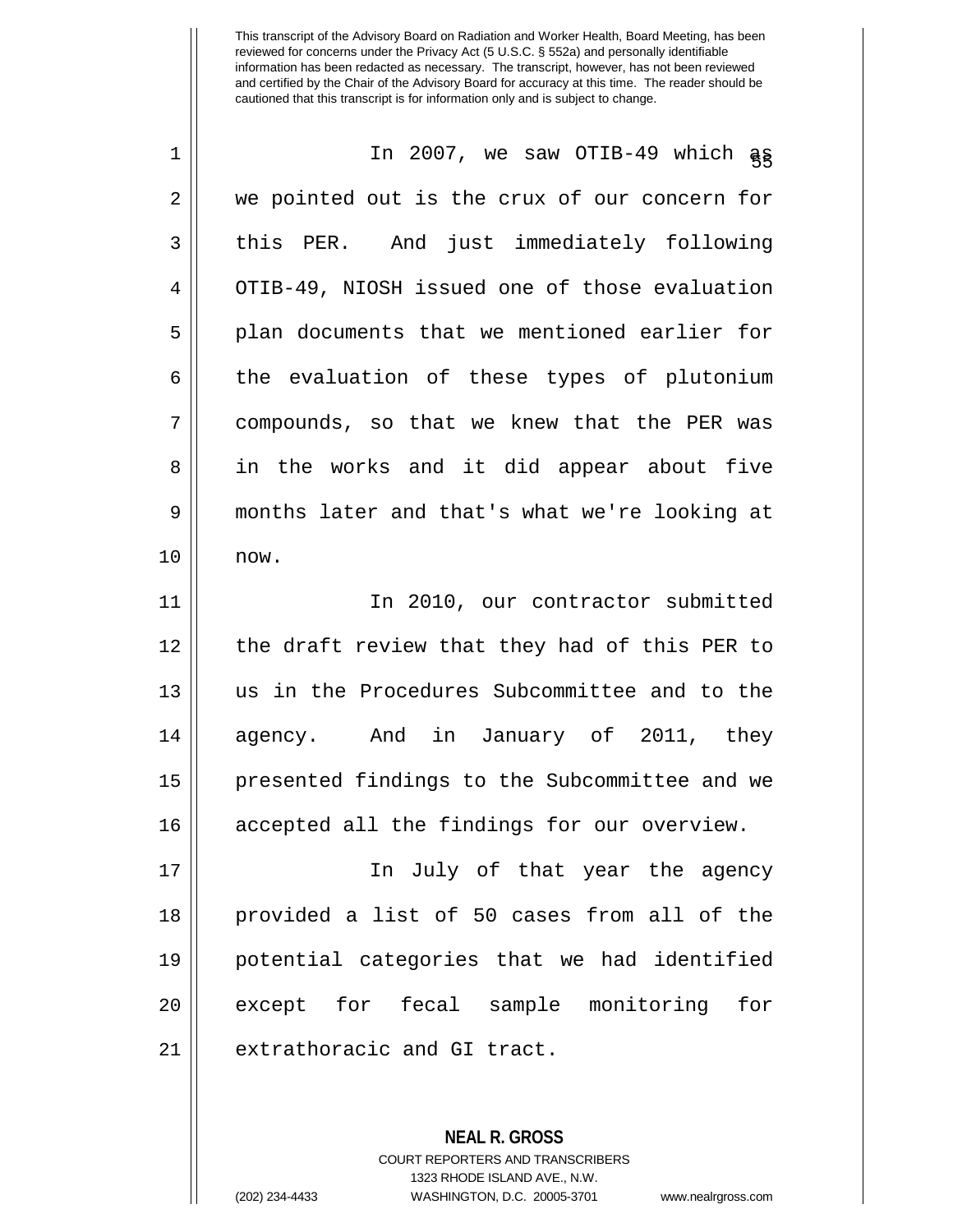In 2007, we saw OTIB-49 which as we pointed out is the crux of our concern for this PER. And just immediately following OTIB-49, NIOSH issued one of those evaluation plan documents that we mentioned earlier for the evaluation of these types of plutonium compounds, so that we knew that the PER was in the works and it did appear about five months later and that's what we're looking at now.

In 2010, our contractor submitted the draft review that they had of this PER to us in the Procedures Subcommittee and to the agency. And in January of 2011, they presented findings to the Subcommittee and we accepted all the findings for our overview.

In July of that year the agency provided a list of 50 cases from all of the potential categories that we had identified except for fecal sample monitoring for extrathoracic and GI tract.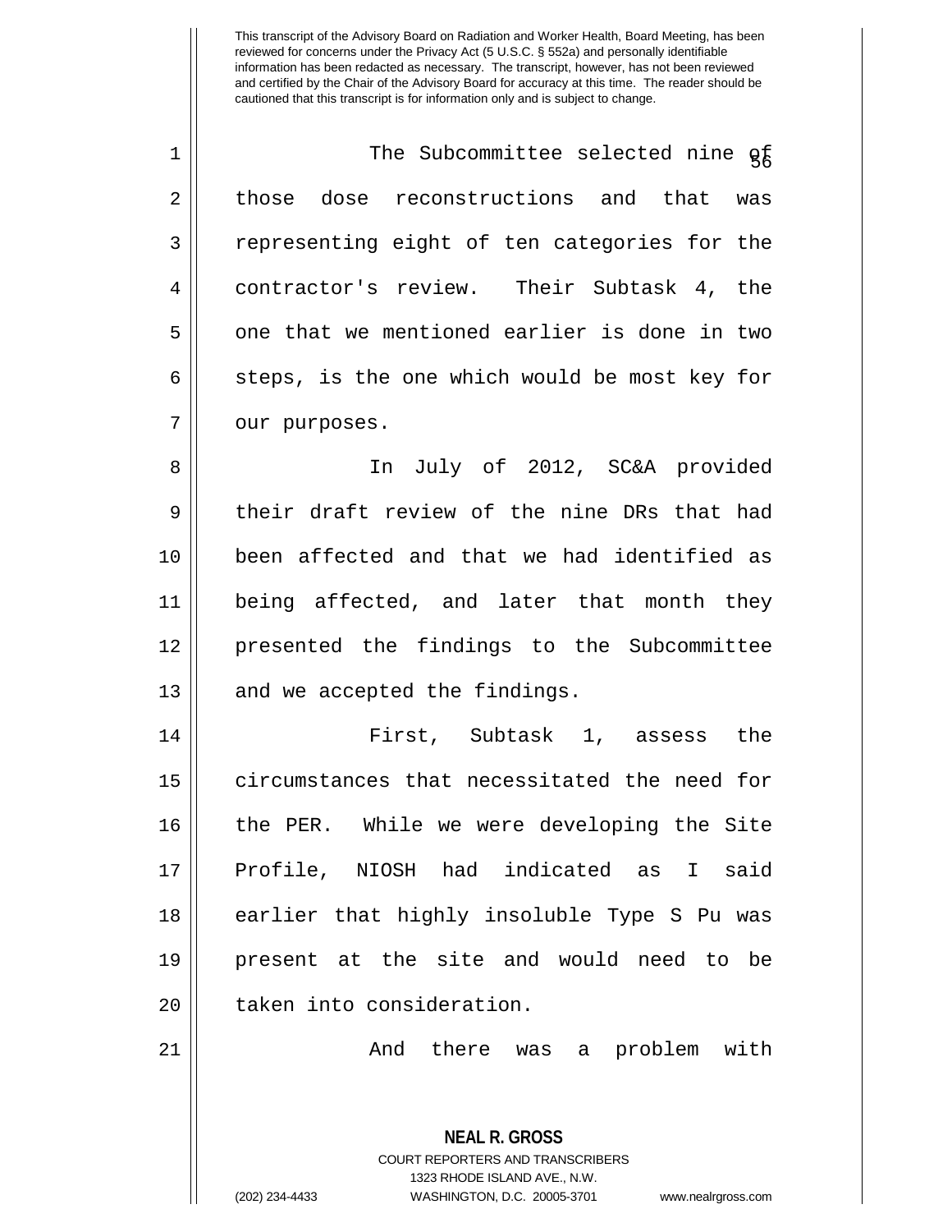This transcript of the Advisory Board on Radiation and Worker Health, Board Meeting, has been reviewed for concerns under the Privacy Act (5 U.S.C. § 552a) and personally identifiable information has been redacted as necessary. The transcript, however, has not been reviewed and certified by the Chair of the Advisory Board for accuracy at this time. The reader should be cautioned that this transcript is for information only and is subject to change.

The Subcommittee selected nine of those dose reconstructions and that was representing eight of ten categories for the contractor's review. Their Subtask 4, the one that we mentioned earlier is done in two steps, is the one which would be most key for our purposes.

In July of 2012, SC&A provided their draft review of the nine DRs that had been affected and that we had identified as being affected, and later that month they presented the findings to the Subcommittee and we accepted the findings.

First, Subtask 1, assess the circumstances that necessitated the need for the PER. While we were developing the Site Profile, NIOSH had indicated as I said earlier that highly insoluble Type S Pu was present at the site and would need to be taken into consideration.

And there was a problem with

**NEAL R. GROSS**
COURT REPORTERS AND TRANSCRIBERS
1323 RHODE ISLAND AVE., N.W.
(202) 234-4433 WASHINGTON, D.C. 20005-3701 www.nealrgross.com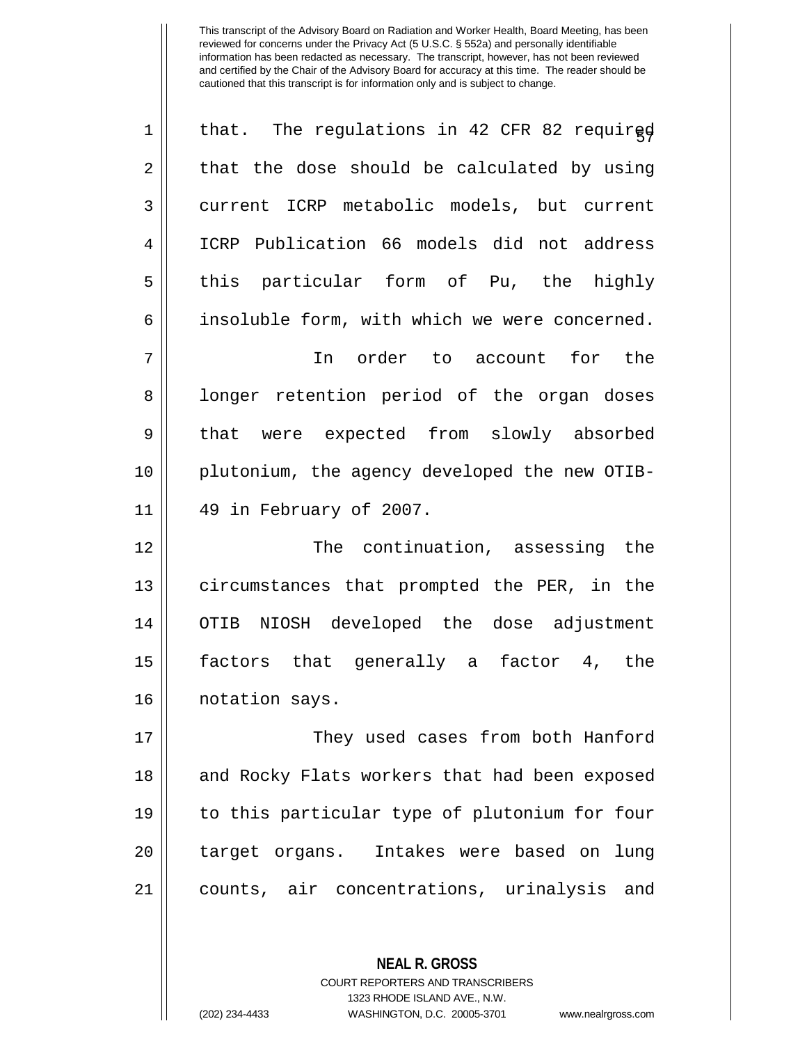that. The regulations in 42 CFR 82 required that the dose should be calculated by using current ICRP metabolic models, but current ICRP Publication 66 models did not address this particular form of Pu, the highly insoluble form, with which we were concerned.

In order to account for the longer retention period of the organ doses that were expected from slowly absorbed plutonium, the agency developed the new OTIB-49 in February of 2007.

The continuation, assessing the circumstances that prompted the PER, in the OTIB NIOSH developed the dose adjustment factors that generally a factor 4, the notation says.

They used cases from both Hanford and Rocky Flats workers that had been exposed to this particular type of plutonium for four target organs. Intakes were based on lung counts, air concentrations, urinalysis and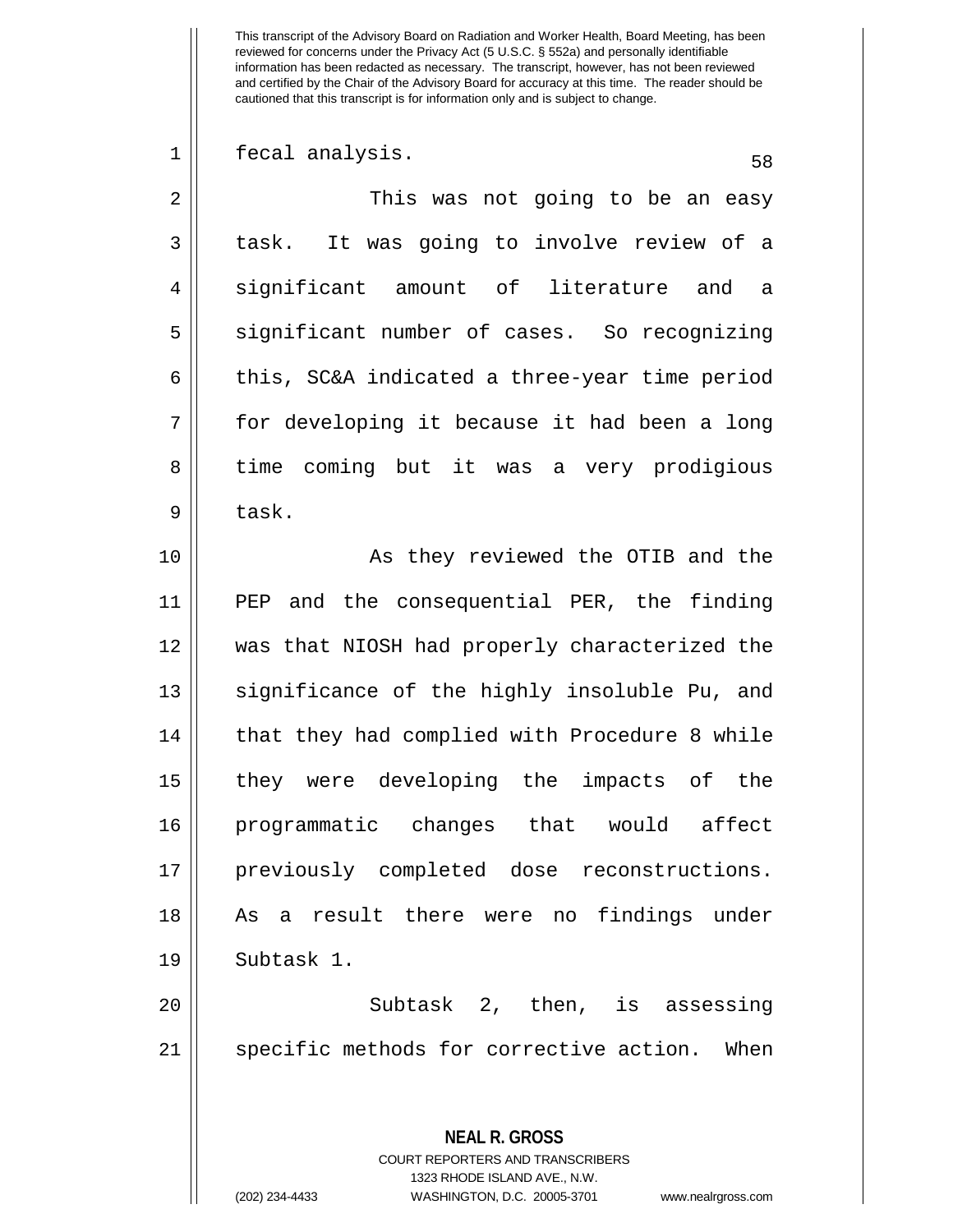fecal analysis.

This was not going to be an easy task. It was going to involve review of a significant amount of literature and a significant number of cases. So recognizing this, SC&A indicated a three-year time period for developing it because it had been a long time coming but it was a very prodigious task.

As they reviewed the OTIB and the PEP and the consequential PER, the finding was that NIOSH had properly characterized the significance of the highly insoluble Pu, and that they had complied with Procedure 8 while they were developing the impacts of the programmatic changes that would affect previously completed dose reconstructions. As a result there were no findings under Subtask 1.

Subtask 2, then, is assessing specific methods for corrective action. When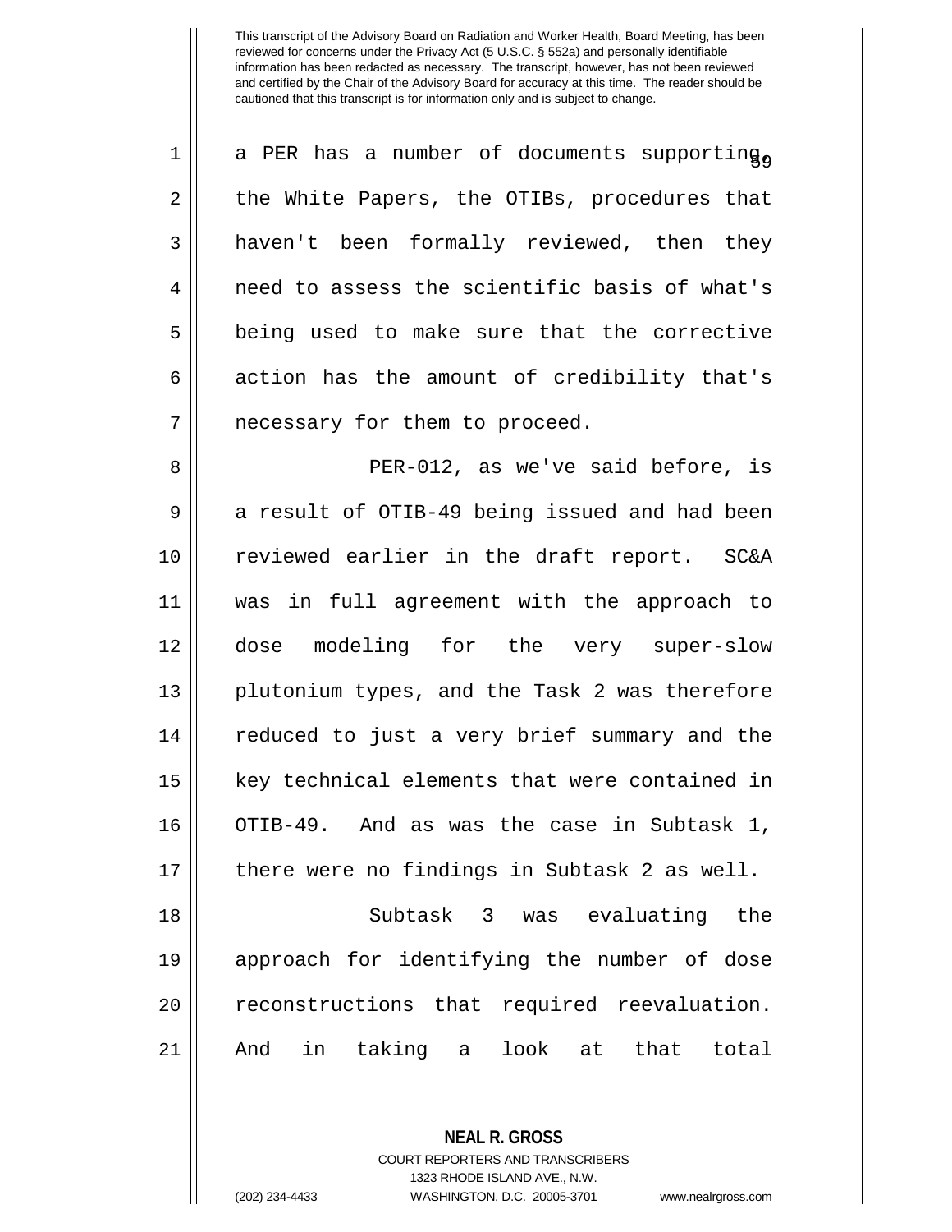a PER has a number of documents supporting, the White Papers, the OTIBs, procedures that haven't been formally reviewed, then they need to assess the scientific basis of what's being used to make sure that the corrective action has the amount of credibility that's necessary for them to proceed.

PER-012, as we've said before, is a result of OTIB-49 being issued and had been reviewed earlier in the draft report. SC&A was in full agreement with the approach to dose modeling for the very super-slow plutonium types, and the Task 2 was therefore reduced to just a very brief summary and the key technical elements that were contained in OTIB-49. And as was the case in Subtask 1, there were no findings in Subtask 2 as well.

Subtask 3 was evaluating the approach for identifying the number of dose reconstructions that required reevaluation. And in taking a look at that total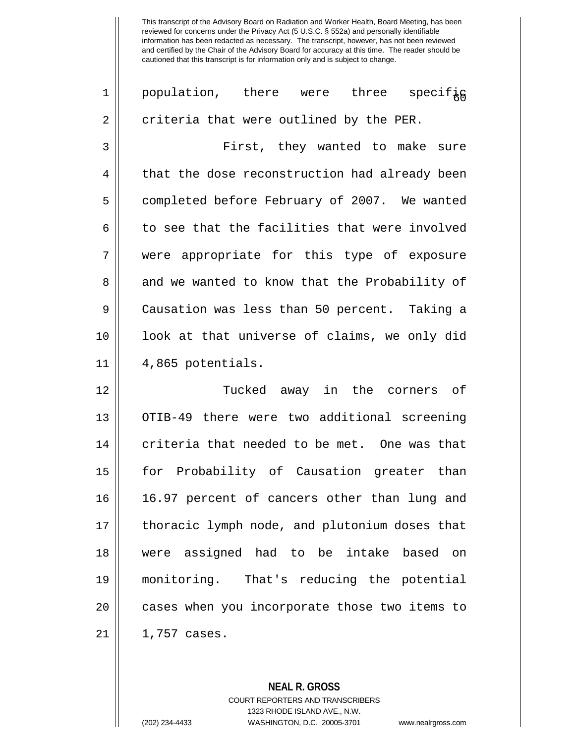population, there were three specific criteria that were outlined by the PER.

First, they wanted to make sure that the dose reconstruction had already been completed before February of 2007. We wanted to see that the facilities that were involved were appropriate for this type of exposure and we wanted to know that the Probability of Causation was less than 50 percent. Taking a look at that universe of claims, we only did 4,865 potentials.

Tucked away in the corners of OTIB-49 there were two additional screening criteria that needed to be met. One was that for Probability of Causation greater than 16.97 percent of cancers other than lung and thoracic lymph node, and plutonium doses that were assigned had to be intake based on monitoring. That's reducing the potential cases when you incorporate those two items to 1,757 cases.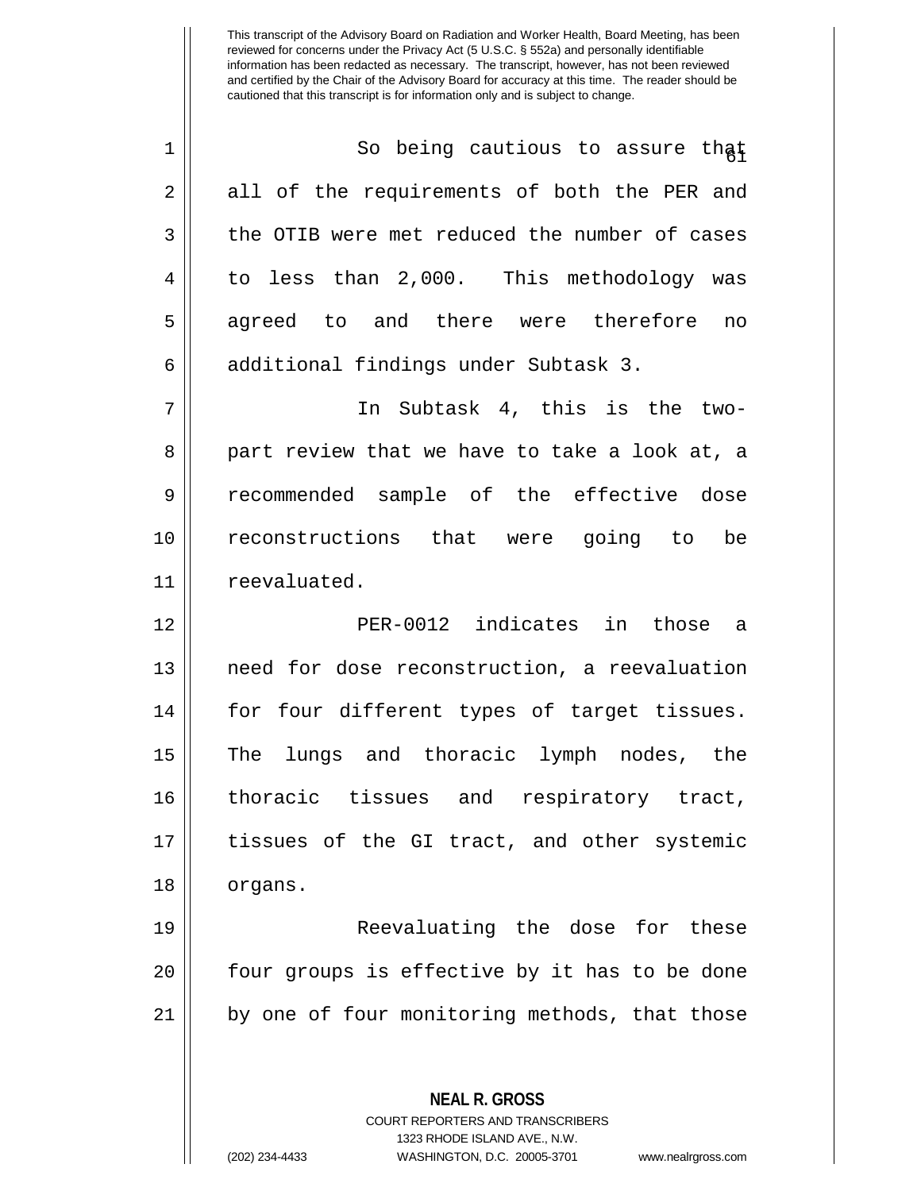This transcript of the Advisory Board on Radiation and Worker Health, Board Meeting, has been reviewed for concerns under the Privacy Act (5 U.S.C. § 552a) and personally identifiable information has been redacted as necessary. The transcript, however, has not been reviewed and certified by the Chair of the Advisory Board for accuracy at this time. The reader should be cautioned that this transcript is for information only and is subject to change.

So being cautious to assure that all of the requirements of both the PER and the OTIB were met reduced the number of cases to less than 2,000. This methodology was agreed to and there were therefore no additional findings under Subtask 3.

In Subtask 4, this is the two-part review that we have to take a look at, a recommended sample of the effective dose reconstructions that were going to be reevaluated.

PER-0012 indicates in those a need for dose reconstruction, a reevaluation for four different types of target tissues. The lungs and thoracic lymph nodes, the thoracic tissues and respiratory tract, tissues of the GI tract, and other systemic organs.

Reevaluating the dose for these four groups is effective by it has to be done by one of four monitoring methods, that those

**NEAL R. GROSS**
COURT REPORTERS AND TRANSCRIBERS
1323 RHODE ISLAND AVE., N.W.
(202) 234-4433 WASHINGTON, D.C. 20005-3701 www.nealrgross.com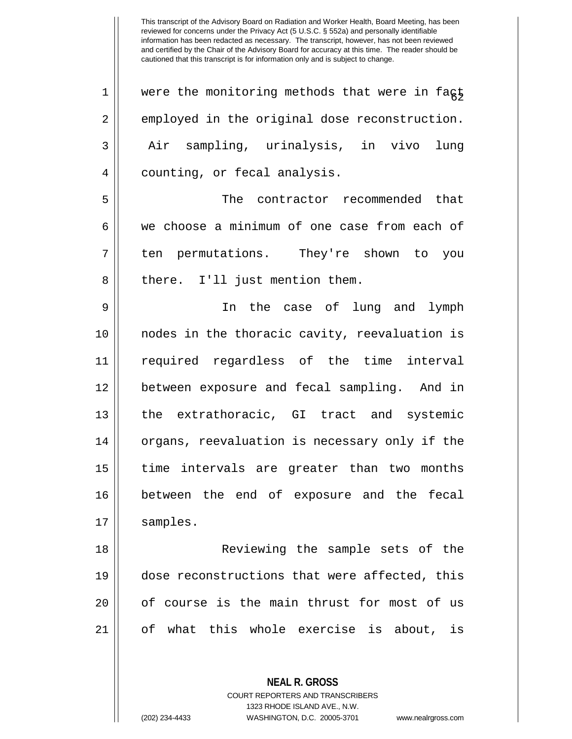were the monitoring methods that were in fact employed in the original dose reconstruction. Air sampling, urinalysis, in vivo lung counting, or fecal analysis.

The contractor recommended that we choose a minimum of one case from each of ten permutations. They're shown to you there. I'll just mention them.

In the case of lung and lymph nodes in the thoracic cavity, reevaluation is required regardless of the time interval between exposure and fecal sampling. And in the extrathoracic, GI tract and systemic organs, reevaluation is necessary only if the time intervals are greater than two months between the end of exposure and the fecal samples.

Reviewing the sample sets of the dose reconstructions that were affected, this of course is the main thrust for most of us of what this whole exercise is about, is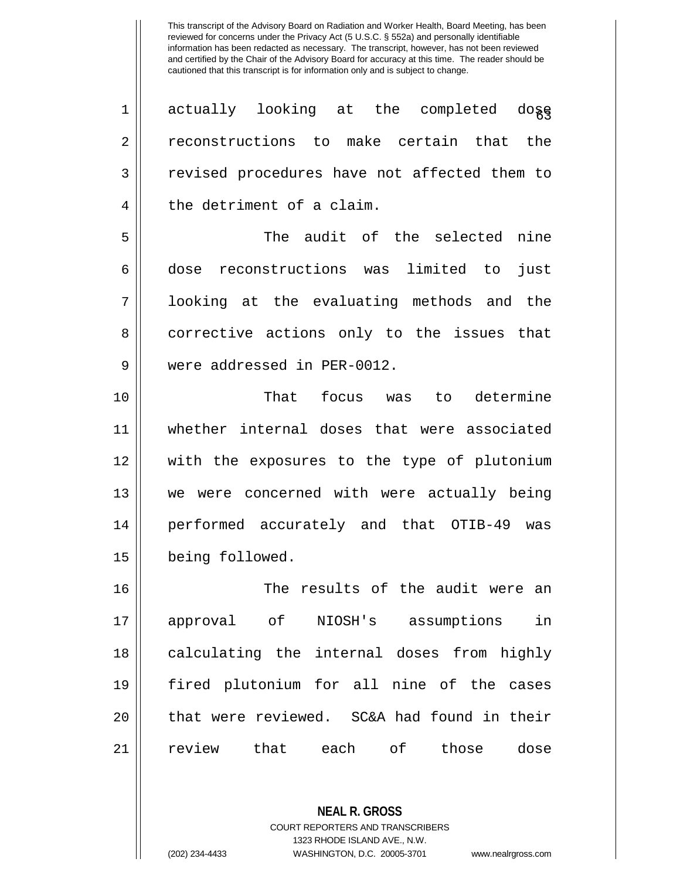actually looking at the completed dose reconstructions to make certain that the revised procedures have not affected them to the detriment of a claim.

The audit of the selected nine dose reconstructions was limited to just looking at the evaluating methods and the corrective actions only to the issues that were addressed in PER-0012.

That focus was to determine whether internal doses that were associated with the exposures to the type of plutonium we were concerned with were actually being performed accurately and that OTIB-49 was being followed.

The results of the audit were an approval of NIOSH's assumptions in calculating the internal doses from highly fired plutonium for all nine of the cases that were reviewed. SC&A had found in their review that each of those dose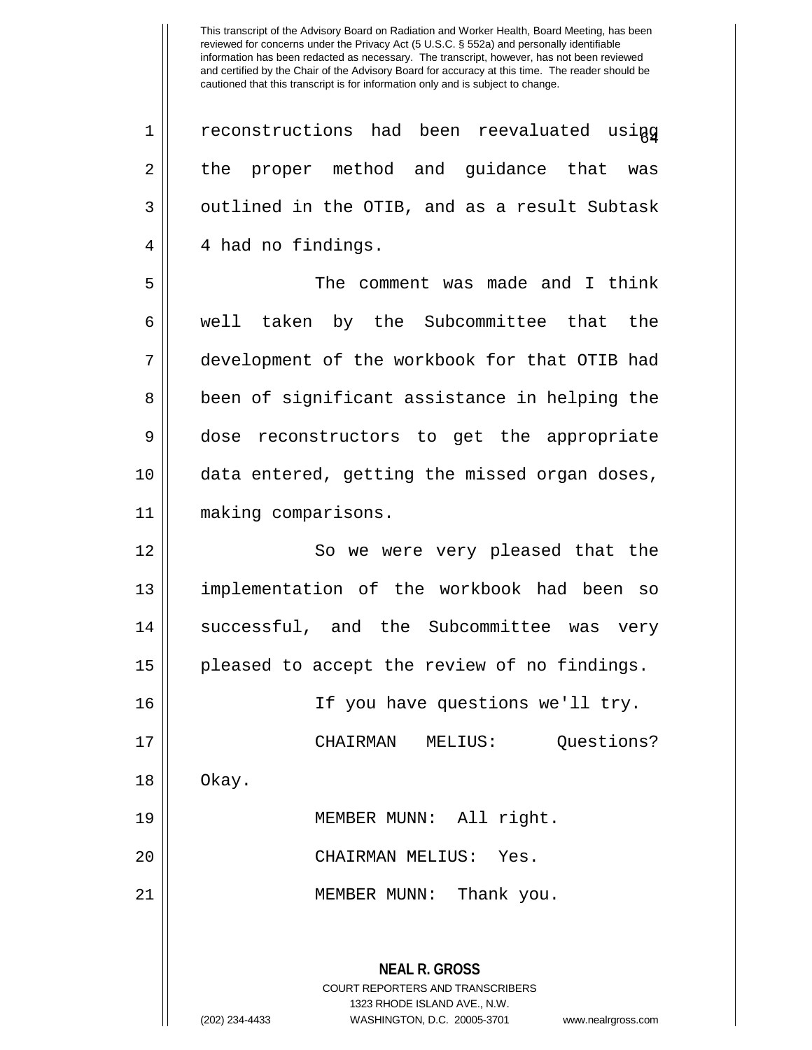reconstructions had been reevaluated using the proper method and guidance that was outlined in the OTIB, and as a result Subtask 4 had no findings.

The comment was made and I think well taken by the Subcommittee that the development of the workbook for that OTIB had been of significant assistance in helping the dose reconstructors to get the appropriate data entered, getting the missed organ doses, making comparisons.

So we were very pleased that the implementation of the workbook had been so successful, and the Subcommittee was very pleased to accept the review of no findings.

If you have questions we'll try.

CHAIRMAN MELIUS: Questions? Okay.

MEMBER MUNN: All right.

CHAIRMAN MELIUS: Yes.

MEMBER MUNN: Thank you.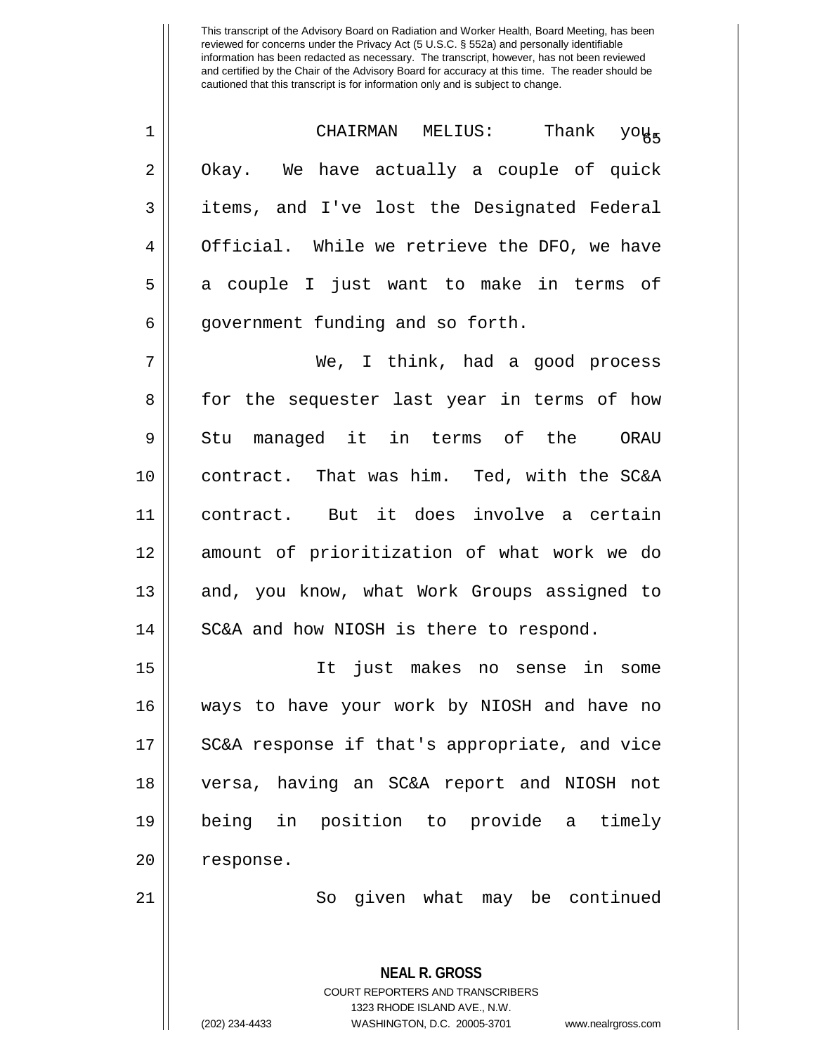This transcript of the Advisory Board on Radiation and Worker Health, Board Meeting, has been reviewed for concerns under the Privacy Act (5 U.S.C. § 552a) and personally identifiable information has been redacted as necessary. The transcript, however, has not been reviewed and certified by the Chair of the Advisory Board for accuracy at this time. The reader should be cautioned that this transcript is for information only and is subject to change.

CHAIRMAN MELIUS: Thank you. Okay. We have actually a couple of quick items, and I've lost the Designated Federal Official. While we retrieve the DFO, we have a couple I just want to make in terms of government funding and so forth.

We, I think, had a good process for the sequester last year in terms of how Stu managed it in terms of the ORAU contract. That was him. Ted, with the SC&A contract. But it does involve a certain amount of prioritization of what work we do and, you know, what Work Groups assigned to SC&A and how NIOSH is there to respond.

It just makes no sense in some ways to have your work by NIOSH and have no SC&A response if that's appropriate, and vice versa, having an SC&A report and NIOSH not being in position to provide a timely response.

So given what may be continued

**NEAL R. GROSS**
COURT REPORTERS AND TRANSCRIBERS
1323 RHODE ISLAND AVE., N.W.
(202) 234-4433 WASHINGTON, D.C. 20005-3701 www.nealrgross.com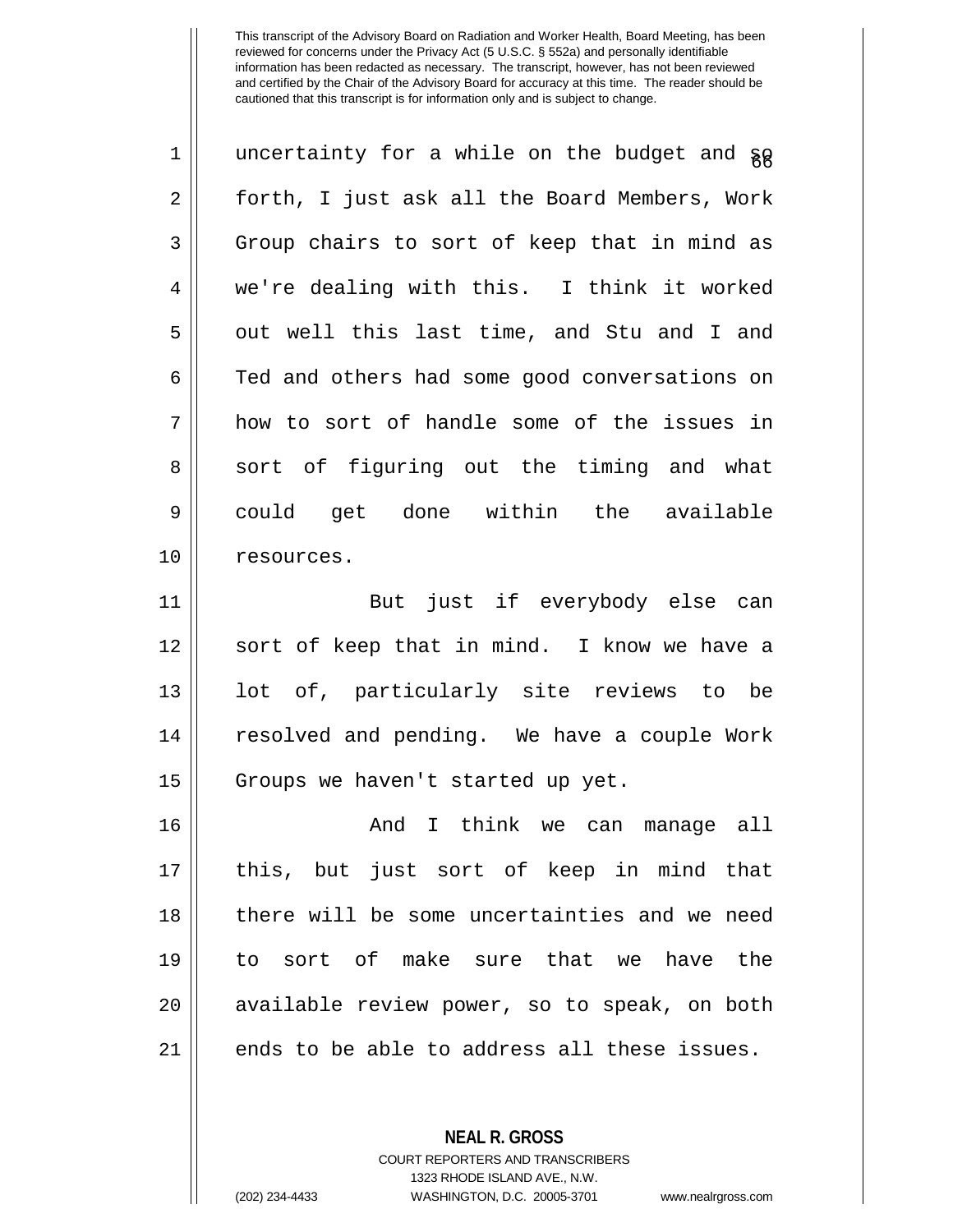uncertainty for a while on the budget and so forth, I just ask all the Board Members, Work Group chairs to sort of keep that in mind as we're dealing with this. I think it worked out well this last time, and Stu and I and Ted and others had some good conversations on how to sort of handle some of the issues in sort of figuring out the timing and what could get done within the available resources.

But just if everybody else can sort of keep that in mind. I know we have a lot of, particularly site reviews to be resolved and pending. We have a couple Work Groups we haven't started up yet.

And I think we can manage all this, but just sort of keep in mind that there will be some uncertainties and we need to sort of make sure that we have the available review power, so to speak, on both ends to be able to address all these issues.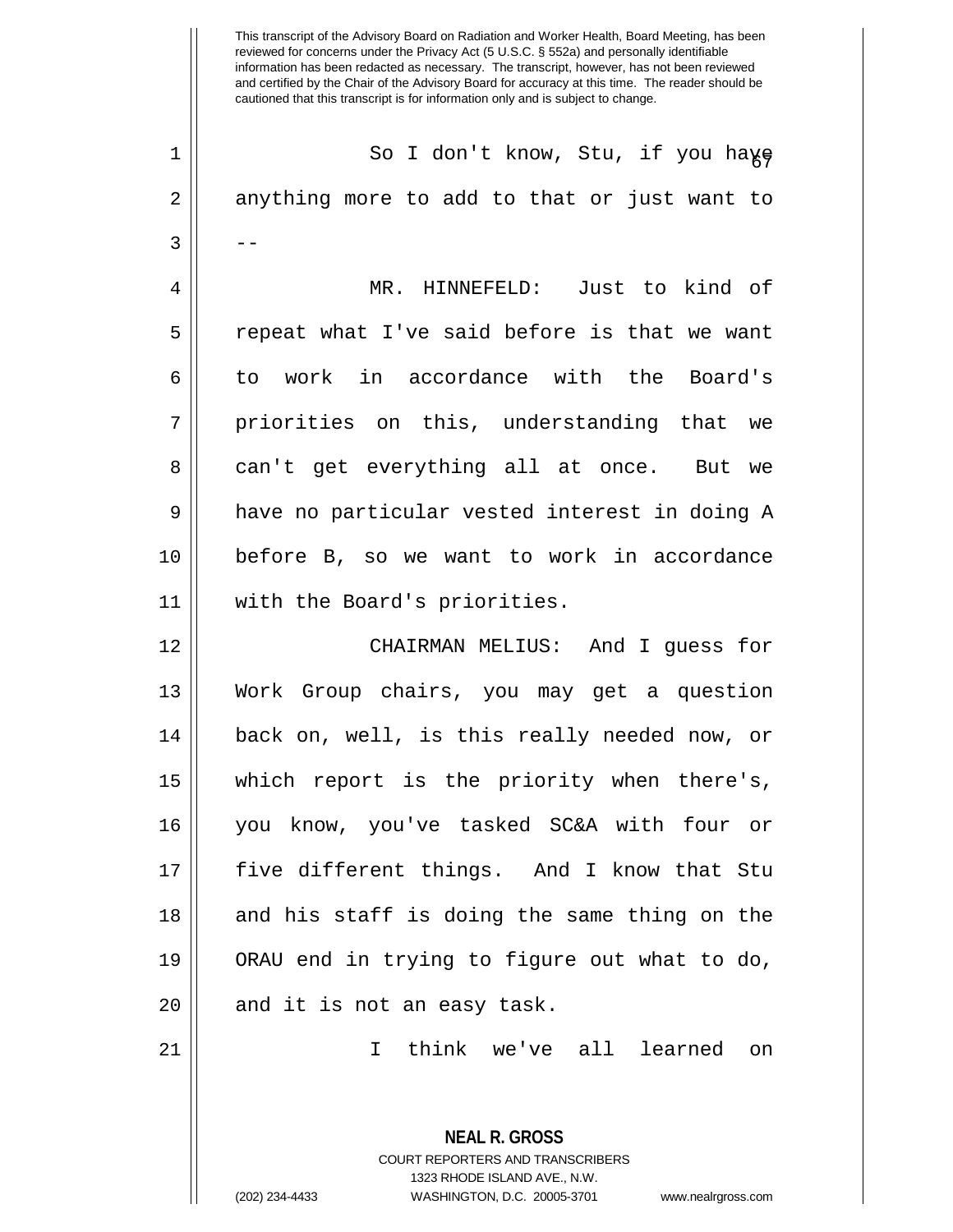This transcript of the Advisory Board on Radiation and Worker Health, Board Meeting, has been reviewed for concerns under the Privacy Act (5 U.S.C. § 552a) and personally identifiable information has been redacted as necessary. The transcript, however, has not been reviewed and certified by the Chair of the Advisory Board for accuracy at this time. The reader should be cautioned that this transcript is for information only and is subject to change.

So I don't know, Stu, if you have anything more to add to that or just want to --

MR. HINNEFELD: Just to kind of repeat what I've said before is that we want to work in accordance with the Board's priorities on this, understanding that we can't get everything all at once. But we have no particular vested interest in doing A before B, so we want to work in accordance with the Board's priorities.

CHAIRMAN MELIUS: And I guess for Work Group chairs, you may get a question back on, well, is this really needed now, or which report is the priority when there's, you know, you've tasked SC&A with four or five different things. And I know that Stu and his staff is doing the same thing on the ORAU end in trying to figure out what to do, and it is not an easy task.

I think we've all learned on

**NEAL R. GROSS**
COURT REPORTERS AND TRANSCRIBERS
1323 RHODE ISLAND AVE., N.W.
(202) 234-4433 WASHINGTON, D.C. 20005-3701 www.nealrgross.com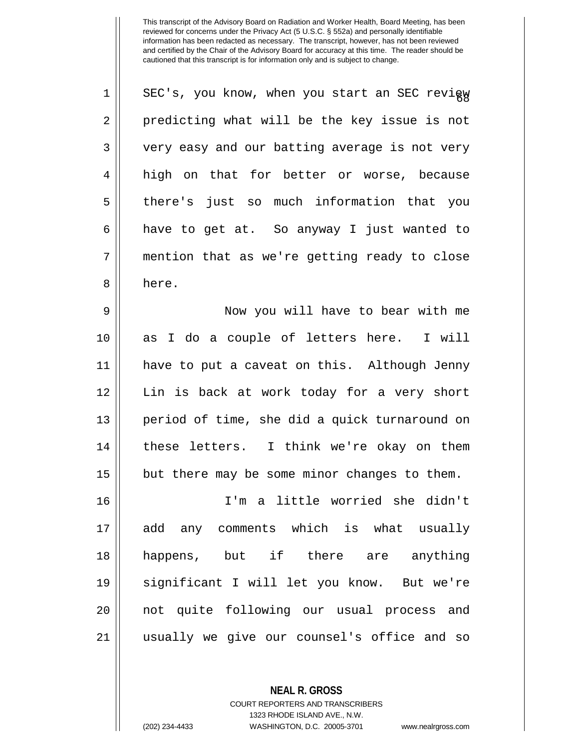SEC's, you know, when you start an SEC review predicting what will be the key issue is not very easy and our batting average is not very high on that for better or worse, because there's just so much information that you have to get at. So anyway I just wanted to mention that as we're getting ready to close here.

Now you will have to bear with me as I do a couple of letters here. I will have to put a caveat on this. Although Jenny Lin is back at work today for a very short period of time, she did a quick turnaround on these letters. I think we're okay on them but there may be some minor changes to them.

I'm a little worried she didn't add any comments which is what usually happens, but if there are anything significant I will let you know. But we're not quite following our usual process and usually we give our counsel's office and so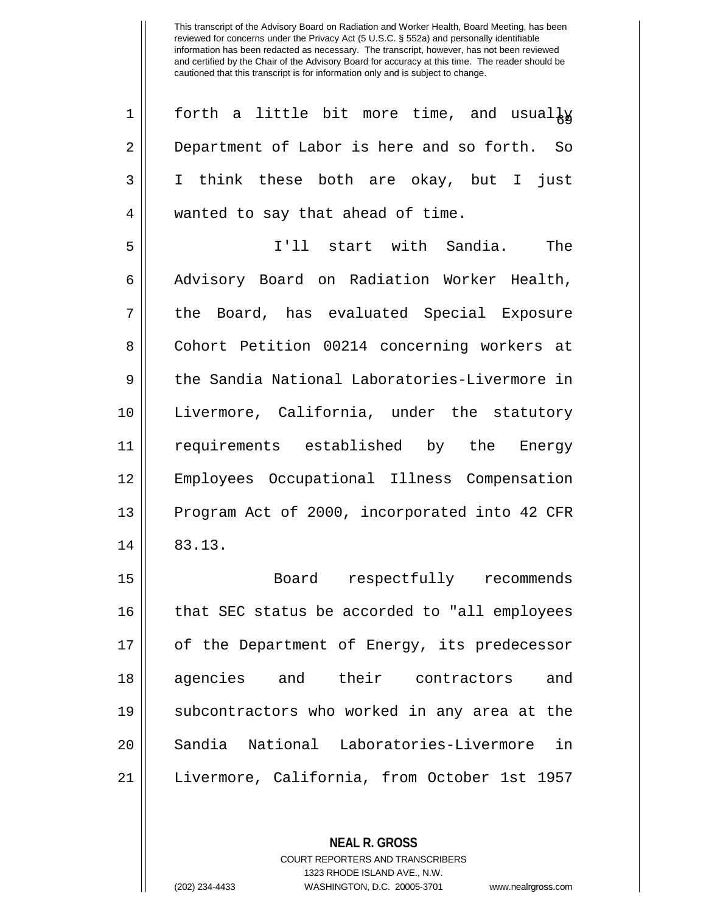forth a little bit more time, and usually Department of Labor is here and so forth. So I think these both are okay, but I just wanted to say that ahead of time.

I'll start with Sandia. The Advisory Board on Radiation Worker Health, the Board, has evaluated Special Exposure Cohort Petition 00214 concerning workers at the Sandia National Laboratories-Livermore in Livermore, California, under the statutory requirements established by the Energy Employees Occupational Illness Compensation Program Act of 2000, incorporated into 42 CFR 83.13.

Board respectfully recommends that SEC status be accorded to "all employees of the Department of Energy, its predecessor agencies and their contractors and subcontractors who worked in any area at the Sandia National Laboratories-Livermore in Livermore, California, from October 1st 1957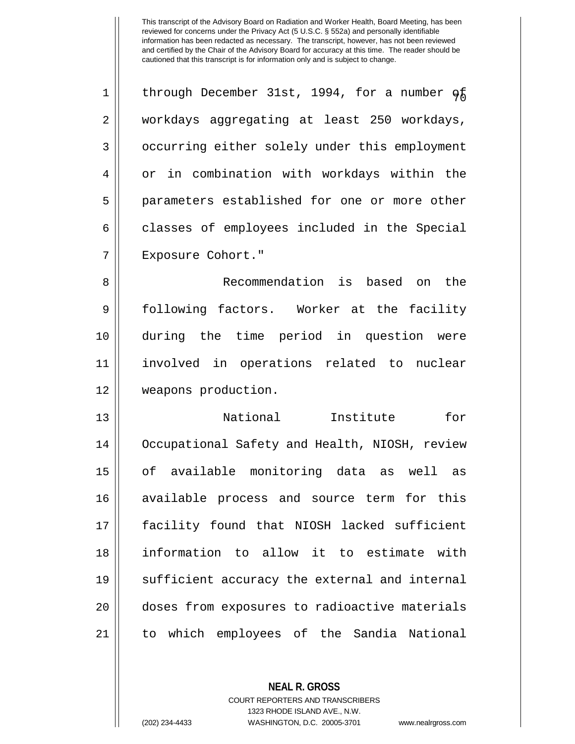This transcript of the Advisory Board on Radiation and Worker Health, Board Meeting, has been reviewed for concerns under the Privacy Act (5 U.S.C. § 552a) and personally identifiable information has been redacted as necessary. The transcript, however, has not been reviewed and certified by the Chair of the Advisory Board for accuracy at this time. The reader should be cautioned that this transcript is for information only and is subject to change.

through December 31st, 1994, for a number of workdays aggregating at least 250 workdays, occurring either solely under this employment or in combination with workdays within the parameters established for one or more other classes of employees included in the Special Exposure Cohort."

Recommendation is based on the following factors. Worker at the facility during the time period in question were involved in operations related to nuclear weapons production.

National Institute for Occupational Safety and Health, NIOSH, review of available monitoring data as well as available process and source term for this facility found that NIOSH lacked sufficient information to allow it to estimate with sufficient accuracy the external and internal doses from exposures to radioactive materials to which employees of the Sandia National

**NEAL R. GROSS**
COURT REPORTERS AND TRANSCRIBERS
1323 RHODE ISLAND AVE., N.W.
(202) 234-4433 WASHINGTON, D.C. 20005-3701 www.nealrgross.com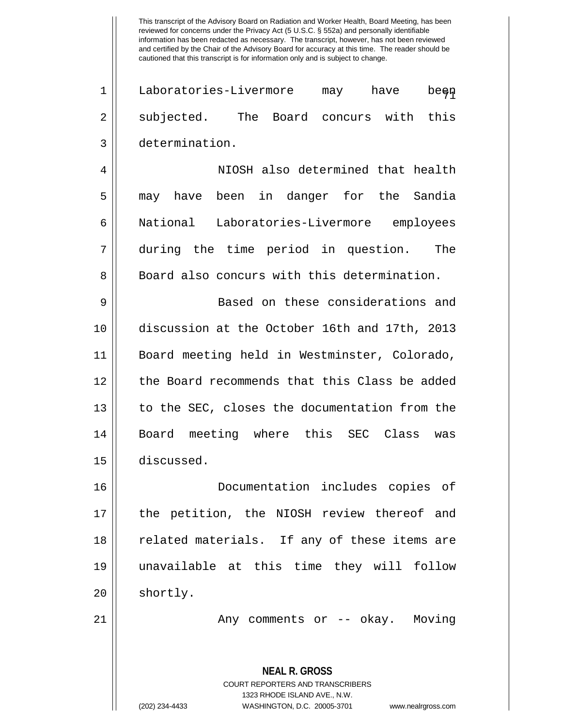Laboratories-Livermore may have been subjected. The Board concurs with this determination.

NIOSH also determined that health may have been in danger for the Sandia National Laboratories-Livermore employees during the time period in question. The Board also concurs with this determination.

Based on these considerations and discussion at the October 16th and 17th, 2013 Board meeting held in Westminster, Colorado, the Board recommends that this Class be added to the SEC, closes the documentation from the Board meeting where this SEC Class was discussed.

Documentation includes copies of the petition, the NIOSH review thereof and related materials. If any of these items are unavailable at this time they will follow shortly.

Any comments or -- okay. Moving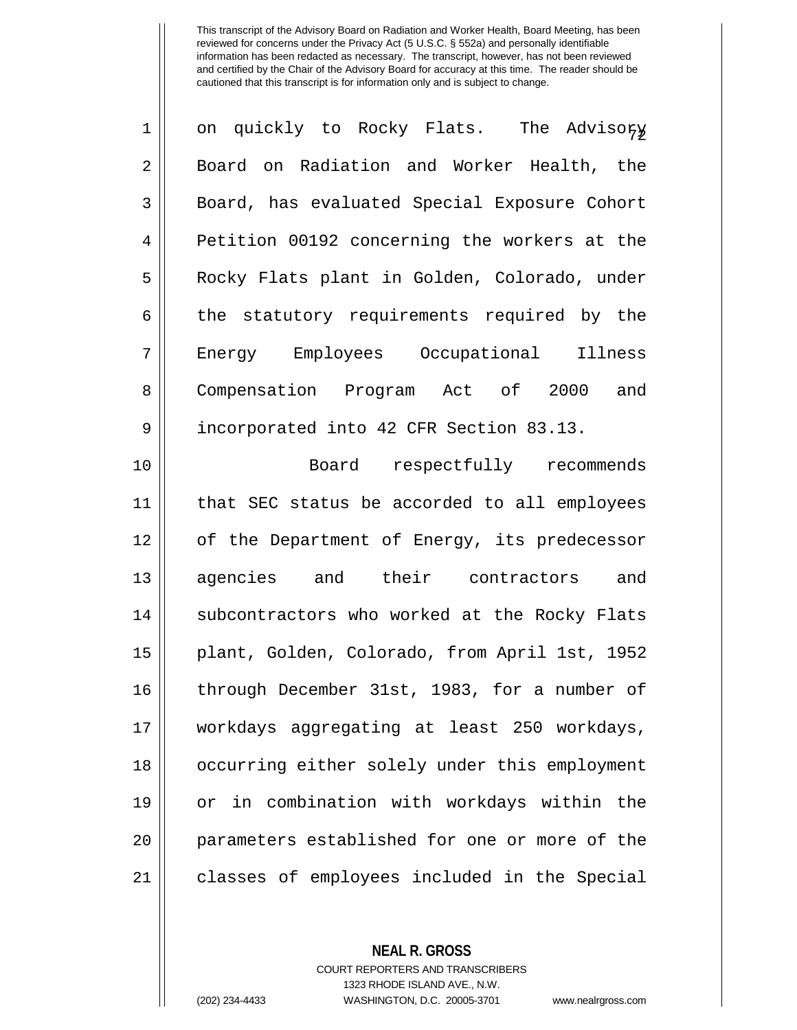on quickly to Rocky Flats. The Advisory Board on Radiation and Worker Health, the Board, has evaluated Special Exposure Cohort Petition 00192 concerning the workers at the Rocky Flats plant in Golden, Colorado, under the statutory requirements required by the Energy Employees Occupational Illness Compensation Program Act of 2000 and incorporated into 42 CFR Section 83.13.

Board respectfully recommends that SEC status be accorded to all employees of the Department of Energy, its predecessor agencies and their contractors and subcontractors who worked at the Rocky Flats plant, Golden, Colorado, from April 1st, 1952 through December 31st, 1983, for a number of workdays aggregating at least 250 workdays, occurring either solely under this employment or in combination with workdays within the parameters established for one or more of the classes of employees included in the Special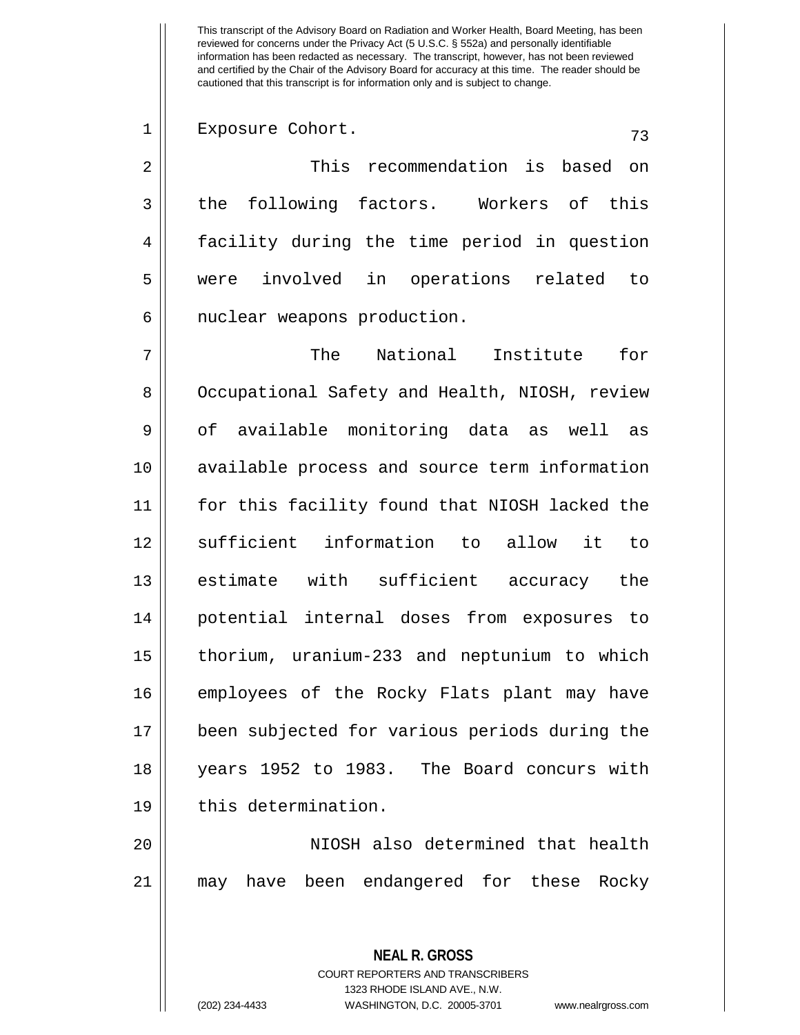Exposure Cohort.

This recommendation is based on the following factors. Workers of this facility during the time period in question were involved in operations related to nuclear weapons production.

The National Institute for Occupational Safety and Health, NIOSH, review of available monitoring data as well as available process and source term information for this facility found that NIOSH lacked the sufficient information to allow it to estimate with sufficient accuracy the potential internal doses from exposures to thorium, uranium-233 and neptunium to which employees of the Rocky Flats plant may have been subjected for various periods during the years 1952 to 1983. The Board concurs with this determination.

NIOSH also determined that health may have been endangered for these Rocky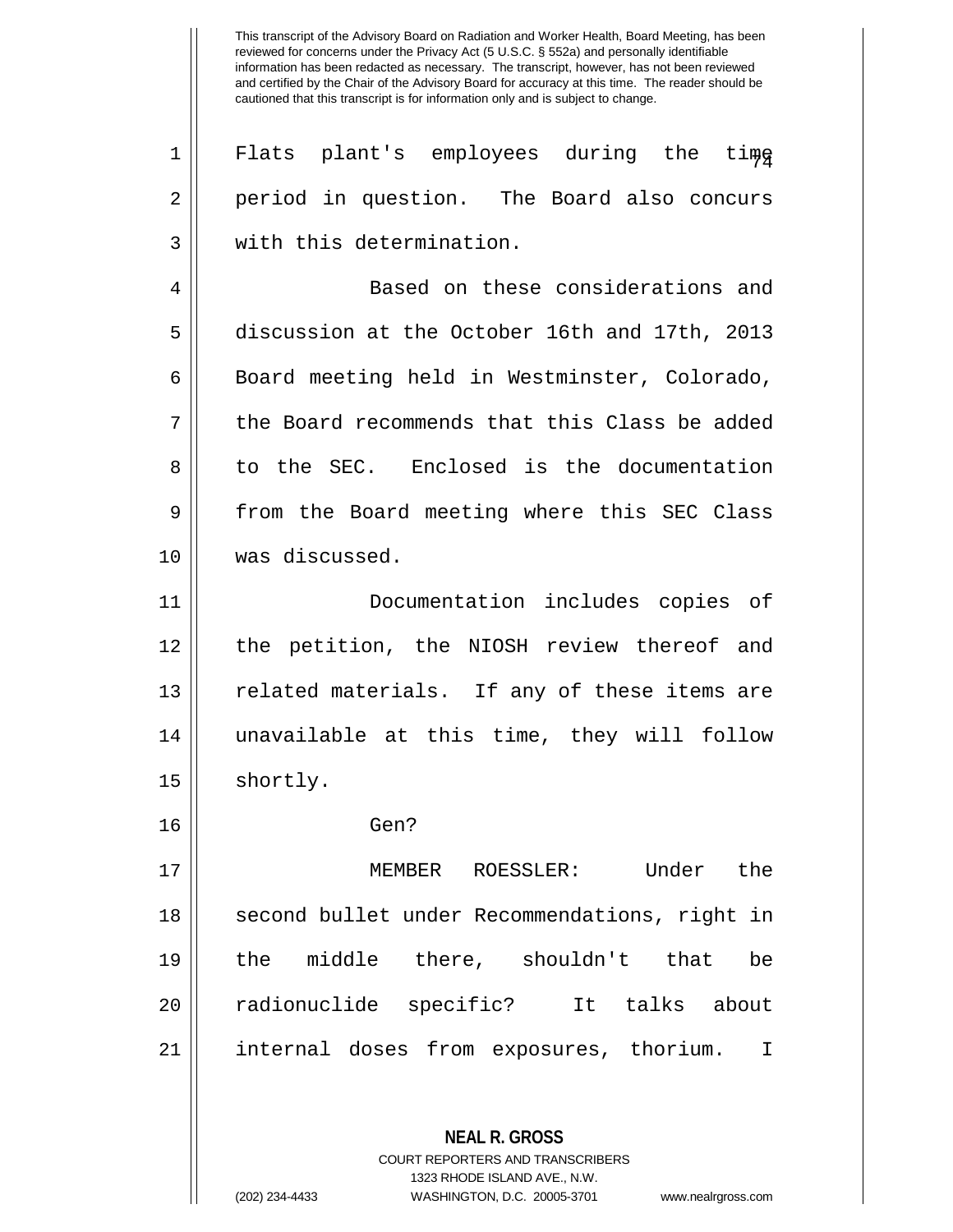This transcript of the Advisory Board on Radiation and Worker Health, Board Meeting, has been reviewed for concerns under the Privacy Act (5 U.S.C. § 552a) and personally identifiable information has been redacted as necessary. The transcript, however, has not been reviewed and certified by the Chair of the Advisory Board for accuracy at this time. The reader should be cautioned that this transcript is for information only and is subject to change.

Flats plant's employees during the time period in question. The Board also concurs with this determination.

Based on these considerations and discussion at the October 16th and 17th, 2013 Board meeting held in Westminster, Colorado, the Board recommends that this Class be added to the SEC. Enclosed is the documentation from the Board meeting where this SEC Class was discussed.

Documentation includes copies of the petition, the NIOSH review thereof and related materials. If any of these items are unavailable at this time, they will follow shortly.

Gen?

MEMBER ROESSLER: Under the second bullet under Recommendations, right in the middle there, shouldn't that be radionuclide specific? It talks about internal doses from exposures, thorium. I

**NEAL R. GROSS**
COURT REPORTERS AND TRANSCRIBERS
1323 RHODE ISLAND AVE., N.W.
(202) 234-4433 WASHINGTON, D.C. 20005-3701 www.nealrgross.com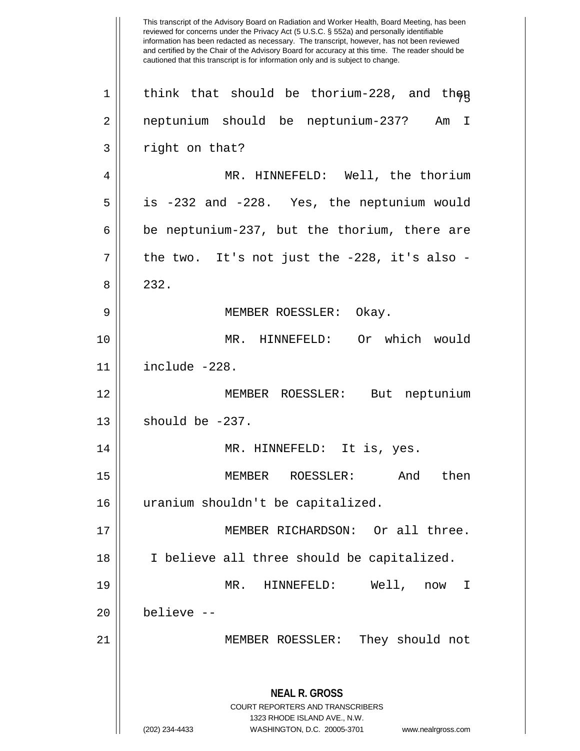think that should be thorium-228, and then neptunium should be neptunium-237? Am I right on that?

MR. HINNEFELD: Well, the thorium is -232 and -228. Yes, the neptunium would be neptunium-237, but the thorium, there are the two. It's not just the -228, it's also -232.

MEMBER ROESSLER: Okay.

MR. HINNEFELD: Or which would include -228.

MEMBER ROESSLER: But neptunium should be -237.

MR. HINNEFELD: It is, yes.

MEMBER ROESSLER: And then uranium shouldn't be capitalized.

MEMBER RICHARDSON: Or all three. I believe all three should be capitalized.

MR. HINNEFELD: Well, now I believe --

MEMBER ROESSLER: They should not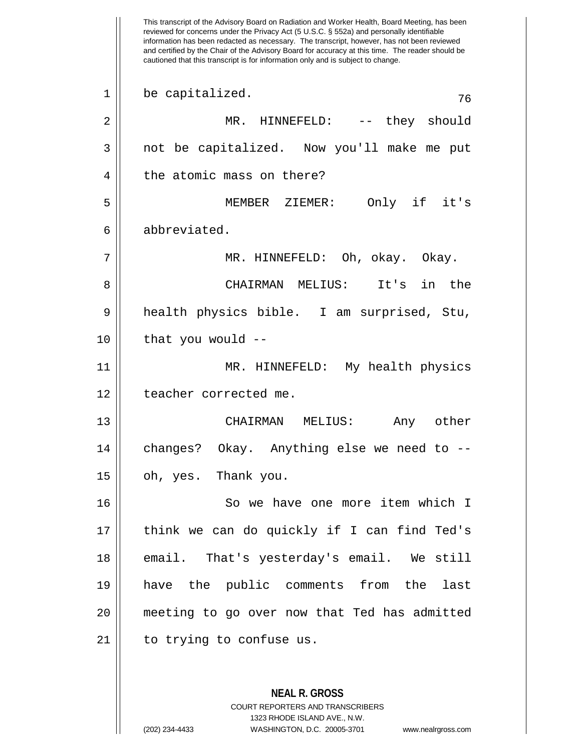be capitalized.

MR. HINNEFELD: -- they should not be capitalized. Now you'll make me put the atomic mass on there?

MEMBER ZIEMER: Only if it's abbreviated.

MR. HINNEFELD: Oh, okay. Okay.

CHAIRMAN MELIUS: It's in the health physics bible. I am surprised, Stu, that you would --

MR. HINNEFELD: My health physics teacher corrected me.

CHAIRMAN MELIUS: Any other changes? Okay. Anything else we need to -- oh, yes. Thank you.

So we have one more item which I think we can do quickly if I can find Ted's email. That's yesterday's email. We still have the public comments from the last meeting to go over now that Ted has admitted to trying to confuse us.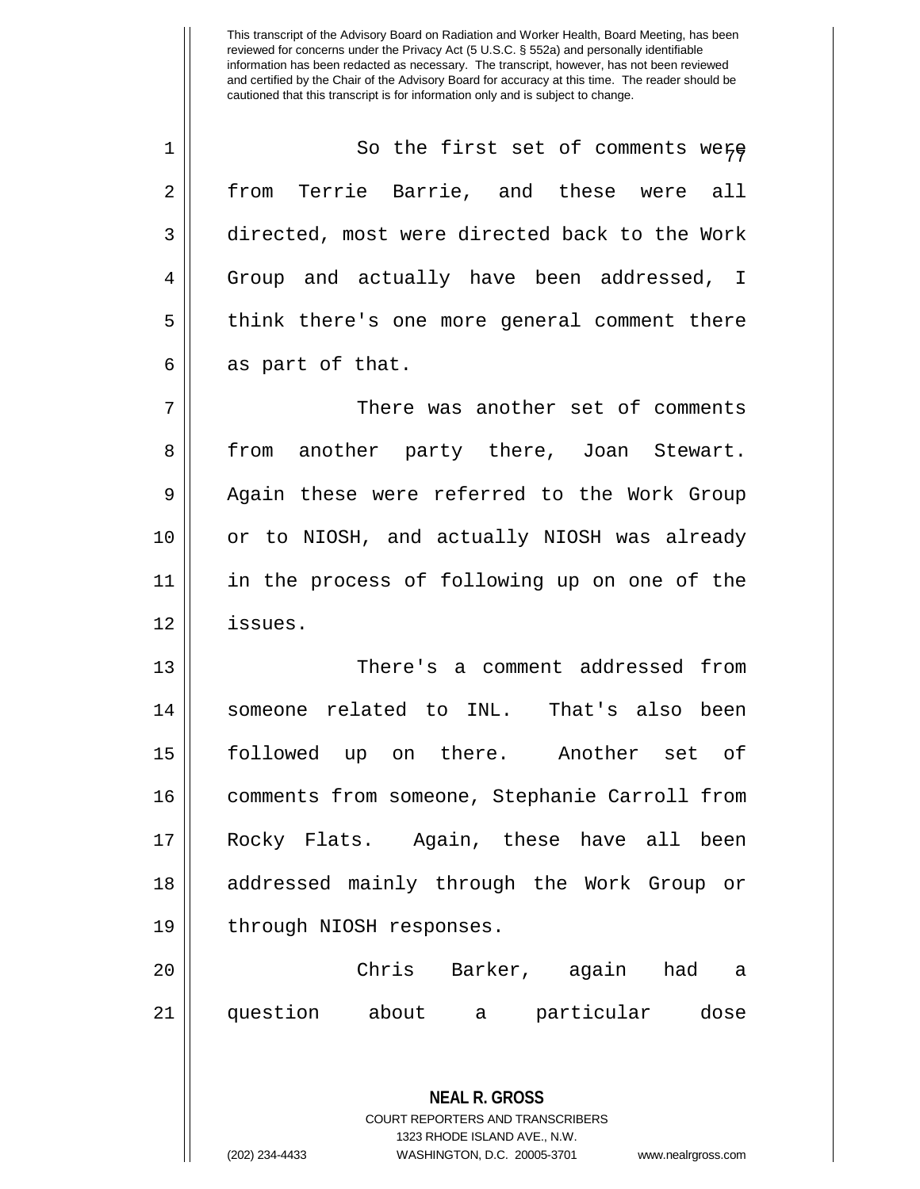So the first set of comments were from Terrie Barrie, and these were all directed, most were directed back to the Work Group and actually have been addressed, I think there's one more general comment there as part of that.

There was another set of comments from another party there, Joan Stewart. Again these were referred to the Work Group or to NIOSH, and actually NIOSH was already in the process of following up on one of the issues.

There's a comment addressed from someone related to INL. That's also been followed up on there. Another set of comments from someone, Stephanie Carroll from Rocky Flats. Again, these have all been addressed mainly through the Work Group or through NIOSH responses.

Chris Barker, again had a question about a particular dose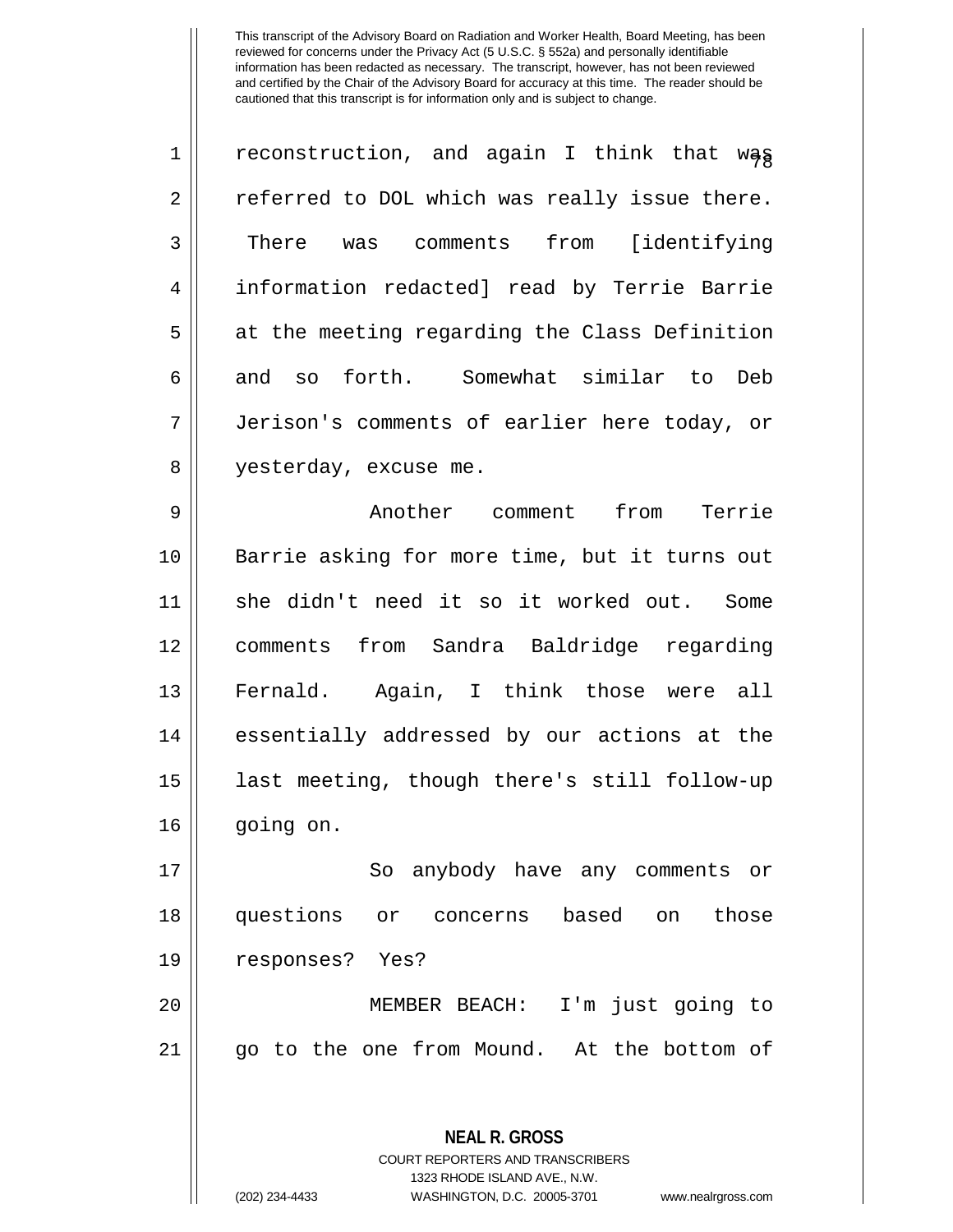reconstruction, and again I think that was referred to DOL which was really issue there. There was comments from [identifying information redacted] read by Terrie Barrie at the meeting regarding the Class Definition and so forth. Somewhat similar to Deb Jerison's comments of earlier here today, or yesterday, excuse me.

Another comment from Terrie Barrie asking for more time, but it turns out she didn't need it so it worked out. Some comments from Sandra Baldridge regarding Fernald. Again, I think those were all essentially addressed by our actions at the last meeting, though there's still follow-up going on.

So anybody have any comments or questions or concerns based on those responses? Yes?

MEMBER BEACH: I'm just going to go to the one from Mound. At the bottom of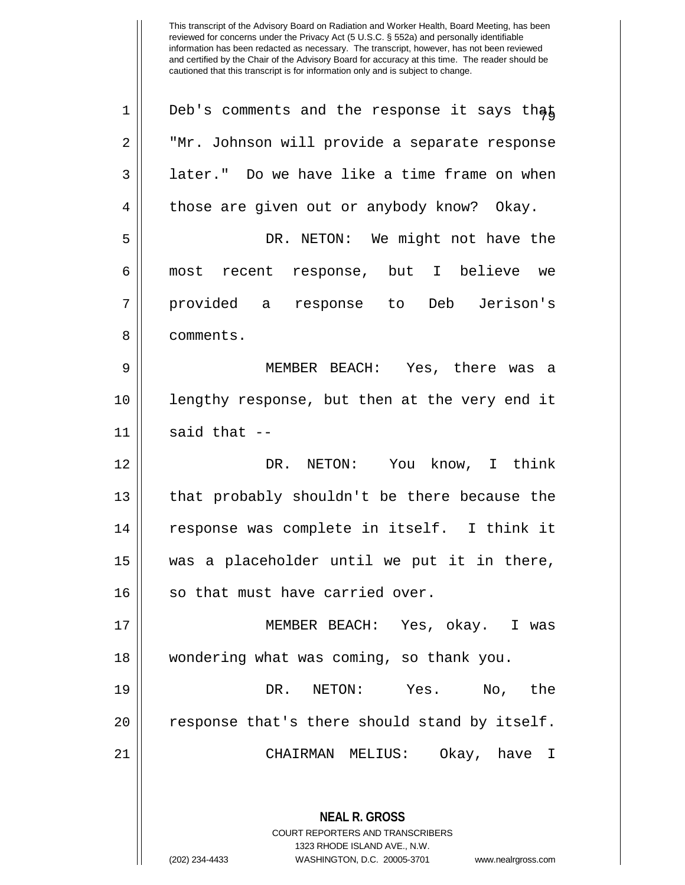Deb's comments and the response it says that "Mr. Johnson will provide a separate response later." Do we have like a time frame on when those are given out or anybody know? Okay.

DR. NETON: We might not have the most recent response, but I believe we provided a response to Deb Jerison's comments.

MEMBER BEACH: Yes, there was a lengthy response, but then at the very end it said that --

DR. NETON: You know, I think that probably shouldn't be there because the response was complete in itself. I think it was a placeholder until we put it in there, so that must have carried over.

MEMBER BEACH: Yes, okay. I was wondering what was coming, so thank you.

DR. NETON: Yes. No, the response that's there should stand by itself.

CHAIRMAN MELIUS: Okay, have I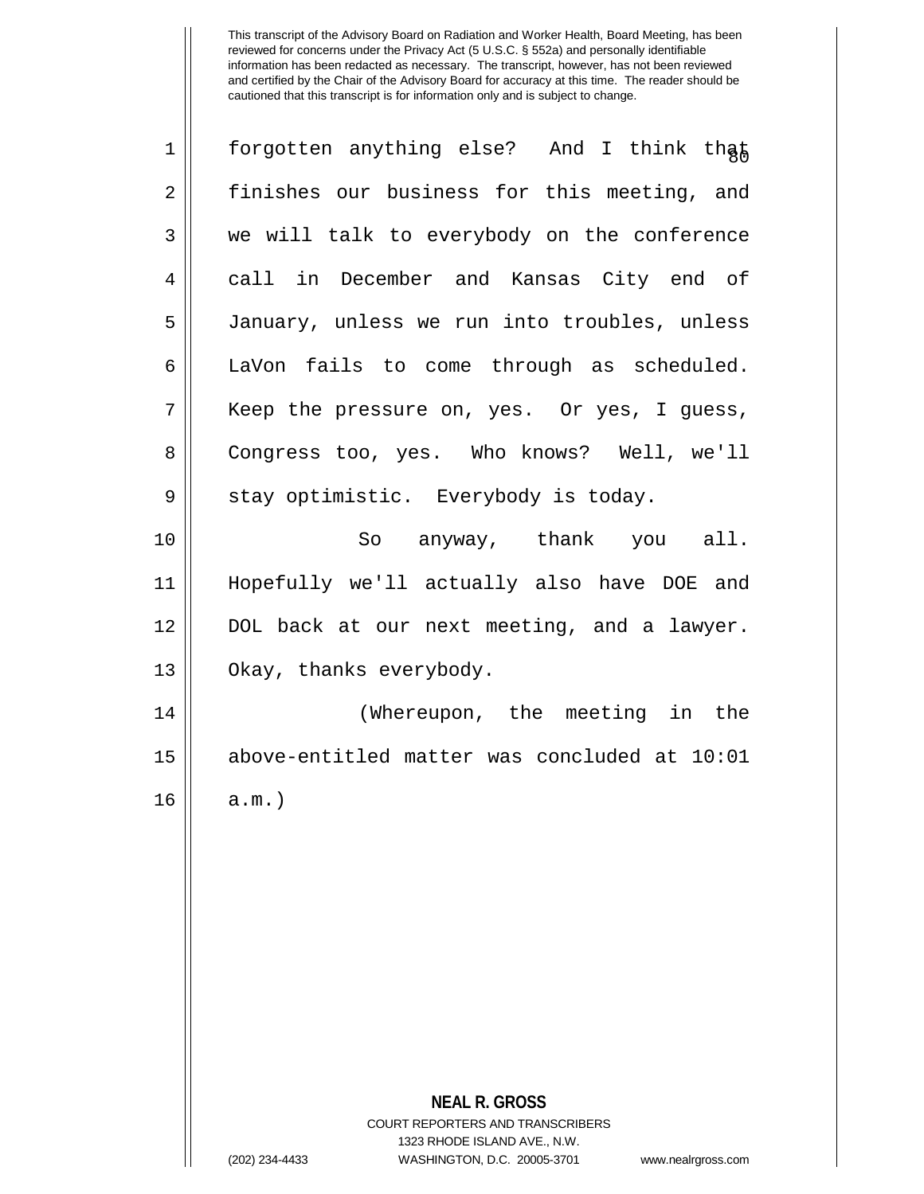forgotten anything else? And I think that finishes our business for this meeting, and we will talk to everybody on the conference call in December and Kansas City end of January, unless we run into troubles, unless LaVon fails to come through as scheduled. Keep the pressure on, yes. Or yes, I guess, Congress too, yes. Who knows? Well, we'll stay optimistic. Everybody is today.

So anyway, thank you all. Hopefully we'll actually also have DOE and DOL back at our next meeting, and a lawyer. Okay, thanks everybody.

(Whereupon, the meeting in the above-entitled matter was concluded at 10:01 a.m.)